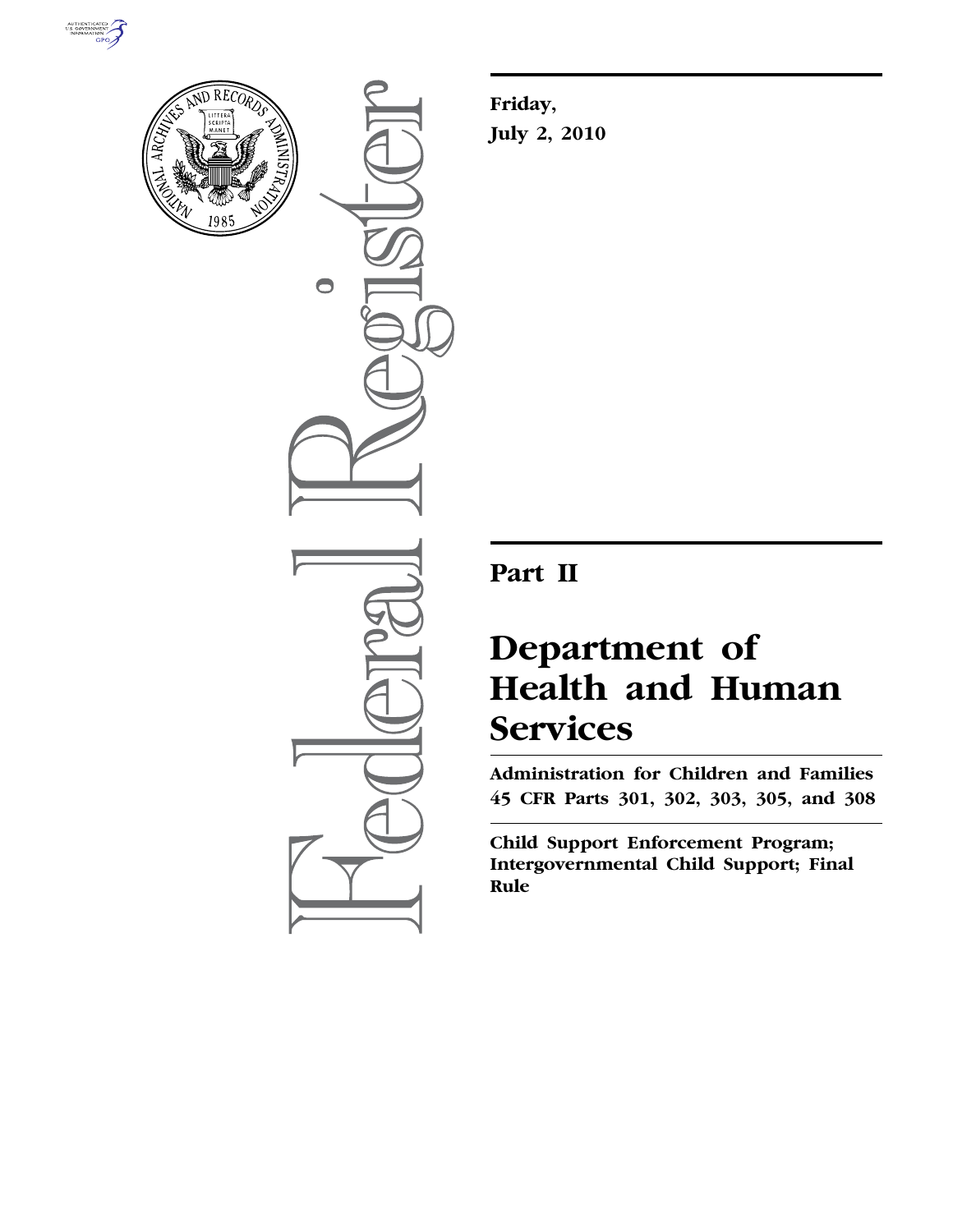**Friday,**

**July 2, 2010**

# Part II

# Department of Health and Human Services

**Administration for Children and Families**

**45 CFR Parts 301, 302, 303, 305, and 308**

**Child Support Enforcement Program; Intergovernmental Child Support; Final Rule**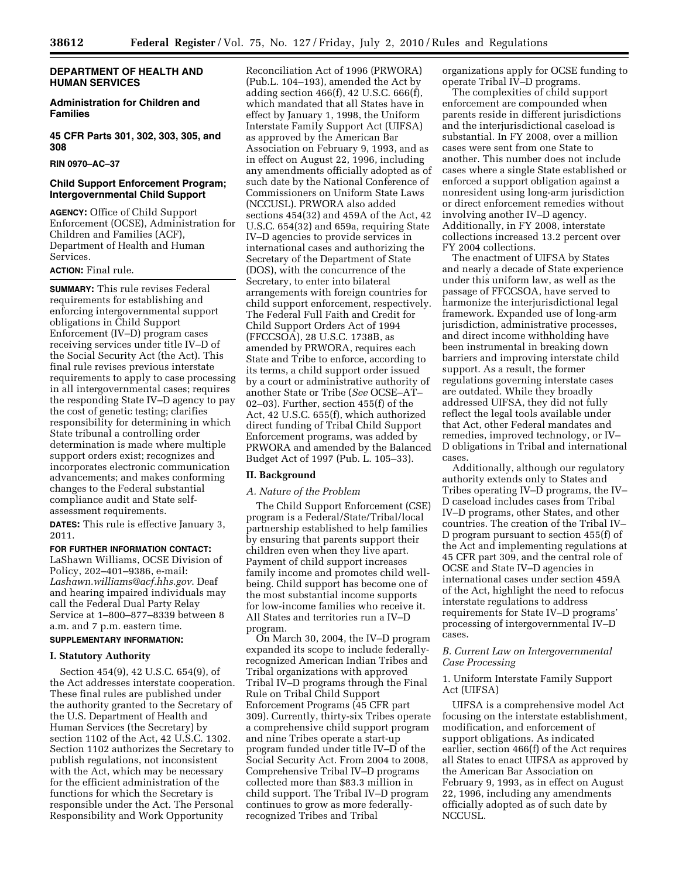**DEPARTMENT OF HEALTH AND HUMAN SERVICES**

**Administration for Children and Families**

**45 CFR Parts 301, 302, 303, 305, and 308**

**RIN 0970–AC–37**

## Child Support Enforcement Program; Intergovernmental Child Support

**AGENCY:** Office of Child Support Enforcement (OCSE), Administration for Children and Families (ACF), Department of Health and Human Services.

**ACTION:** Final rule.

**SUMMARY:** This rule revises Federal requirements for establishing and enforcing intergovernmental support obligations in Child Support Enforcement (IV–D) program cases receiving services under title IV–D of the Social Security Act (the Act). This final rule revises previous interstate requirements to apply to case processing in all intergovernmental cases; requires the responding State IV–D agency to pay the cost of genetic testing; clarifies responsibility for determining in which State tribunal a controlling order determination is made where multiple support orders exist; recognizes and incorporates electronic communication advancements; and makes conforming changes to the Federal substantial compliance audit and State self-assessment requirements.

**DATES:** This rule is effective January 3, 2011.

**FOR FURTHER INFORMATION CONTACT:** LaShawn Williams, OCSE Division of Policy, 202–401–9386, e-mail: *Lashawn.williams@acf.hhs.gov*. Deaf and hearing impaired individuals may call the Federal Dual Party Relay Service at 1–800–877–8339 between 8 a.m. and 7 p.m. eastern time.

**SUPPLEMENTARY INFORMATION:**

### I. Statutory Authority

Section 454(9), 42 U.S.C. 654(9), of the Act addresses interstate cooperation. These final rules are published under the authority granted to the Secretary of the U.S. Department of Health and Human Services (the Secretary) by section 1102 of the Act, 42 U.S.C. 1302. Section 1102 authorizes the Secretary to publish regulations, not inconsistent with the Act, which may be necessary for the efficient administration of the functions for which the Secretary is responsible under the Act. The Personal Responsibility and Work Opportunity Reconciliation Act of 1996 (PRWORA) (Pub.L. 104–193), amended the Act by adding section 466(f), 42 U.S.C. 666(f), which mandated that all States have in effect by January 1, 1998, the Uniform Interstate Family Support Act (UIFSA) as approved by the American Bar Association on February 9, 1993, and as in effect on August 22, 1996, including any amendments officially adopted as of such date by the National Conference of Commissioners on Uniform State Laws (NCCUSL). PRWORA also added sections 454(32) and 459A of the Act, 42 U.S.C. 654(32) and 659a, requiring State IV–D agencies to provide services in international cases and authorizing the Secretary of the Department of State (DOS), with the concurrence of the Secretary, to enter into bilateral arrangements with foreign countries for child support enforcement, respectively. The Federal Full Faith and Credit for Child Support Orders Act of 1994 (FFCCSOA), 28 U.S.C. 1738B, as amended by PRWORA, requires each State and Tribe to enforce, according to its terms, a child support order issued by a court or administrative authority of another State or Tribe (*See* OCSE–AT–02–03). Further, section 455(f) of the Act, 42 U.S.C. 655(f), which authorized direct funding of Tribal Child Support Enforcement programs, was added by PRWORA and amended by the Balanced Budget Act of 1997 (Pub. L. 105–33).

### II. Background

#### *A. Nature of the Problem*

The Child Support Enforcement (CSE) program is a Federal/State/Tribal/local partnership established to help families by ensuring that parents support their children even when they live apart. Payment of child support increases family income and promotes child well-being. Child support has become one of the most substantial income supports for low-income families who receive it. All States and territories run a IV–D program.

On March 30, 2004, the IV–D program expanded its scope to include federally-recognized American Indian Tribes and Tribal organizations with approved Tribal IV–D programs through the Final Rule on Tribal Child Support Enforcement Programs (45 CFR part 309). Currently, thirty-six Tribes operate a comprehensive child support program and nine Tribes operate a start-up program funded under title IV–D of the Social Security Act. From 2004 to 2008, Comprehensive Tribal IV–D programs collected more than $83.3 million in child support. The Tribal IV–D program continues to grow as more federally-recognized Tribes and Tribal organizations apply for OCSE funding to operate Tribal IV–D programs.

The complexities of child support enforcement are compounded when parents reside in different jurisdictions and the interjurisdictional caseload is substantial. In FY 2008, over a million cases were sent from one State to another. This number does not include cases where a single State established or enforced a support obligation against a nonresident using long-arm jurisdiction or direct enforcement remedies without involving another IV–D agency. Additionally, in FY 2008, interstate collections increased 13.2 percent over FY 2004 collections.

The enactment of UIFSA by States and nearly a decade of State experience under this uniform law, as well as the passage of FFCCSOA, have served to harmonize the interjurisdictional legal framework. Expanded use of long-arm jurisdiction, administrative processes, and direct income withholding have been instrumental in breaking down barriers and improving interstate child support. As a result, the former regulations governing interstate cases are outdated. While they broadly addressed UIFSA, they did not fully reflect the legal tools available under that Act, other Federal mandates and remedies, improved technology, or IV–D obligations in Tribal and international cases.

Additionally, although our regulatory authority extends only to States and Tribes operating IV–D programs, the IV–D caseload includes cases from Tribal IV–D programs, other States, and other countries. The creation of the Tribal IV–D program pursuant to section 455(f) of the Act and implementing regulations at 45 CFR part 309, and the central role of OCSE and State IV–D agencies in international cases under section 459A of the Act, highlight the need to refocus interstate regulations to address requirements for State IV–D programs' processing of intergovernmental IV–D cases.

#### *B. Current Law on Intergovernmental Case Processing*

1. Uniform Interstate Family Support Act (UIFSA)

UIFSA is a comprehensive model Act focusing on the interstate establishment, modification, and enforcement of support obligations. As indicated earlier, section 466(f) of the Act requires all States to enact UIFSA as approved by the American Bar Association on February 9, 1993, as in effect on August 22, 1996, including any amendments officially adopted as of such date by NCCUSL.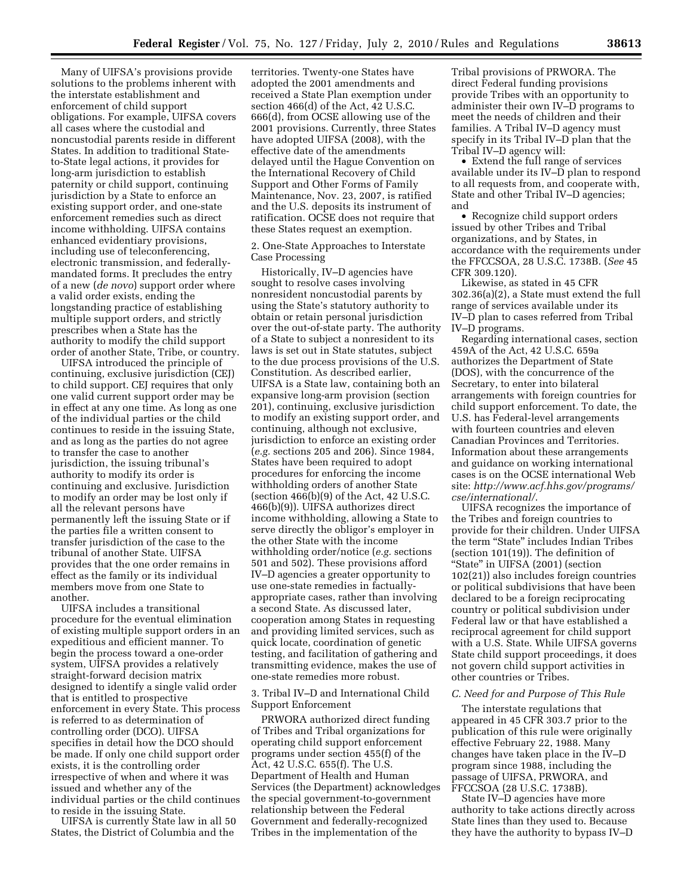Many of UIFSA's provisions provide solutions to the problems inherent with the interstate establishment and enforcement of child support obligations. For example, UIFSA covers all cases where the custodial and noncustodial parents reside in different States. In addition to traditional State-to-State legal actions, it provides for long-arm jurisdiction to establish paternity or child support, continuing jurisdiction by a State to enforce an existing support order, and one-state enforcement remedies such as direct income withholding. UIFSA contains enhanced evidentiary provisions, including use of teleconferencing, electronic transmission, and federally-mandated forms. It precludes the entry of a new (*de novo*) support order where a valid order exists, ending the longstanding practice of establishing multiple support orders, and strictly prescribes when a State has the authority to modify the child support order of another State, Tribe, or country.

UIFSA introduced the principle of continuing, exclusive jurisdiction (CEJ) to child support. CEJ requires that only one valid current support order may be in effect at any one time. As long as one of the individual parties or the child continues to reside in the issuing State, and as long as the parties do not agree to transfer the case to another jurisdiction, the issuing tribunal's authority to modify its order is continuing and exclusive. Jurisdiction to modify an order may be lost only if all the relevant persons have permanently left the issuing State or if the parties file a written consent to transfer jurisdiction of the case to the tribunal of another State. UIFSA provides that the one order remains in effect as the family or its individual members move from one State to another.

UIFSA includes a transitional procedure for the eventual elimination of existing multiple support orders in an expeditious and efficient manner. To begin the process toward a one-order system, UIFSA provides a relatively straight-forward decision matrix designed to identify a single valid order that is entitled to prospective enforcement in every State. This process is referred to as determination of controlling order (DCO). UIFSA specifies in detail how the DCO should be made. If only one child support order exists, it is the controlling order irrespective of when and where it was issued and whether any of the individual parties or the child continues to reside in the issuing State.

UIFSA is currently State law in all 50 States, the District of Columbia and the territories. Twenty-one States have adopted the 2001 amendments and received a State Plan exemption under section 466(d) of the Act, 42 U.S.C. 666(d), from OCSE allowing use of the 2001 provisions. Currently, three States have adopted UIFSA (2008), with the effective date of the amendments delayed until the Hague Convention on the International Recovery of Child Support and Other Forms of Family Maintenance, Nov. 23, 2007, is ratified and the U.S. deposits its instrument of ratification. OCSE does not require that these States request an exemption.

2. One-State Approaches to Interstate Case Processing

Historically, IV–D agencies have sought to resolve cases involving nonresident noncustodial parents by using the State's statutory authority to obtain or retain personal jurisdiction over the out-of-state party. The authority of a State to subject a nonresident to its laws is set out in State statutes, subject to the due process provisions of the U.S. Constitution. As described earlier, UIFSA is a State law, containing both an expansive long-arm provision (section 201), continuing, exclusive jurisdiction to modify an existing support order, and continuing, although not exclusive, jurisdiction to enforce an existing order (*e.g.* sections 205 and 206). Since 1984, States have been required to adopt procedures for enforcing the income withholding orders of another State (section 466(b)(9) of the Act, 42 U.S.C. 466(b)(9)). UIFSA authorizes direct income withholding, allowing a State to serve directly the obligor's employer in the other State with the income withholding order/notice (*e.g.* sections 501 and 502). These provisions afford IV–D agencies a greater opportunity to use one-state remedies in factually-appropriate cases, rather than involving a second State. As discussed later, cooperation among States in requesting and providing limited services, such as quick locate, coordination of genetic testing, and facilitation of gathering and transmitting evidence, makes the use of one-state remedies more robust.

3. Tribal IV–D and International Child Support Enforcement

PRWORA authorized direct funding of Tribes and Tribal organizations for operating child support enforcement programs under section 455(f) of the Act, 42 U.S.C. 655(f). The U.S. Department of Health and Human Services (the Department) acknowledges the special government-to-government relationship between the Federal Government and federally-recognized Tribes in the implementation of the Tribal provisions of PRWORA. The direct Federal funding provisions provide Tribes with an opportunity to administer their own IV–D programs to meet the needs of children and their families. A Tribal IV–D agency must specify in its Tribal IV–D plan that the Tribal IV–D agency will:

- Extend the full range of services available under its IV–D plan to respond to all requests from, and cooperate with, State and other Tribal IV–D agencies; and
- Recognize child support orders issued by other Tribes and Tribal organizations, and by States, in accordance with the requirements under the FFCCSOA, 28 U.S.C. 1738B. (*See* 45 CFR 309.120).

Likewise, as stated in 45 CFR 302.36(a)(2), a State must extend the full range of services available under its IV–D plan to cases referred from Tribal IV–D programs.

Regarding international cases, section 459A of the Act, 42 U.S.C. 659a authorizes the Department of State (DOS), with the concurrence of the Secretary, to enter into bilateral arrangements with foreign countries for child support enforcement. To date, the U.S. has Federal-level arrangements with fourteen countries and eleven Canadian Provinces and Territories. Information about these arrangements and guidance on working international cases is on the OCSE international Web site: *http://www.acf.hhs.gov/programs/cse/international/*.

UIFSA recognizes the importance of the Tribes and foreign countries to provide for their children. Under UIFSA the term "State" includes Indian Tribes (section 101(19)). The definition of "State" in UIFSA (2001) (section 102(21)) also includes foreign countries or political subdivisions that have been declared to be a foreign reciprocating country or political subdivision under Federal law or that have established a reciprocal agreement for child support with a U.S. State. While UIFSA governs State child support proceedings, it does not govern child support activities in other countries or Tribes.

*C. Need for and Purpose of This Rule*

The interstate regulations that appeared in 45 CFR 303.7 prior to the publication of this rule were originally effective February 22, 1988. Many changes have taken place in the IV–D program since 1988, including the passage of UIFSA, PRWORA, and FFCCSOA (28 U.S.C. 1738B).

State IV–D agencies have more authority to take actions directly across State lines than they used to. Because they have the authority to bypass IV–D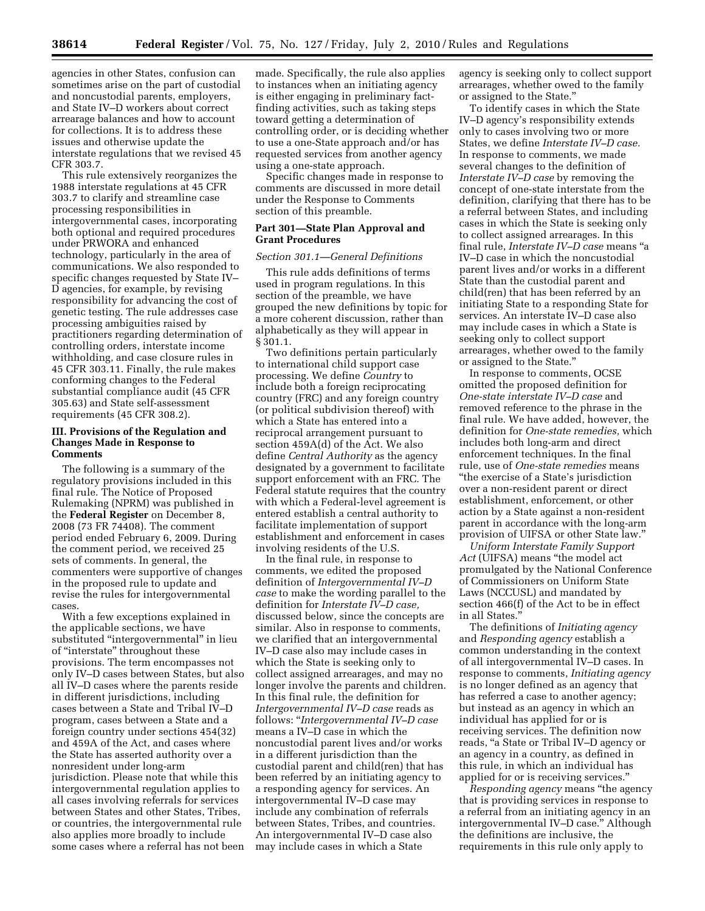agencies in other States, confusion can sometimes arise on the part of custodial and noncustodial parents, employers, and State IV–D workers about correct arrearage balances and how to account for collections. It is to address these issues and otherwise update the interstate regulations that we revised 45 CFR 303.7.

This rule extensively reorganizes the 1988 interstate regulations at 45 CFR 303.7 to clarify and streamline case processing responsibilities in intergovernmental cases, incorporating both optional and required procedures under PRWORA and enhanced technology, particularly in the area of communications. We also responded to specific changes requested by State IV–D agencies, for example, by revising responsibility for advancing the cost of genetic testing. The rule addresses case processing ambiguities raised by practitioners regarding determination of controlling orders, interstate income withholding, and case closure rules in 45 CFR 303.11. Finally, the rule makes conforming changes to the Federal substantial compliance audit (45 CFR 305.63) and State self-assessment requirements (45 CFR 308.2).

## III. Provisions of the Regulation and Changes Made in Response to Comments

The following is a summary of the regulatory provisions included in this final rule. The Notice of Proposed Rulemaking (NPRM) was published in the **Federal Register** on December 8, 2008 (73 FR 74408). The comment period ended February 6, 2009. During the comment period, we received 25 sets of comments. In general, the commenters were supportive of changes in the proposed rule to update and revise the rules for intergovernmental cases.

With a few exceptions explained in the applicable sections, we have substituted "intergovernmental" in lieu of "interstate" throughout these provisions. The term encompasses not only IV–D cases between States, but also all IV–D cases where the parents reside in different jurisdictions, including cases between a State and Tribal IV–D program, cases between a State and a foreign country under sections 454(32) and 459A of the Act, and cases where the State has asserted authority over a nonresident under long-arm jurisdiction. Please note that while this intergovernmental regulation applies to all cases involving referrals for services between States and other States, Tribes, or countries, the intergovernmental rule also applies more broadly to include some cases where a referral has not been made. Specifically, the rule also applies to instances when an initiating agency is either engaging in preliminary fact-finding activities, such as taking steps toward getting a determination of controlling order, or is deciding whether to use a one-State approach and/or has requested services from another agency using a one-state approach.

Specific changes made in response to comments are discussed in more detail under the Response to Comments section of this preamble.

### Part 301—State Plan Approval and Grant Procedures

#### *Section 301.1—General Definitions*

This rule adds definitions of terms used in program regulations. In this section of the preamble, we have grouped the new definitions by topic for a more coherent discussion, rather than alphabetically as they will appear in § 301.1.

Two definitions pertain particularly to international child support case processing. We define *Country* to include both a foreign reciprocating country (FRC) and any foreign country (or political subdivision thereof) with which a State has entered into a reciprocal arrangement pursuant to section 459A(d) of the Act. We also define *Central Authority* as the agency designated by a government to facilitate support enforcement with an FRC. The Federal statute requires that the country with which a Federal-level agreement is entered establish a central authority to facilitate implementation of support establishment and enforcement in cases involving residents of the U.S.

In the final rule, in response to comments, we edited the proposed definition of *Intergovernmental IV–D case* to make the wording parallel to the definition for *Interstate IV–D case,* discussed below, since the concepts are similar. Also in response to comments, we clarified that an intergovernmental IV–D case also may include cases in which the State is seeking only to collect assigned arrearages, and may no longer involve the parents and children. In this final rule, the definition for *Intergovernmental IV–D case* reads as follows: "*Intergovernmental IV–D case* means a IV–D case in which the noncustodial parent lives and/or works in a different jurisdiction than the custodial parent and child(ren) that has been referred by an initiating agency to a responding agency for services. An intergovernmental IV–D case may include any combination of referrals between States, Tribes, and countries. An intergovernmental IV–D case also may include cases in which a State agency is seeking only to collect support arrearages, whether owed to the family or assigned to the State."

To identify cases in which the State IV–D agency's responsibility extends only to cases involving two or more States, we define *Interstate IV–D case.* In response to comments, we made several changes to the definition of *Interstate IV–D case* by removing the concept of one-state interstate from the definition, clarifying that there has to be a referral between States, and including cases in which the State is seeking only to collect assigned arrearages. In this final rule, *Interstate IV–D case* means "a IV–D case in which the noncustodial parent lives and/or works in a different State than the custodial parent and child(ren) that has been referred by an initiating State to a responding State for services. An interstate IV–D case also may include cases in which a State is seeking only to collect support arrearages, whether owed to the family or assigned to the State."

In response to comments, OCSE omitted the proposed definition for *One-state interstate IV–D case* and removed reference to the phrase in the final rule. We have added, however, the definition for *One-state remedies,* which includes both long-arm and direct enforcement techniques. In the final rule, use of *One-state remedies* means "the exercise of a State's jurisdiction over a non-resident parent or direct establishment, enforcement, or other action by a State against a non-resident parent in accordance with the long-arm provision of UIFSA or other State law."

*Uniform Interstate Family Support Act* (UIFSA) means "the model act promulgated by the National Conference of Commissioners on Uniform State Laws (NCCUSL) and mandated by section 466(f) of the Act to be in effect in all States."

The definitions of *Initiating agency* and *Responding agency* establish a common understanding in the context of all intergovernmental IV–D cases. In response to comments, *Initiating agency* is no longer defined as an agency that has referred a case to another agency; but instead as an agency in which an individual has applied for or is receiving services. The definition now reads, "a State or Tribal IV–D agency or an agency in a country, as defined in this rule, in which an individual has applied for or is receiving services."

*Responding agency* means "the agency that is providing services in response to a referral from an initiating agency in an intergovernmental IV–D case." Although the definitions are inclusive, the requirements in this rule only apply to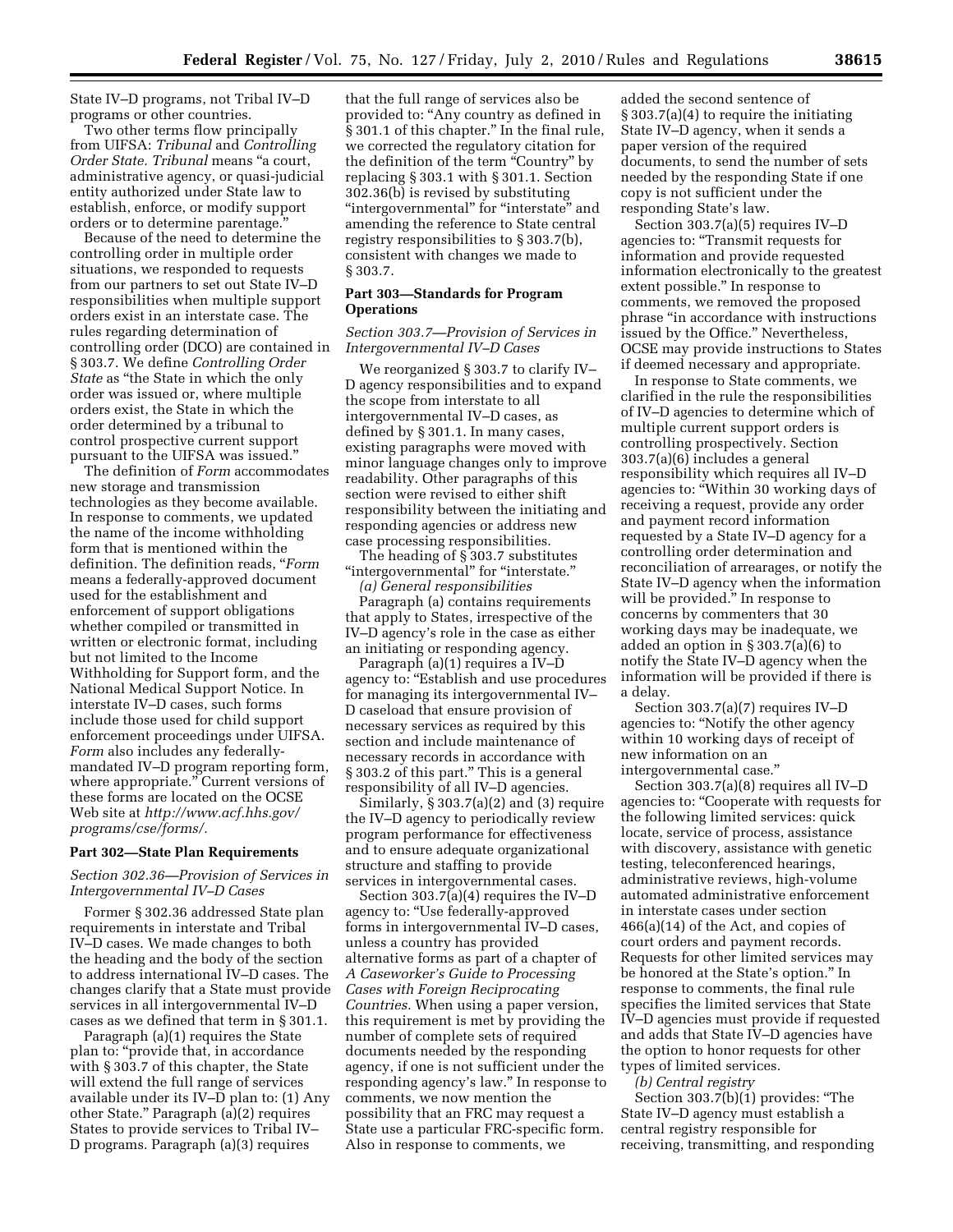State IV–D programs, not Tribal IV–D programs or other countries.

Two other terms flow principally from UIFSA: *Tribunal* and *Controlling Order State. Tribunal* means "a court, administrative agency, or quasi-judicial entity authorized under State law to establish, enforce, or modify support orders or to determine parentage."

Because of the need to determine the controlling order in multiple order situations, we responded to requests from our partners to set out State IV–D responsibilities when multiple support orders exist in an interstate case. The rules regarding determination of controlling order (DCO) are contained in § 303.7. We define *Controlling Order State* as "the State in which the only order was issued or, where multiple orders exist, the State in which the order determined by a tribunal to control prospective current support pursuant to the UIFSA was issued."

The definition of *Form* accommodates new storage and transmission technologies as they become available. In response to comments, we updated the name of the income withholding form that is mentioned within the definition. The definition reads, "*Form* means a federally-approved document used for the establishment and enforcement of support obligations whether compiled or transmitted in written or electronic format, including but not limited to the Income Withholding for Support form, and the National Medical Support Notice. In interstate IV–D cases, such forms include those used for child support enforcement proceedings under UIFSA. *Form* also includes any federally-mandated IV–D program reporting form, where appropriate." Current versions of these forms are located on the OCSE Web site at *http://www.acf.hhs.gov/programs/cse/forms/.*

## Part 302—State Plan Requirements

### *Section 302.36—Provision of Services in Intergovernmental IV–D Cases*

Former § 302.36 addressed State plan requirements in interstate and Tribal IV–D cases. We made changes to both the heading and the body of the section to address international IV–D cases. The changes clarify that a State must provide services in all intergovernmental IV–D cases as we defined that term in § 301.1.

Paragraph (a)(1) requires the State plan to: "provide that, in accordance with § 303.7 of this chapter, the State will extend the full range of services available under its IV–D plan to: (1) Any other State." Paragraph (a)(2) requires States to provide services to Tribal IV–D programs. Paragraph (a)(3) requires that the full range of services also be provided to: "Any country as defined in § 301.1 of this chapter." In the final rule, we corrected the regulatory citation for the definition of the term "Country" by replacing § 303.1 with § 301.1. Section 302.36(b) is revised by substituting "intergovernmental" for "interstate" and amending the reference to State central registry responsibilities to § 303.7(b), consistent with changes we made to § 303.7.

## Part 303—Standards for Program Operations

### *Section 303.7—Provision of Services in Intergovernmental IV–D Cases*

We reorganized § 303.7 to clarify IV–D agency responsibilities and to expand the scope from interstate to all intergovernmental IV–D cases, as defined by § 301.1. In many cases, existing paragraphs were moved with minor language changes only to improve readability. Other paragraphs of this section were revised to either shift responsibility between the initiating and responding agencies or address new case processing responsibilities.

The heading of § 303.7 substitutes "intergovernmental" for "interstate."

*(a) General responsibilities*

Paragraph (a) contains requirements that apply to States, irrespective of the IV–D agency's role in the case as either an initiating or responding agency.

Paragraph (a)(1) requires a IV–D agency to: "Establish and use procedures for managing its intergovernmental IV–D caseload that ensure provision of necessary services as required by this section and include maintenance of necessary records in accordance with § 303.2 of this part." This is a general responsibility of all IV–D agencies.

Similarly, § 303.7(a)(2) and (3) require the IV–D agency to periodically review program performance for effectiveness and to ensure adequate organizational structure and staffing to provide services in intergovernmental cases.

Section 303.7(a)(4) requires the IV–D agency to: "Use federally-approved forms in intergovernmental IV–D cases, unless a country has provided alternative forms as part of a chapter of *A Caseworker's Guide to Processing Cases with Foreign Reciprocating Countries.* When using a paper version, this requirement is met by providing the number of complete sets of required documents needed by the responding agency, if one is not sufficient under the responding agency's law." In response to comments, we now mention the possibility that an FRC may request a State use a particular FRC-specific form. Also in response to comments, we added the second sentence of § 303.7(a)(4) to require the initiating State IV–D agency, when it sends a paper version of the required documents, to send the number of sets needed by the responding State if one copy is not sufficient under the responding State's law.

Section 303.7(a)(5) requires IV–D agencies to: "Transmit requests for information and provide requested information electronically to the greatest extent possible." In response to comments, we removed the proposed phrase "in accordance with instructions issued by the Office." Nevertheless, OCSE may provide instructions to States if deemed necessary and appropriate.

In response to State comments, we clarified in the rule the responsibilities of IV–D agencies to determine which of multiple current support orders is controlling prospectively. Section 303.7(a)(6) includes a general responsibility which requires all IV–D agencies to: "Within 30 working days of receiving a request, provide any order and payment record information requested by a State IV–D agency for a controlling order determination and reconciliation of arrearages, or notify the State IV–D agency when the information will be provided." In response to concerns by commenters that 30 working days may be inadequate, we added an option in § 303.7(a)(6) to notify the State IV–D agency when the information will be provided if there is a delay.

Section 303.7(a)(7) requires IV–D agencies to: "Notify the other agency within 10 working days of receipt of new information on an intergovernmental case."

Section 303.7(a)(8) requires all IV–D agencies to: "Cooperate with requests for the following limited services: quick locate, service of process, assistance with discovery, assistance with genetic testing, teleconferenced hearings, administrative reviews, high-volume automated administrative enforcement in interstate cases under section 466(a)(14) of the Act, and copies of court orders and payment records. Requests for other limited services may be honored at the State's option." In response to comments, the final rule specifies the limited services that State IV–D agencies must provide if requested and adds that State IV–D agencies have the option to honor requests for other types of limited services.

*(b) Central registry*

Section 303.7(b)(1) provides: "The State IV–D agency must establish a central registry responsible for receiving, transmitting, and responding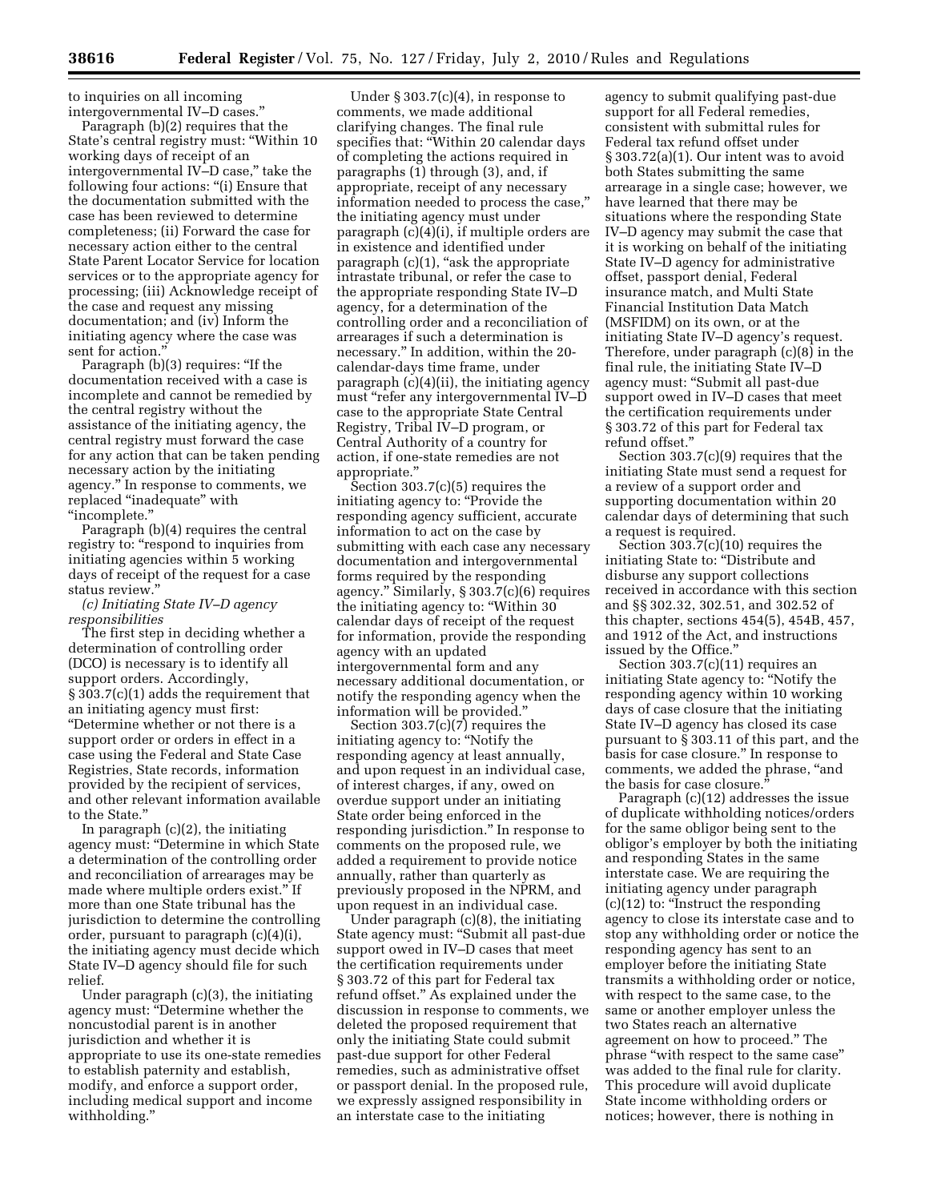to inquiries on all incoming intergovernmental IV–D cases."

Paragraph (b)(2) requires that the State's central registry must: "Within 10 working days of receipt of an intergovernmental IV–D case," take the following four actions: "(i) Ensure that the documentation submitted with the case has been reviewed to determine completeness; (ii) Forward the case for necessary action either to the central State Parent Locator Service for location services or to the appropriate agency for processing; (iii) Acknowledge receipt of the case and request any missing documentation; and (iv) Inform the initiating agency where the case was sent for action."

Paragraph (b)(3) requires: "If the documentation received with a case is incomplete and cannot be remedied by the central registry without the assistance of the initiating agency, the central registry must forward the case for any action that can be taken pending necessary action by the initiating agency." In response to comments, we replaced "inadequate" with "incomplete."

Paragraph (b)(4) requires the central registry to: "respond to inquiries from initiating agencies within 5 working days of receipt of the request for a case status review."

*(c) Initiating State IV–D agency responsibilities*

The first step in deciding whether a determination of controlling order (DCO) is necessary is to identify all support orders. Accordingly, § 303.7(c)(1) adds the requirement that an initiating agency must first: "Determine whether or not there is a support order or orders in effect in a case using the Federal and State Case Registries, State records, information provided by the recipient of services, and other relevant information available to the State."

In paragraph (c)(2), the initiating agency must: "Determine in which State a determination of the controlling order and reconciliation of arrearages may be made where multiple orders exist." If more than one State tribunal has the jurisdiction to determine the controlling order, pursuant to paragraph (c)(4)(i), the initiating agency must decide which State IV–D agency should file for such relief.

Under paragraph (c)(3), the initiating agency must: "Determine whether the noncustodial parent is in another jurisdiction and whether it is appropriate to use its one-state remedies to establish paternity and establish, modify, and enforce a support order, including medical support and income withholding."

Under § 303.7(c)(4), in response to comments, we made additional clarifying changes. The final rule specifies that: "Within 20 calendar days of completing the actions required in paragraphs (1) through (3), and, if appropriate, receipt of any necessary information needed to process the case," the initiating agency must under paragraph (c)(4)(i), if multiple orders are in existence and identified under paragraph (c)(1), "ask the appropriate intrastate tribunal, or refer the case to the appropriate responding State IV–D agency, for a determination of the controlling order and a reconciliation of arrearages if such a determination is necessary." In addition, within the 20-calendar-days time frame, under paragraph (c)(4)(ii), the initiating agency must "refer any intergovernmental IV–D case to the appropriate State Central Registry, Tribal IV–D program, or Central Authority of a country for action, if one-state remedies are not appropriate."

Section 303.7(c)(5) requires the initiating agency to: "Provide the responding agency sufficient, accurate information to act on the case by submitting with each case any necessary documentation and intergovernmental forms required by the responding agency." Similarly, § 303.7(c)(6) requires the initiating agency to: "Within 30 calendar days of receipt of the request for information, provide the responding agency with an updated intergovernmental form and any necessary additional documentation, or notify the responding agency when the information will be provided."

Section 303.7(c)(7) requires the initiating agency to: "Notify the responding agency at least annually, and upon request in an individual case, of interest charges, if any, owed on overdue support under an initiating State order being enforced in the responding jurisdiction." In response to comments on the proposed rule, we added a requirement to provide notice annually, rather than quarterly as previously proposed in the NPRM, and upon request in an individual case.

Under paragraph (c)(8), the initiating State agency must: "Submit all past-due support owed in IV–D cases that meet the certification requirements under § 303.72 of this part for Federal tax refund offset." As explained under the discussion in response to comments, we deleted the proposed requirement that only the initiating State could submit past-due support for other Federal remedies, such as administrative offset or passport denial. In the proposed rule, we expressly assigned responsibility in an interstate case to the initiating agency to submit qualifying past-due support for all Federal remedies, consistent with submittal rules for Federal tax refund offset under § 303.72(a)(1). Our intent was to avoid both States submitting the same arrearage in a single case; however, we have learned that there may be situations where the responding State IV–D agency may submit the case that it is working on behalf of the initiating State IV–D agency for administrative offset, passport denial, Federal insurance match, and Multi State Financial Institution Data Match (MSFIDM) on its own, or at the initiating State IV–D agency's request. Therefore, under paragraph (c)(8) in the final rule, the initiating State IV–D agency must: "Submit all past-due support owed in IV–D cases that meet the certification requirements under § 303.72 of this part for Federal tax refund offset."

Section 303.7(c)(9) requires that the initiating State must send a request for a review of a support order and supporting documentation within 20 calendar days of determining that such a request is required.

Section 303.7(c)(10) requires the initiating State to: "Distribute and disburse any support collections received in accordance with this section and §§ 302.32, 302.51, and 302.52 of this chapter, sections 454(5), 454B, 457, and 1912 of the Act, and instructions issued by the Office."

Section 303.7(c)(11) requires an initiating State agency to: "Notify the responding agency within 10 working days of case closure that the initiating State IV–D agency has closed its case pursuant to § 303.11 of this part, and the basis for case closure." In response to comments, we added the phrase, "and the basis for case closure."

Paragraph (c)(12) addresses the issue of duplicate withholding notices/orders for the same obligor being sent to the obligor's employer by both the initiating and responding States in the same interstate case. We are requiring the initiating agency under paragraph (c)(12) to: "Instruct the responding agency to close its interstate case and to stop any withholding order or notice the responding agency has sent to an employer before the initiating State transmits a withholding order or notice, with respect to the same case, to the same or another employer unless the two States reach an alternative agreement on how to proceed." The phrase "with respect to the same case" was added to the final rule for clarity. This procedure will avoid duplicate State income withholding orders or notices; however, there is nothing in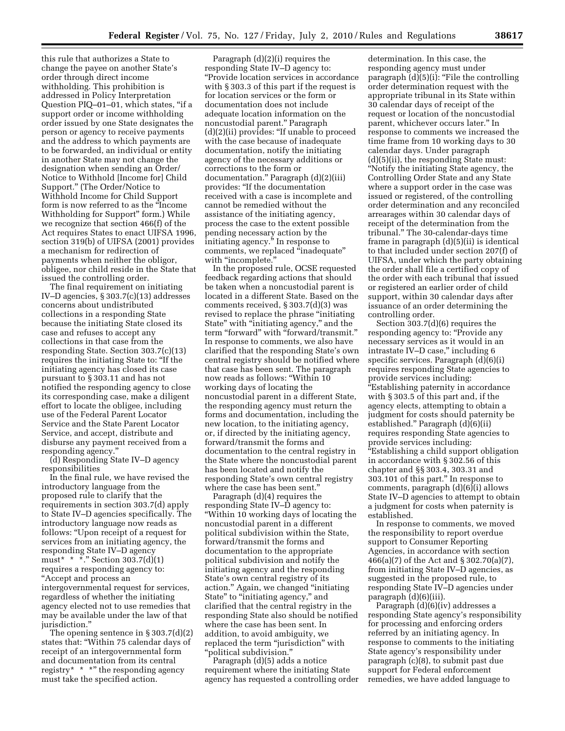this rule that authorizes a State to change the payee on another State's order through direct income withholding. This prohibition is addressed in Policy Interpretation Question PIQ–01–01, which states, "if a support order or income withholding order issued by one State designates the person or agency to receive payments and the address to which payments are to be forwarded, an individual or entity in another State may not change the designation when sending an Order/Notice to Withhold [Income for] Child Support." (The Order/Notice to Withhold Income for Child Support form is now referred to as the "Income Withholding for Support" form.) While we recognize that section 466(f) of the Act requires States to enact UIFSA 1996, section 319(b) of UIFSA (2001) provides a mechanism for redirection of payments when neither the obligor, obligee, nor child reside in the State that issued the controlling order.

The final requirement on initiating IV–D agencies, § 303.7(c)(13) addresses concerns about undistributed collections in a responding State because the initiating State closed its case and refuses to accept any collections in that case from the responding State. Section 303.7(c)(13) requires the initiating State to: "If the initiating agency has closed its case pursuant to § 303.11 and has not notified the responding agency to close its corresponding case, make a diligent effort to locate the obligee, including use of the Federal Parent Locator Service and the State Parent Locator Service, and accept, distribute and disburse any payment received from a responding agency."

(d) Responding State IV–D agency responsibilities

In the final rule, we have revised the introductory language from the proposed rule to clarify that the requirements in section 303.7(d) apply to State IV–D agencies specifically. The introductory language now reads as follows: "Upon receipt of a request for services from an initiating agency, the responding State IV–D agency must* * *." Section 303.7(d)(1) requires a responding agency to: "Accept and process an intergovernmental request for services, regardless of whether the initiating agency elected not to use remedies that may be available under the law of that jurisdiction."

The opening sentence in § 303.7(d)(2) states that: "Within 75 calendar days of receipt of an intergovernmental form and documentation from its central registry* * *" the responding agency must take the specified action.

Paragraph (d)(2)(i) requires the responding State IV–D agency to: "Provide location services in accordance with § 303.3 of this part if the request is for location services or the form or documentation does not include adequate location information on the noncustodial parent." Paragraph (d)(2)(ii) provides: "If unable to proceed with the case because of inadequate documentation, notify the initiating agency of the necessary additions or corrections to the form or documentation." Paragraph (d)(2)(iii) provides: "If the documentation received with a case is incomplete and cannot be remedied without the assistance of the initiating agency, process the case to the extent possible pending necessary action by the initiating agency." In response to comments, we replaced "inadequate" with "incomplete."

In the proposed rule, OCSE requested feedback regarding actions that should be taken when a noncustodial parent is located in a different State. Based on the comments received, § 303.7(d)(3) was revised to replace the phrase "initiating State" with "initiating agency," and the term "forward" with "forward/transmit." In response to comments, we also have clarified that the responding State's own central registry should be notified where that case has been sent. The paragraph now reads as follows: "Within 10 working days of locating the noncustodial parent in a different State, the responding agency must return the forms and documentation, including the new location, to the initiating agency, or, if directed by the initiating agency, forward/transmit the forms and documentation to the central registry in the State where the noncustodial parent has been located and notify the responding State's own central registry where the case has been sent."

Paragraph (d)(4) requires the responding State IV–D agency to: "Within 10 working days of locating the noncustodial parent in a different political subdivision within the State, forward/transmit the forms and documentation to the appropriate political subdivision and notify the initiating agency and the responding State's own central registry of its action." Again, we changed "initiating State" to "initiating agency," and clarified that the central registry in the responding State also should be notified where the case has been sent. In addition, to avoid ambiguity, we replaced the term "jurisdiction" with "political subdivision."

Paragraph (d)(5) adds a notice requirement where the initiating State agency has requested a controlling order determination. In this case, the responding agency must under paragraph (d)(5)(i): "File the controlling order determination request with the appropriate tribunal in its State within 30 calendar days of receipt of the request or location of the noncustodial parent, whichever occurs later." In response to comments we increased the time frame from 10 working days to 30 calendar days. Under paragraph (d)(5)(ii), the responding State must: "Notify the initiating State agency, the Controlling Order State and any State where a support order in the case was issued or registered, of the controlling order determination and any reconciled arrearages within 30 calendar days of receipt of the determination from the tribunal." The 30-calendar-days time frame in paragraph (d)(5)(ii) is identical to that included under section 207(f) of UIFSA, under which the party obtaining the order shall file a certified copy of the order with each tribunal that issued or registered an earlier order of child support, within 30 calendar days after issuance of an order determining the controlling order.

Section 303.7(d)(6) requires the responding agency to: "Provide any necessary services as it would in an intrastate IV–D case," including 6 specific services. Paragraph (d)(6)(i) requires responding State agencies to provide services including: "Establishing paternity in accordance with § 303.5 of this part and, if the agency elects, attempting to obtain a judgment for costs should paternity be established." Paragraph (d)(6)(ii) requires responding State agencies to provide services including: "Establishing a child support obligation in accordance with § 302.56 of this chapter and §§ 303.4, 303.31 and 303.101 of this part." In response to comments, paragraph (d)(6)(i) allows State IV–D agencies to attempt to obtain a judgment for costs when paternity is established.

In response to comments, we moved the responsibility to report overdue support to Consumer Reporting Agencies, in accordance with section 466(a)(7) of the Act and § 302.70(a)(7), from initiating State IV–D agencies, as suggested in the proposed rule, to responding State IV–D agencies under paragraph (d)(6)(iii).

Paragraph (d)(6)(iv) addresses a responding State agency's responsibility for processing and enforcing orders referred by an initiating agency. In response to comments to the initiating State agency's responsibility under paragraph (c)(8), to submit past due support for Federal enforcement remedies, we have added language to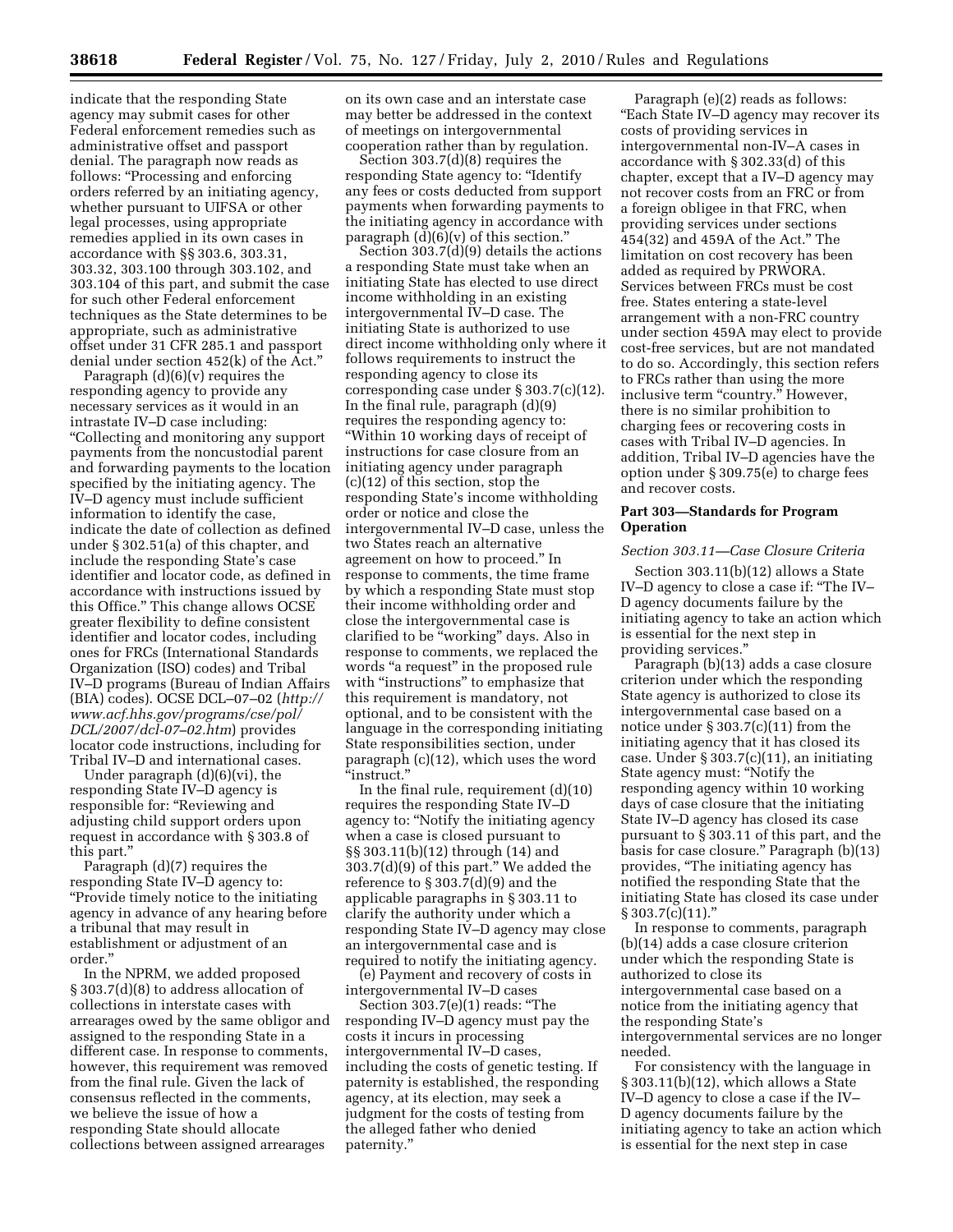indicate that the responding State agency may submit cases for other Federal enforcement remedies such as administrative offset and passport denial. The paragraph now reads as follows: "Processing and enforcing orders referred by an initiating agency, whether pursuant to UIFSA or other legal processes, using appropriate remedies applied in its own cases in accordance with §§ 303.6, 303.31, 303.32, 303.100 through 303.102, and 303.104 of this part, and submit the case for such other Federal enforcement techniques as the State determines to be appropriate, such as administrative offset under 31 CFR 285.1 and passport denial under section 452(k) of the Act."

Paragraph (d)(6)(v) requires the responding agency to provide any necessary services as it would in an intrastate IV–D case including: "Collecting and monitoring any support payments from the noncustodial parent and forwarding payments to the location specified by the initiating agency. The IV–D agency must include sufficient information to identify the case, indicate the date of collection as defined under § 302.51(a) of this chapter, and include the responding State's case identifier and locator code, as defined in accordance with instructions issued by this Office." This change allows OCSE greater flexibility to define consistent identifier and locator codes, including ones for FRCs (International Standards Organization (ISO) codes) and Tribal IV–D programs (Bureau of Indian Affairs (BIA) codes). OCSE DCL–07–02 (*http://www.acf.hhs.gov/programs/cse/pol/DCL/2007/dcl-07–02.htm*) provides locator code instructions, including for Tribal IV–D and international cases.

Under paragraph (d)(6)(vi), the responding State IV–D agency is responsible for: "Reviewing and adjusting child support orders upon request in accordance with § 303.8 of this part."

Paragraph (d)(7) requires the responding State IV–D agency to: "Provide timely notice to the initiating agency in advance of any hearing before a tribunal that may result in establishment or adjustment of an order."

In the NPRM, we added proposed § 303.7(d)(8) to address allocation of collections in interstate cases with arrearages owed by the same obligor and assigned to the responding State in a different case. In response to comments, however, this requirement was removed from the final rule. Given the lack of consensus reflected in the comments, we believe the issue of how a responding State should allocate collections between assigned arrearages on its own case and an interstate case may better be addressed in the context of meetings on intergovernmental cooperation rather than by regulation.

Section 303.7(d)(8) requires the responding State agency to: "Identify any fees or costs deducted from support payments when forwarding payments to the initiating agency in accordance with paragraph (d)(6)(v) of this section."

Section 303.7(d)(9) details the actions a responding State must take when an initiating State has elected to use direct income withholding in an existing intergovernmental IV–D case. The initiating State is authorized to use direct income withholding only where it follows requirements to instruct the responding agency to close its corresponding case under § 303.7(c)(12). In the final rule, paragraph (d)(9) requires the responding agency to: "Within 10 working days of receipt of instructions for case closure from an initiating agency under paragraph (c)(12) of this section, stop the responding State's income withholding order or notice and close the intergovernmental IV–D case, unless the two States reach an alternative agreement on how to proceed." In response to comments, the time frame by which a responding State must stop their income withholding order and close the intergovernmental case is clarified to be "working" days. Also in response to comments, we replaced the words "a request" in the proposed rule with "instructions" to emphasize that this requirement is mandatory, not optional, and to be consistent with the language in the corresponding initiating State responsibilities section, under paragraph (c)(12), which uses the word "instruct."

In the final rule, requirement (d)(10) requires the responding State IV–D agency to: "Notify the initiating agency when a case is closed pursuant to §§ 303.11(b)(12) through (14) and 303.7(d)(9) of this part." We added the reference to § 303.7(d)(9) and the applicable paragraphs in § 303.11 to clarify the authority under which a responding State IV–D agency may close an intergovernmental case and is required to notify the initiating agency.

(e) Payment and recovery of costs in intergovernmental IV–D cases

Section 303.7(e)(1) reads: "The responding IV–D agency must pay the costs it incurs in processing intergovernmental IV–D cases, including the costs of genetic testing. If paternity is established, the responding agency, at its election, may seek a judgment for the costs of testing from the alleged father who denied paternity."

Paragraph (e)(2) reads as follows: "Each State IV–D agency may recover its costs of providing services in intergovernmental non-IV–A cases in accordance with § 302.33(d) of this chapter, except that a IV–D agency may not recover costs from an FRC or from a foreign obligee in that FRC, when providing services under sections 454(32) and 459A of the Act." The limitation on cost recovery has been added as required by PRWORA. Services between FRCs must be cost free. States entering a state-level arrangement with a non-FRC country under section 459A may elect to provide cost-free services, but are not mandated to do so. Accordingly, this section refers to FRCs rather than using the more inclusive term "country." However, there is no similar prohibition to charging fees or recovering costs in cases with Tribal IV–D agencies. In addition, Tribal IV–D agencies have the option under § 309.75(e) to charge fees and recover costs.

## Part 303—Standards for Program Operation

### *Section 303.11—Case Closure Criteria*

Section 303.11(b)(12) allows a State IV–D agency to close a case if: "The IV–D agency documents failure by the initiating agency to take an action which is essential for the next step in providing services."

Paragraph (b)(13) adds a case closure criterion under which the responding State agency is authorized to close its intergovernmental case based on a notice under § 303.7(c)(11) from the initiating agency that it has closed its case. Under § 303.7(c)(11), an initiating State agency must: "Notify the responding agency within 10 working days of case closure that the initiating State IV–D agency has closed its case pursuant to § 303.11 of this part, and the basis for case closure." Paragraph (b)(13) provides, "The initiating agency has notified the responding State that the initiating State has closed its case under § 303.7(c)(11)."

In response to comments, paragraph (b)(14) adds a case closure criterion under which the responding State is authorized to close its intergovernmental case based on a notice from the initiating agency that the responding State's intergovernmental services are no longer needed.

For consistency with the language in § 303.11(b)(12), which allows a State IV–D agency to close a case if the IV–D agency documents failure by the initiating agency to take an action which is essential for the next step in case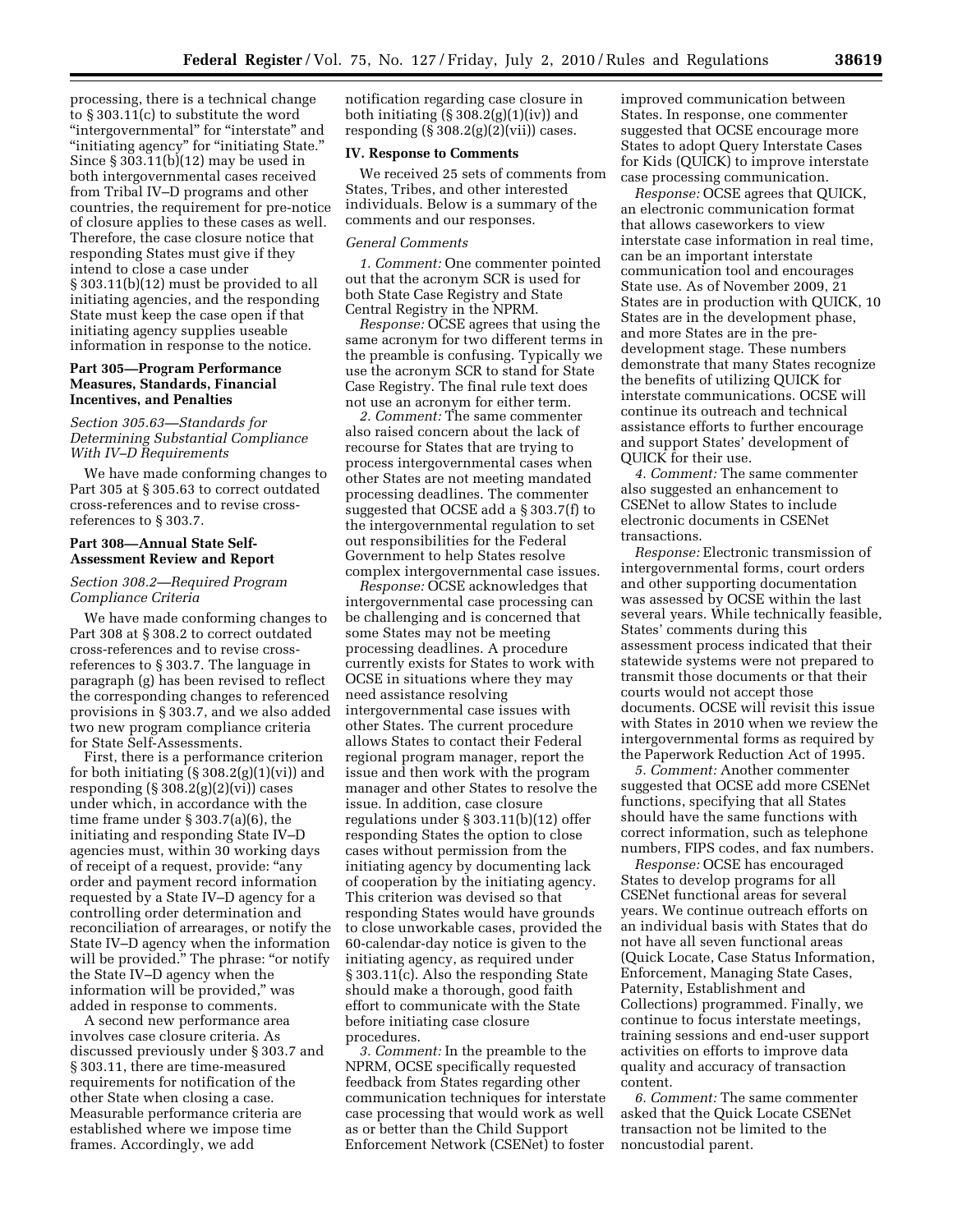processing, there is a technical change to § 303.11(c) to substitute the word "intergovernmental" for "interstate" and "initiating agency" for "initiating State." Since § 303.11(b)(12) may be used in both intergovernmental cases received from Tribal IV–D programs and other countries, the requirement for pre-notice of closure applies to these cases as well. Therefore, the case closure notice that responding States must give if they intend to close a case under § 303.11(b)(12) must be provided to all initiating agencies, and the responding State must keep the case open if that initiating agency supplies useable information in response to the notice.

## Part 305—Program Performance Measures, Standards, Financial Incentives, and Penalties

### *Section 305.63—Standards for Determining Substantial Compliance With IV–D Requirements*

We have made conforming changes to Part 305 at § 305.63 to correct outdated cross-references and to revise cross-references to § 303.7.

## Part 308—Annual State Self-Assessment Review and Report

### *Section 308.2—Required Program Compliance Criteria*

We have made conforming changes to Part 308 at § 308.2 to correct outdated cross-references and to revise cross-references to § 303.7. The language in paragraph (g) has been revised to reflect the corresponding changes to referenced provisions in § 303.7, and we also added two new program compliance criteria for State Self-Assessments.

First, there is a performance criterion for both initiating (§ 308.2(g)(1)(vi)) and responding (§ 308.2(g)(2)(vi)) cases under which, in accordance with the time frame under § 303.7(a)(6), the initiating and responding State IV–D agencies must, within 30 working days of receipt of a request, provide: "any order and payment record information requested by a State IV–D agency for a controlling order determination and reconciliation of arrearages, or notify the State IV–D agency when the information will be provided." The phrase: "or notify the State IV–D agency when the information will be provided," was added in response to comments.

A second new performance area involves case closure criteria. As discussed previously under § 303.7 and § 303.11, there are time-measured requirements for notification of the other State when closing a case. Measurable performance criteria are established where we impose time frames. Accordingly, we add notification regarding case closure in both initiating (§ 308.2(g)(1)(iv)) and responding (§ 308.2(g)(2)(vii)) cases.

## IV. Response to Comments

We received 25 sets of comments from States, Tribes, and other interested individuals. Below is a summary of the comments and our responses.

### *General Comments*

*1. Comment:* One commenter pointed out that the acronym SCR is used for both State Case Registry and State Central Registry in the NPRM.

*Response:* OCSE agrees that using the same acronym for two different terms in the preamble is confusing. Typically we use the acronym SCR to stand for State Case Registry. The final rule text does not use an acronym for either term.

*2. Comment:* The same commenter also raised concern about the lack of recourse for States that are trying to process intergovernmental cases when other States are not meeting mandated processing deadlines. The commenter suggested that OCSE add a § 303.7(f) to the intergovernmental regulation to set out responsibilities for the Federal Government to help States resolve complex intergovernmental case issues.

*Response:* OCSE acknowledges that intergovernmental case processing can be challenging and is concerned that some States may not be meeting processing deadlines. A procedure currently exists for States to work with OCSE in situations where they may need assistance resolving intergovernmental case issues with other States. The current procedure allows States to contact their Federal regional program manager, report the issue and then work with the program manager and other States to resolve the issue. In addition, case closure regulations under § 303.11(b)(12) offer responding States the option to close cases without permission from the initiating agency by documenting lack of cooperation by the initiating agency. This criterion was devised so that responding States would have grounds to close unworkable cases, provided the 60-calendar-day notice is given to the initiating agency, as required under § 303.11(c). Also the responding State should make a thorough, good faith effort to communicate with the State before initiating case closure procedures.

*3. Comment:* In the preamble to the NPRM, OCSE specifically requested feedback from States regarding other communication techniques for interstate case processing that would work as well as or better than the Child Support Enforcement Network (CSENet) to foster improved communication between States. In response, one commenter suggested that OCSE encourage more States to adopt Query Interstate Cases for Kids (QUICK) to improve interstate case processing communication.

*Response:* OCSE agrees that QUICK, an electronic communication format that allows caseworkers to view interstate case information in real time, can be an important interstate communication tool and encourages State use. As of November 2009, 21 States are in production with QUICK, 10 States are in the development phase, and more States are in the pre-development stage. These numbers demonstrate that many States recognize the benefits of utilizing QUICK for interstate communications. OCSE will continue its outreach and technical assistance efforts to further encourage and support States' development of QUICK for their use.

*4. Comment:* The same commenter also suggested an enhancement to CSENet to allow States to include electronic documents in CSENet transactions.

*Response:* Electronic transmission of intergovernmental forms, court orders and other supporting documentation was assessed by OCSE within the last several years. While technically feasible, States' comments during this assessment process indicated that their statewide systems were not prepared to transmit those documents or that their courts would not accept those documents. OCSE will revisit this issue with States in 2010 when we review the intergovernmental forms as required by the Paperwork Reduction Act of 1995.

*5. Comment:* Another commenter suggested that OCSE add more CSENet functions, specifying that all States should have the same functions with correct information, such as telephone numbers, FIPS codes, and fax numbers.

*Response:* OCSE has encouraged States to develop programs for all CSENet functional areas for several years. We continue outreach efforts on an individual basis with States that do not have all seven functional areas (Quick Locate, Case Status Information, Enforcement, Managing State Cases, Paternity, Establishment and Collections) programmed. Finally, we continue to focus interstate meetings, training sessions and end-user support activities on efforts to improve data quality and accuracy of transaction content.

*6. Comment:* The same commenter asked that the Quick Locate CSENet transaction not be limited to the noncustodial parent.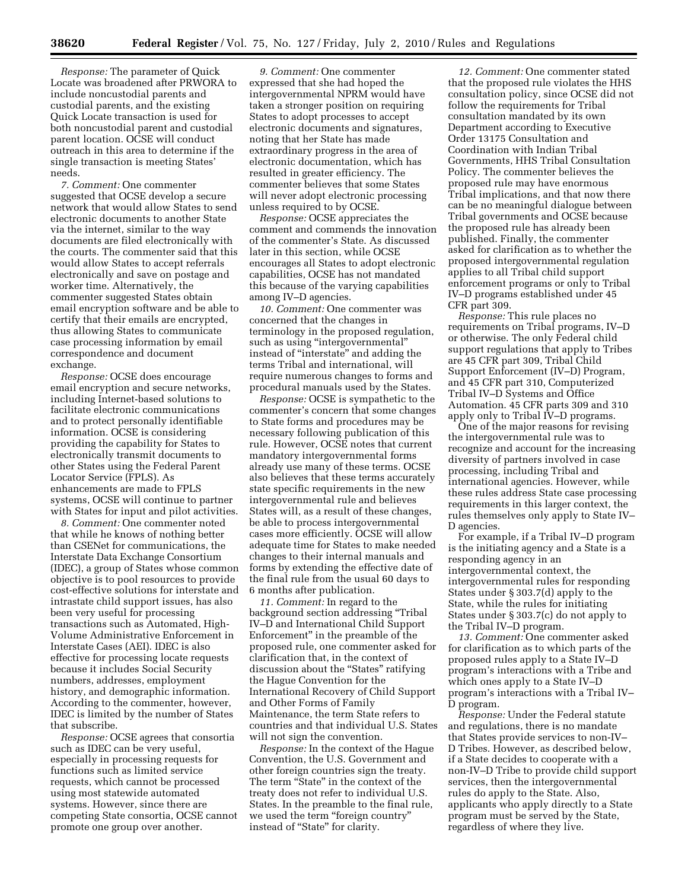*Response:* The parameter of Quick Locate was broadened after PRWORA to include noncustodial parents and custodial parents, and the existing Quick Locate transaction is used for both noncustodial parent and custodial parent location. OCSE will conduct outreach in this area to determine if the single transaction is meeting States' needs.

*7. Comment:* One commenter suggested that OCSE develop a secure network that would allow States to send electronic documents to another State via the internet, similar to the way documents are filed electronically with the courts. The commenter said that this would allow States to accept referrals electronically and save on postage and worker time. Alternatively, the commenter suggested States obtain email encryption software and be able to certify that their emails are encrypted, thus allowing States to communicate case processing information by email correspondence and document exchange.

*Response:* OCSE does encourage email encryption and secure networks, including Internet-based solutions to facilitate electronic communications and to protect personally identifiable information. OCSE is considering providing the capability for States to electronically transmit documents to other States using the Federal Parent Locator Service (FPLS). As enhancements are made to FPLS systems, OCSE will continue to partner with States for input and pilot activities.

*8. Comment:* One commenter noted that while he knows of nothing better than CSENet for communications, the Interstate Data Exchange Consortium (IDEC), a group of States whose common objective is to pool resources to provide cost-effective solutions for interstate and intrastate child support issues, has also been very useful for processing transactions such as Automated, High-Volume Administrative Enforcement in Interstate Cases (AEI). IDEC is also effective for processing locate requests because it includes Social Security numbers, addresses, employment history, and demographic information. According to the commenter, however, IDEC is limited by the number of States that subscribe.

*Response:* OCSE agrees that consortia such as IDEC can be very useful, especially in processing requests for functions such as limited service requests, which cannot be processed using most statewide automated systems. However, since there are competing State consortia, OCSE cannot promote one group over another.

*9. Comment:* One commenter expressed that she had hoped the intergovernmental NPRM would have taken a stronger position on requiring States to adopt processes to accept electronic documents and signatures, noting that her State has made extraordinary progress in the area of electronic documentation, which has resulted in greater efficiency. The commenter believes that some States will never adopt electronic processing unless required to by OCSE.

*Response:* OCSE appreciates the comment and commends the innovation of the commenter's State. As discussed later in this section, while OCSE encourages all States to adopt electronic capabilities, OCSE has not mandated this because of the varying capabilities among IV–D agencies.

*10. Comment:* One commenter was concerned that the changes in terminology in the proposed regulation, such as using "intergovernmental" instead of "interstate" and adding the terms Tribal and international, will require numerous changes to forms and procedural manuals used by the States.

*Response:* OCSE is sympathetic to the commenter's concern that some changes to State forms and procedures may be necessary following publication of this rule. However, OCSE notes that current mandatory intergovernmental forms already use many of these terms. OCSE also believes that these terms accurately state specific requirements in the new intergovernmental rule and believes States will, as a result of these changes, be able to process intergovernmental cases more efficiently. OCSE will allow adequate time for States to make needed changes to their internal manuals and forms by extending the effective date of the final rule from the usual 60 days to 6 months after publication.

*11. Comment:* In regard to the background section addressing "Tribal IV–D and International Child Support Enforcement" in the preamble of the proposed rule, one commenter asked for clarification that, in the context of discussion about the "States" ratifying the Hague Convention for the International Recovery of Child Support and Other Forms of Family Maintenance, the term State refers to countries and that individual U.S. States will not sign the convention.

*Response:* In the context of the Hague Convention, the U.S. Government and other foreign countries sign the treaty. The term "State" in the context of the treaty does not refer to individual U.S. States. In the preamble to the final rule, we used the term "foreign country" instead of "State" for clarity.

*12. Comment:* One commenter stated that the proposed rule violates the HHS consultation policy, since OCSE did not follow the requirements for Tribal consultation mandated by its own Department according to Executive Order 13175 Consultation and Coordination with Indian Tribal Governments, HHS Tribal Consultation Policy. The commenter believes the proposed rule may have enormous Tribal implications, and that now there can be no meaningful dialogue between Tribal governments and OCSE because the proposed rule has already been published. Finally, the commenter asked for clarification as to whether the proposed intergovernmental regulation applies to all Tribal child support enforcement programs or only to Tribal IV–D programs established under 45 CFR part 309.

*Response:* This rule places no requirements on Tribal programs, IV–D or otherwise. The only Federal child support regulations that apply to Tribes are 45 CFR part 309, Tribal Child Support Enforcement (IV–D) Program, and 45 CFR part 310, Computerized Tribal IV–D Systems and Office Automation. 45 CFR parts 309 and 310 apply only to Tribal IV–D programs.

One of the major reasons for revising the intergovernmental rule was to recognize and account for the increasing diversity of partners involved in case processing, including Tribal and international agencies. However, while these rules address State case processing requirements in this larger context, the rules themselves only apply to State IV–D agencies.

For example, if a Tribal IV–D program is the initiating agency and a State is a responding agency in an intergovernmental context, the intergovernmental rules for responding States under § 303.7(d) apply to the State, while the rules for initiating States under § 303.7(c) do not apply to the Tribal IV–D program.

*13. Comment:* One commenter asked for clarification as to which parts of the proposed rules apply to a State IV–D program's interactions with a Tribe and which ones apply to a State IV–D program's interactions with a Tribal IV–D program.

*Response:* Under the Federal statute and regulations, there is no mandate that States provide services to non-IV–D Tribes. However, as described below, if a State decides to cooperate with a non-IV–D Tribe to provide child support services, then the intergovernmental rules do apply to the State. Also, applicants who apply directly to a State program must be served by the State, regardless of where they live.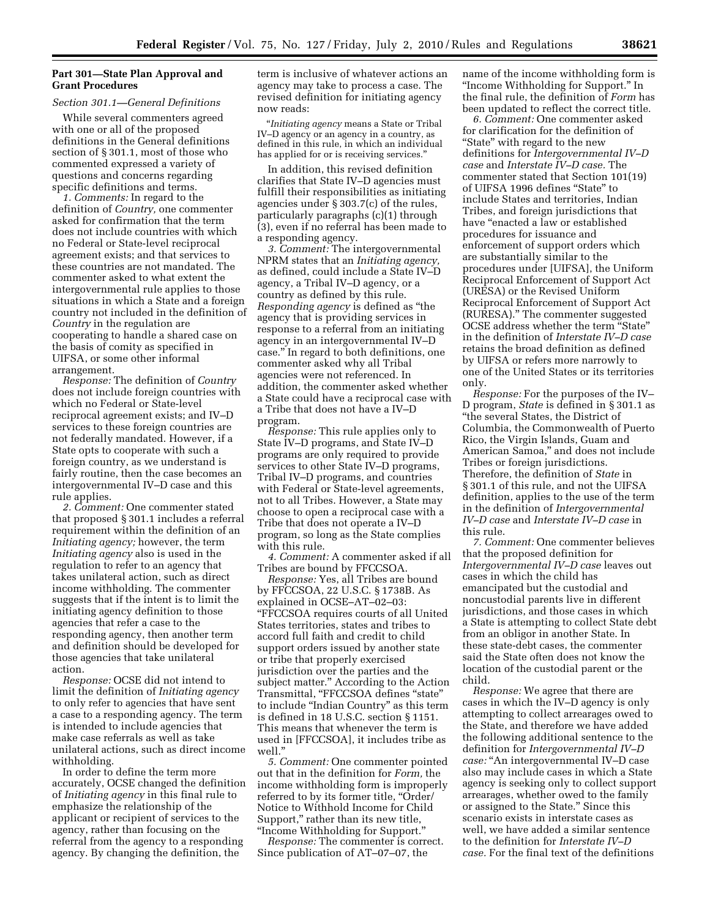**Part 301—State Plan Approval and Grant Procedures**

*Section 301.1—General Definitions*

While several commenters agreed with one or all of the proposed definitions in the General definitions section of § 301.1, most of those who commented expressed a variety of questions and concerns regarding specific definitions and terms.

*1. Comments:* In regard to the definition of *Country,* one commenter asked for confirmation that the term does not include countries with which no Federal or State-level reciprocal agreement exists; and that services to these countries are not mandated. The commenter asked to what extent the intergovernmental rule applies to those situations in which a State and a foreign country not included in the definition of *Country* in the regulation are cooperating to handle a shared case on the basis of comity as specified in UIFSA, or some other informal arrangement.

*Response:* The definition of *Country* does not include foreign countries with which no Federal or State-level reciprocal agreement exists; and IV–D services to these foreign countries are not federally mandated. However, if a State opts to cooperate with such a foreign country, as we understand is fairly routine, then the case becomes an intergovernmental IV–D case and this rule applies.

*2. Comment:* One commenter stated that proposed § 301.1 includes a referral requirement within the definition of an *Initiating agency;* however, the term *Initiating agency* also is used in the regulation to refer to an agency that takes unilateral action, such as direct income withholding. The commenter suggests that if the intent is to limit the initiating agency definition to those agencies that refer a case to the responding agency, then another term and definition should be developed for those agencies that take unilateral action.

*Response:* OCSE did not intend to limit the definition of *Initiating agency* to only refer to agencies that have sent a case to a responding agency. The term is intended to include agencies that make case referrals as well as take unilateral actions, such as direct income withholding.

In order to define the term more accurately, OCSE changed the definition of *Initiating agency* in this final rule to emphasize the relationship of the applicant or recipient of services to the agency, rather than focusing on the referral from the agency to a responding agency. By changing the definition, the term is inclusive of whatever actions an agency may take to process a case. The revised definition for initiating agency now reads:

"*Initiating agency* means a State or Tribal IV–D agency or an agency in a country, as defined in this rule, in which an individual has applied for or is receiving services."

In addition, this revised definition clarifies that State IV–D agencies must fulfill their responsibilities as initiating agencies under § 303.7(c) of the rules, particularly paragraphs (c)(1) through (3), even if no referral has been made to a responding agency.

*3. Comment:* The intergovernmental NPRM states that an *Initiating agency,* as defined, could include a State IV–D agency, a Tribal IV–D agency, or a country as defined by this rule. *Responding agency* is defined as "the agency that is providing services in response to a referral from an initiating agency in an intergovernmental IV–D case." In regard to both definitions, one commenter asked why all Tribal agencies were not referenced. In addition, the commenter asked whether a State could have a reciprocal case with a Tribe that does not have a IV–D program.

*Response:* This rule applies only to State IV–D programs, and State IV–D programs are only required to provide services to other State IV–D programs, Tribal IV–D programs, and countries with Federal or State-level agreements, not to all Tribes. However, a State may choose to open a reciprocal case with a Tribe that does not operate a IV–D program, so long as the State complies with this rule.

*4. Comment:* A commenter asked if all Tribes are bound by FFCCSOA.

*Response:* Yes, all Tribes are bound by FFCCSOA, 22 U.S.C. § 1738B. As explained in OCSE–AT–02–03: "FFCCSOA requires courts of all United States territories, states and tribes to accord full faith and credit to child support orders issued by another state or tribe that properly exercised jurisdiction over the parties and the subject matter." According to the Action Transmittal, "FFCCSOA defines "state" to include "Indian Country" as this term is defined in 18 U.S.C. section § 1151. This means that whenever the term is used in [FFCCSOA], it includes tribe as well."

*5. Comment:* One commenter pointed out that in the definition for *Form,* the income withholding form is improperly referred to by its former title, "Order/Notice to Withhold Income for Child Support," rather than its new title, "Income Withholding for Support."

*Response:* The commenter is correct. Since publication of AT–07–07, the name of the income withholding form is "Income Withholding for Support." In the final rule, the definition of *Form* has been updated to reflect the correct title.

*6. Comment:* One commenter asked for clarification for the definition of "State" with regard to the new definitions for *Intergovernmental IV–D case* and *Interstate IV–D case.* The commenter stated that Section 101(19) of UIFSA 1996 defines "State" to include States and territories, Indian Tribes, and foreign jurisdictions that have "enacted a law or established procedures for issuance and enforcement of support orders which are substantially similar to the procedures under [UIFSA], the Uniform Reciprocal Enforcement of Support Act (URESA) or the Revised Uniform Reciprocal Enforcement of Support Act (RURESA)." The commenter suggested OCSE address whether the term "State" in the definition of *Interstate IV–D case* retains the broad definition as defined by UIFSA or refers more narrowly to one of the United States or its territories only.

*Response:* For the purposes of the IV–D program, *State* is defined in § 301.1 as "the several States, the District of Columbia, the Commonwealth of Puerto Rico, the Virgin Islands, Guam and American Samoa," and does not include Tribes or foreign jurisdictions. Therefore, the definition of *State* in § 301.1 of this rule, and not the UIFSA definition, applies to the use of the term in the definition of *Intergovernmental IV–D case* and *Interstate IV–D case* in this rule.

*7. Comment:* One commenter believes that the proposed definition for *Intergovernmental IV–D case* leaves out cases in which the child has emancipated but the custodial and noncustodial parents live in different jurisdictions, and those cases in which a State is attempting to collect State debt from an obligor in another State. In these state-debt cases, the commenter said the State often does not know the location of the custodial parent or the child.

*Response:* We agree that there are cases in which the IV–D agency is only attempting to collect arrearages owed to the State, and therefore we have added the following additional sentence to the definition for *Intergovernmental IV–D case:* "An intergovernmental IV–D case also may include cases in which a State agency is seeking only to collect support arrearages, whether owed to the family or assigned to the State." Since this scenario exists in interstate cases as well, we have added a similar sentence to the definition for *Interstate IV–D case.* For the final text of the definitions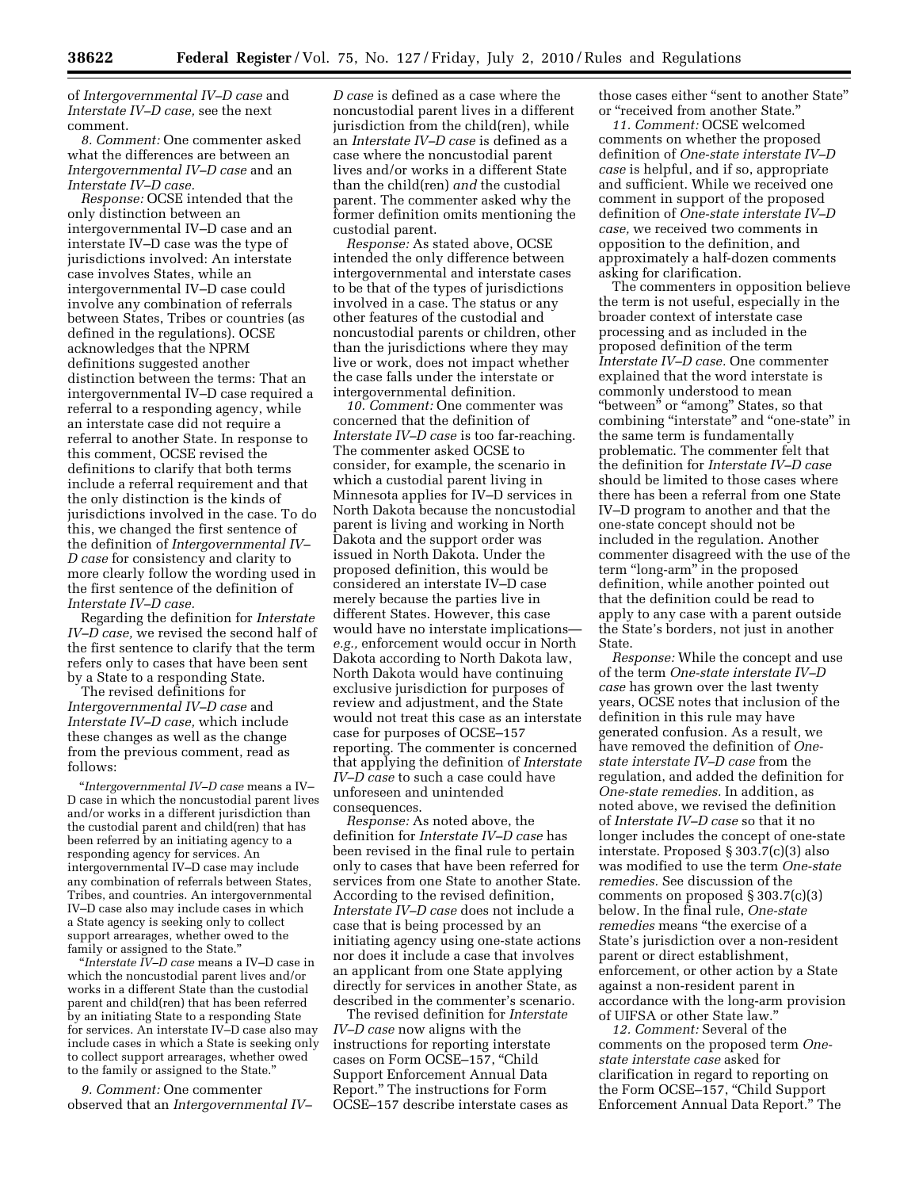of *Intergovernmental IV–D case* and *Interstate IV–D case,* see the next comment.

*8. Comment:* One commenter asked what the differences are between an *Intergovernmental IV–D case* and an *Interstate IV–D case.*

*Response:* OCSE intended that the only distinction between an intergovernmental IV–D case and an interstate IV–D case was the type of jurisdictions involved: An interstate case involves States, while an intergovernmental IV–D case could involve any combination of referrals between States, Tribes or countries (as defined in the regulations). OCSE acknowledges that the NPRM definitions suggested another distinction between the terms: That an intergovernmental IV–D case required a referral to a responding agency, while an interstate case did not require a referral to another State. In response to this comment, OCSE revised the definitions to clarify that both terms include a referral requirement and that the only distinction is the kinds of jurisdictions involved in the case. To do this, we changed the first sentence of the definition of *Intergovernmental IV–D case* for consistency and clarity to more clearly follow the wording used in the first sentence of the definition of *Interstate IV–D case.*

Regarding the definition for *Interstate IV–D case,* we revised the second half of the first sentence to clarify that the term refers only to cases that have been sent by a State to a responding State.

The revised definitions for *Intergovernmental IV–D case* and *Interstate IV–D case,* which include these changes as well as the change from the previous comment, read as follows:

"*Intergovernmental IV–D case* means a IV–D case in which the noncustodial parent lives and/or works in a different jurisdiction than the custodial parent and child(ren) that has been referred by an initiating agency to a responding agency for services. An intergovernmental IV–D case may include any combination of referrals between States, Tribes, and countries. An intergovernmental IV–D case also may include cases in which a State agency is seeking only to collect support arrearages, whether owed to the family or assigned to the State."

"*Interstate IV–D case* means a IV–D case in which the noncustodial parent lives and/or works in a different State than the custodial parent and child(ren) that has been referred by an initiating State to a responding State for services. An interstate IV–D case also may include cases in which a State is seeking only to collect support arrearages, whether owed to the family or assigned to the State."

*9. Comment:* One commenter observed that an *Intergovernmental IV–D case* is defined as a case where the noncustodial parent lives in a different jurisdiction from the child(ren), while an *Interstate IV–D case* is defined as a case where the noncustodial parent lives and/or works in a different State than the child(ren) *and* the custodial parent. The commenter asked why the former definition omits mentioning the custodial parent.

*Response:* As stated above, OCSE intended the only difference between intergovernmental and interstate cases to be that of the types of jurisdictions involved in a case. The status or any other features of the custodial and noncustodial parents or children, other than the jurisdictions where they may live or work, does not impact whether the case falls under the interstate or intergovernmental definition.

*10. Comment:* One commenter was concerned that the definition of *Interstate IV–D case* is too far-reaching. The commenter asked OCSE to consider, for example, the scenario in which a custodial parent living in Minnesota applies for IV–D services in North Dakota because the noncustodial parent is living and working in North Dakota and the support order was issued in North Dakota. Under the proposed definition, this would be considered an interstate IV–D case merely because the parties live in different States. However, this case would have no interstate implications—*e.g.,* enforcement would occur in North Dakota according to North Dakota law, North Dakota would have continuing exclusive jurisdiction for purposes of review and adjustment, and the State would not treat this case as an interstate case for purposes of OCSE–157 reporting. The commenter is concerned that applying the definition of *Interstate IV–D case* to such a case could have unforeseen and unintended consequences.

*Response:* As noted above, the definition for *Interstate IV–D case* has been revised in the final rule to pertain only to cases that have been referred for services from one State to another State. According to the revised definition, *Interstate IV–D case* does not include a case that is being processed by an initiating agency using one-state actions nor does it include a case that involves an applicant from one State applying directly for services in another State, as described in the commenter's scenario.

The revised definition for *Interstate IV–D case* now aligns with the instructions for reporting interstate cases on Form OCSE–157, "Child Support Enforcement Annual Data Report." The instructions for Form OCSE–157 describe interstate cases as those cases either "sent to another State" or "received from another State."

*11. Comment:* OCSE welcomed comments on whether the proposed definition of *One-state interstate IV–D case* is helpful, and if so, appropriate and sufficient. While we received one comment in support of the proposed definition of *One-state interstate IV–D case,* we received two comments in opposition to the definition, and approximately a half-dozen comments asking for clarification.

The commenters in opposition believe the term is not useful, especially in the broader context of interstate case processing and as included in the proposed definition of the term *Interstate IV–D case.* One commenter explained that the word interstate is commonly understood to mean "between" or "among" States, so that combining "interstate" and "one-state" in the same term is fundamentally problematic. The commenter felt that the definition for *Interstate IV–D case* should be limited to those cases where there has been a referral from one State IV–D program to another and that the one-state concept should not be included in the regulation. Another commenter disagreed with the use of the term "long-arm" in the proposed definition, while another pointed out that the definition could be read to apply to any case with a parent outside the State's borders, not just in another State.

*Response:* While the concept and use of the term *One-state interstate IV–D case* has grown over the last twenty years, OCSE notes that inclusion of the definition in this rule may have generated confusion. As a result, we have removed the definition of *One-state interstate IV–D case* from the regulation, and added the definition for *One-state remedies.* In addition, as noted above, we revised the definition of *Interstate IV–D case* so that it no longer includes the concept of one-state interstate. Proposed § 303.7(c)(3) also was modified to use the term *One-state remedies.* See discussion of the comments on proposed § 303.7(c)(3) below. In the final rule, *One-state remedies* means "the exercise of a State's jurisdiction over a non-resident parent or direct establishment, enforcement, or other action by a State against a non-resident parent in accordance with the long-arm provision of UIFSA or other State law."

*12. Comment:* Several of the comments on the proposed term *One-state interstate case* asked for clarification in regard to reporting on the Form OCSE–157, "Child Support Enforcement Annual Data Report." The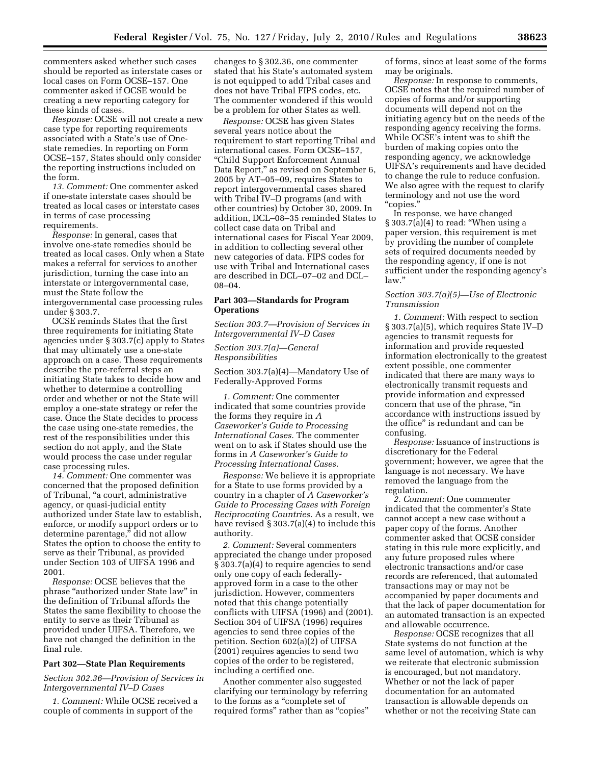commenters asked whether such cases should be reported as interstate cases or local cases on Form OCSE–157. One commenter asked if OCSE would be creating a new reporting category for these kinds of cases.

*Response:* OCSE will not create a new case type for reporting requirements associated with a State's use of One-state remedies. In reporting on Form OCSE–157, States should only consider the reporting instructions included on the form.

*13. Comment:* One commenter asked if one-state interstate cases should be treated as local cases or interstate cases in terms of case processing requirements.

*Response:* In general, cases that involve one-state remedies should be treated as local cases. Only when a State makes a referral for services to another jurisdiction, turning the case into an interstate or intergovernmental case, must the State follow the intergovernmental case processing rules under § 303.7.

OCSE reminds States that the first three requirements for initiating State agencies under § 303.7(c) apply to States that may ultimately use a one-state approach on a case. These requirements describe the pre-referral steps an initiating State takes to decide how and whether to determine a controlling order and whether or not the State will employ a one-state strategy or refer the case. Once the State decides to process the case using one-state remedies, the rest of the responsibilities under this section do not apply, and the State would process the case under regular case processing rules.

*14. Comment:* One commenter was concerned that the proposed definition of Tribunal, "a court, administrative agency, or quasi-judicial entity authorized under State law to establish, enforce, or modify support orders or to determine parentage," did not allow States the option to choose the entity to serve as their Tribunal, as provided under Section 103 of UIFSA 1996 and 2001.

*Response:* OCSE believes that the phrase "authorized under State law" in the definition of Tribunal affords the States the same flexibility to choose the entity to serve as their Tribunal as provided under UIFSA. Therefore, we have not changed the definition in the final rule.

## Part 302—State Plan Requirements

*Section 302.36—Provision of Services in Intergovernmental IV–D Cases*

*1. Comment:* While OCSE received a couple of comments in support of the changes to § 302.36, one commenter stated that his State's automated system is not equipped to add Tribal cases and does not have Tribal FIPS codes, etc. The commenter wondered if this would be a problem for other States as well.

*Response:* OCSE has given States several years notice about the requirement to start reporting Tribal and international cases. Form OCSE–157, "Child Support Enforcement Annual Data Report," as revised on September 6, 2005 by AT–05–09, requires States to report intergovernmental cases shared with Tribal IV–D programs (and with other countries) by October 30, 2009. In addition, DCL–08–35 reminded States to collect case data on Tribal and international cases for Fiscal Year 2009, in addition to collecting several other new categories of data. FIPS codes for use with Tribal and International cases are described in DCL–07–02 and DCL–08–04.

## Part 303—Standards for Program Operations

*Section 303.7—Provision of Services in Intergovernmental IV–D Cases*

*Section 303.7(a)—General Responsibilities*

Section 303.7(a)(4)—Mandatory Use of Federally-Approved Forms

*1. Comment:* One commenter indicated that some countries provide the forms they require in *A Caseworker's Guide to Processing International Cases.* The commenter went on to ask if States should use the forms in *A Caseworker's Guide to Processing International Cases.*

*Response:* We believe it is appropriate for a State to use forms provided by a country in a chapter of *A Caseworker's Guide to Processing Cases with Foreign Reciprocating Countries.* As a result, we have revised § 303.7(a)(4) to include this authority.

*2. Comment:* Several commenters appreciated the change under proposed § 303.7(a)(4) to require agencies to send only one copy of each federally-approved form in a case to the other jurisdiction. However, commenters noted that this change potentially conflicts with UIFSA (1996) and (2001). Section 304 of UIFSA (1996) requires agencies to send three copies of the petition. Section 602(a)(2) of UIFSA (2001) requires agencies to send two copies of the order to be registered, including a certified one.

Another commenter also suggested clarifying our terminology by referring to the forms as a "complete set of required forms" rather than as "copies" of forms, since at least some of the forms may be originals.

*Response:* In response to comments, OCSE notes that the required number of copies of forms and/or supporting documents will depend not on the initiating agency but on the needs of the responding agency receiving the forms. While OCSE's intent was to shift the burden of making copies onto the responding agency, we acknowledge UIFSA's requirements and have decided to change the rule to reduce confusion. We also agree with the request to clarify terminology and not use the word "copies."

In response, we have changed § 303.7(a)(4) to read: "When using a paper version, this requirement is met by providing the number of complete sets of required documents needed by the responding agency, if one is not sufficient under the responding agency's law."

*Section 303.7(a)(5)—Use of Electronic Transmission*

*1. Comment:* With respect to section § 303.7(a)(5), which requires State IV–D agencies to transmit requests for information and provide requested information electronically to the greatest extent possible, one commenter indicated that there are many ways to electronically transmit requests and provide information and expressed concern that use of the phrase, "in accordance with instructions issued by the office" is redundant and can be confusing.

*Response:* Issuance of instructions is discretionary for the Federal government; however, we agree that the language is not necessary. We have removed the language from the regulation.

*2. Comment:* One commenter indicated that the commenter's State cannot accept a new case without a paper copy of the forms. Another commenter asked that OCSE consider stating in this rule more explicitly, and any future proposed rules where electronic transactions and/or case records are referenced, that automated transactions may or may not be accompanied by paper documents and that the lack of paper documentation for an automated transaction is an expected and allowable occurrence.

*Response:* OCSE recognizes that all State systems do not function at the same level of automation, which is why we reiterate that electronic submission is encouraged, but not mandatory. Whether or not the lack of paper documentation for an automated transaction is allowable depends on whether or not the receiving State can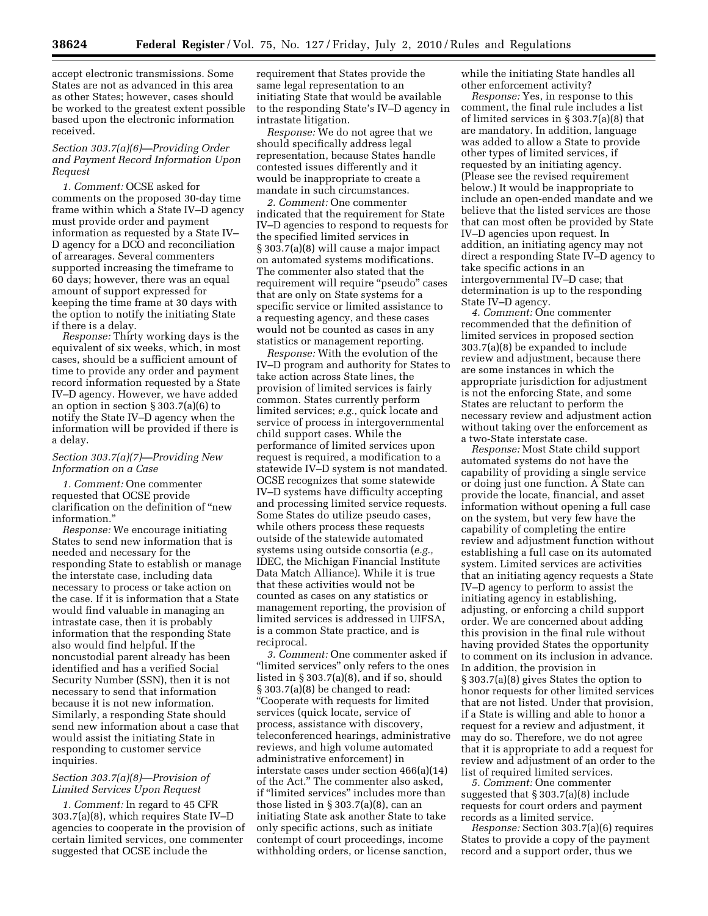accept electronic transmissions. Some States are not as advanced in this area as other States; however, cases should be worked to the greatest extent possible based upon the electronic information received.

### *Section 303.7(a)(6)—Providing Order and Payment Record Information Upon Request*

*1. Comment:* OCSE asked for comments on the proposed 30-day time frame within which a State IV–D agency must provide order and payment information as requested by a State IV–D agency for a DCO and reconciliation of arrearages. Several commenters supported increasing the timeframe to 60 days; however, there was an equal amount of support expressed for keeping the time frame at 30 days with the option to notify the initiating State if there is a delay.

*Response:* Thirty working days is the equivalent of six weeks, which, in most cases, should be a sufficient amount of time to provide any order and payment record information requested by a State IV–D agency. However, we have added an option in section § 303.7(a)(6) to notify the State IV–D agency when the information will be provided if there is a delay.

### *Section 303.7(a)(7)—Providing New Information on a Case*

*1. Comment:* One commenter requested that OCSE provide clarification on the definition of "new information."

*Response:* We encourage initiating States to send new information that is needed and necessary for the responding State to establish or manage the interstate case, including data necessary to process or take action on the case. If it is information that a State would find valuable in managing an intrastate case, then it is probably information that the responding State also would find helpful. If the noncustodial parent already has been identified and has a verified Social Security Number (SSN), then it is not necessary to send that information because it is not new information. Similarly, a responding State should send new information about a case that would assist the initiating State in responding to customer service inquiries.

### *Section 303.7(a)(8)—Provision of Limited Services Upon Request*

*1. Comment:* In regard to 45 CFR 303.7(a)(8), which requires State IV–D agencies to cooperate in the provision of certain limited services, one commenter suggested that OCSE include the requirement that States provide the same legal representation to an initiating State that would be available to the responding State's IV–D agency in intrastate litigation.

*Response:* We do not agree that we should specifically address legal representation, because States handle contested issues differently and it would be inappropriate to create a mandate in such circumstances.

*2. Comment:* One commenter indicated that the requirement for State IV–D agencies to respond to requests for the specified limited services in § 303.7(a)(8) will cause a major impact on automated systems modifications. The commenter also stated that the requirement will require "pseudo" cases that are only on State systems for a specific service or limited assistance to a requesting agency, and these cases would not be counted as cases in any statistics or management reporting.

*Response:* With the evolution of the IV–D program and authority for States to take action across State lines, the provision of limited services is fairly common. States currently perform limited services; *e.g.,* quick locate and service of process in intergovernmental child support cases. While the performance of limited services upon request is required, a modification to a statewide IV–D system is not mandated. OCSE recognizes that some statewide IV–D systems have difficulty accepting and processing limited service requests. Some States do utilize pseudo cases, while others process these requests outside of the statewide automated systems using outside consortia (*e.g.,* IDEC, the Michigan Financial Institute Data Match Alliance). While it is true that these activities would not be counted as cases on any statistics or management reporting, the provision of limited services is addressed in UIFSA, is a common State practice, and is reciprocal.

*3. Comment:* One commenter asked if "limited services" only refers to the ones listed in § 303.7(a)(8), and if so, should § 303.7(a)(8) be changed to read: "Cooperate with requests for limited services (quick locate, service of process, assistance with discovery, teleconferenced hearings, administrative reviews, and high volume automated administrative enforcement) in interstate cases under section 466(a)(14) of the Act." The commenter also asked, if "limited services" includes more than those listed in § 303.7(a)(8), can an initiating State ask another State to take only specific actions, such as initiate contempt of court proceedings, income withholding orders, or license sanction, while the initiating State handles all other enforcement activity?

*Response:* Yes, in response to this comment, the final rule includes a list of limited services in § 303.7(a)(8) that are mandatory. In addition, language was added to allow a State to provide other types of limited services, if requested by an initiating agency. (Please see the revised requirement below.) It would be inappropriate to include an open-ended mandate and we believe that the listed services are those that can most often be provided by State IV–D agencies upon request. In addition, an initiating agency may not direct a responding State IV–D agency to take specific actions in an intergovernmental IV–D case; that determination is up to the responding State IV–D agency.

*4. Comment:* One commenter recommended that the definition of limited services in proposed section 303.7(a)(8) be expanded to include review and adjustment, because there are some instances in which the appropriate jurisdiction for adjustment is not the enforcing State, and some States are reluctant to perform the necessary review and adjustment action without taking over the enforcement as a two-State interstate case.

*Response:* Most State child support automated systems do not have the capability of providing a single service or doing just one function. A State can provide the locate, financial, and asset information without opening a full case on the system, but very few have the capability of completing the entire review and adjustment function without establishing a full case on its automated system. Limited services are activities that an initiating agency requests a State IV–D agency to perform to assist the initiating agency in establishing, adjusting, or enforcing a child support order. We are concerned about adding this provision in the final rule without having provided States the opportunity to comment on its inclusion in advance. In addition, the provision in § 303.7(a)(8) gives States the option to honor requests for other limited services that are not listed. Under that provision, if a State is willing and able to honor a request for a review and adjustment, it may do so. Therefore, we do not agree that it is appropriate to add a request for review and adjustment of an order to the list of required limited services.

*5. Comment:* One commenter suggested that § 303.7(a)(8) include requests for court orders and payment records as a limited service.

*Response:* Section 303.7(a)(6) requires States to provide a copy of the payment record and a support order, thus we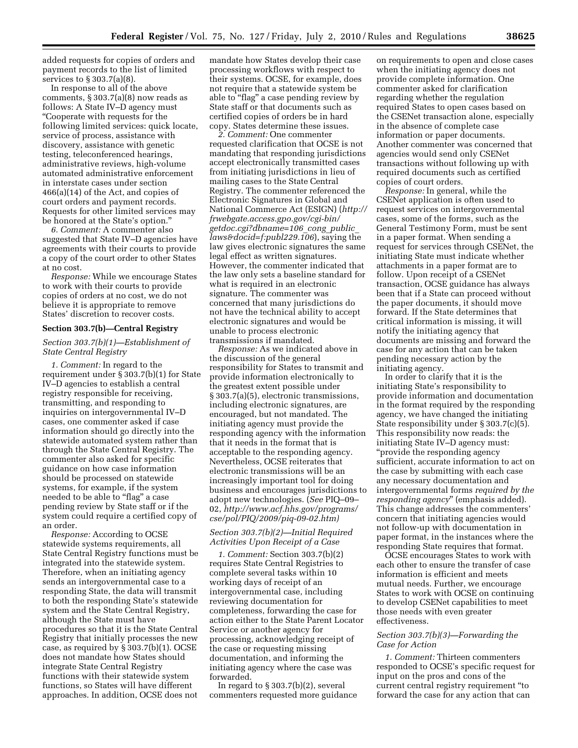added requests for copies of orders and payment records to the list of limited services to § 303.7(a)(8).

In response to all of the above comments, § 303.7(a)(8) now reads as follows: A State IV–D agency must "Cooperate with requests for the following limited services: quick locate, service of process, assistance with discovery, assistance with genetic testing, teleconferenced hearings, administrative reviews, high-volume automated administrative enforcement in interstate cases under section 466(a)(14) of the Act, and copies of court orders and payment records. Requests for other limited services may be honored at the State's option."

*6. Comment:* A commenter also suggested that State IV–D agencies have agreements with their courts to provide a copy of the court order to other States at no cost.

*Response:* While we encourage States to work with their courts to provide copies of orders at no cost, we do not believe it is appropriate to remove States' discretion to recover costs.

### Section 303.7(b)—Central Registry

#### *Section 303.7(b)(1)—Establishment of State Central Registry*

*1. Comment:* In regard to the requirement under § 303.7(b)(1) for State IV–D agencies to establish a central registry responsible for receiving, transmitting, and responding to inquiries on intergovernmental IV–D cases, one commenter asked if case information should go directly into the statewide automated system rather than through the State Central Registry. The commenter also asked for specific guidance on how case information should be processed on statewide systems, for example, if the system needed to be able to "flag" a case pending review by State staff or if the system could require a certified copy of an order.

*Response:* According to OCSE statewide systems requirements, all State Central Registry functions must be integrated into the statewide system. Therefore, when an initiating agency sends an intergovernmental case to a responding State, the data will transmit to both the responding State's statewide system and the State Central Registry, although the State must have procedures so that it is the State Central Registry that initially processes the new case, as required by § 303.7(b)(1). OCSE does not mandate how States should integrate State Central Registry functions with their statewide system functions, so States will have different approaches. In addition, OCSE does not mandate how States develop their case processing workflows with respect to their systems. OCSE, for example, does not require that a statewide system be able to "flag" a case pending review by State staff or that documents such as certified copies of orders be in hard copy. States determine these issues.

*2. Comment:* One commenter requested clarification that OCSE is not mandating that responding jurisdictions accept electronically transmitted cases from initiating jurisdictions in lieu of mailing cases to the State Central Registry. The commenter referenced the Electronic Signatures in Global and National Commerce Act (ESIGN) (*http://frwebgate.access.gpo.gov/cgi-bin/getdoc.cgi?dbname=106_cong_public_laws&docid=f:publ229.106*), saying the law gives electronic signatures the same legal effect as written signatures. However, the commenter indicated that the law only sets a baseline standard for what is required in an electronic signature. The commenter was concerned that many jurisdictions do not have the technical ability to accept electronic signatures and would be unable to process electronic transmissions if mandated.

*Response:* As we indicated above in the discussion of the general responsibility for States to transmit and provide information electronically to the greatest extent possible under § 303.7(a)(5), electronic transmissions, including electronic signatures, are encouraged, but not mandated. The initiating agency must provide the responding agency with the information that it needs in the format that is acceptable to the responding agency. Nevertheless, OCSE reiterates that electronic transmissions will be an increasingly important tool for doing business and encourages jurisdictions to adopt new technologies. (*See* PIQ–09–02, *http://www.acf.hhs.gov/programs/cse/pol/PIQ/2009/piq-09-02.htm)*

#### *Section 303.7(b)(2)—Initial Required Activities Upon Receipt of a Case*

*1. Comment:* Section 303.7(b)(2) requires State Central Registries to complete several tasks within 10 working days of receipt of an intergovernmental case, including reviewing documentation for completeness, forwarding the case for action either to the State Parent Locator Service or another agency for processing, acknowledging receipt of the case or requesting missing documentation, and informing the initiating agency where the case was forwarded.

In regard to § 303.7(b)(2), several commenters requested more guidance on requirements to open and close cases when the initiating agency does not provide complete information. One commenter asked for clarification regarding whether the regulation required States to open cases based on the CSENet transaction alone, especially in the absence of complete case information or paper documents. Another commenter was concerned that agencies would send only CSENet transactions without following up with required documents such as certified copies of court orders.

*Response:* In general, while the CSENet application is often used to request services on intergovernmental cases, some of the forms, such as the General Testimony Form, must be sent in a paper format. When sending a request for services through CSENet, the initiating State must indicate whether attachments in a paper format are to follow. Upon receipt of a CSENet transaction, OCSE guidance has always been that if a State can proceed without the paper documents, it should move forward. If the State determines that critical information is missing, it will notify the initiating agency that documents are missing and forward the case for any action that can be taken pending necessary action by the initiating agency.

In order to clarify that it is the initiating State's responsibility to provide information and documentation in the format required by the responding agency, we have changed the initiating State responsibility under § 303.7(c)(5). This responsibility now reads: the initiating State IV–D agency must: "provide the responding agency sufficient, accurate information to act on the case by submitting with each case any necessary documentation and intergovernmental forms *required by the responding agency*" (emphasis added). This change addresses the commenters' concern that initiating agencies would not follow-up with documentation in paper format, in the instances where the responding State requires that format.

OCSE encourages States to work with each other to ensure the transfer of case information is efficient and meets mutual needs. Further, we encourage States to work with OCSE on continuing to develop CSENet capabilities to meet those needs with even greater effectiveness.

#### *Section 303.7(b)(3)—Forwarding the Case for Action*

*1. Comment:* Thirteen commenters responded to OCSE's specific request for input on the pros and cons of the current central registry requirement "to forward the case for any action that can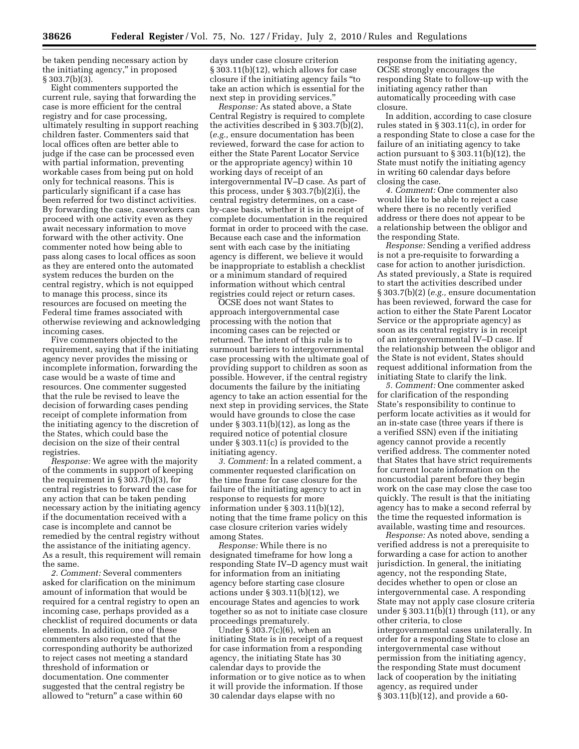be taken pending necessary action by the initiating agency," in proposed § 303.7(b)(3).

Eight commenters supported the current rule, saying that forwarding the case is more efficient for the central registry and for case processing, ultimately resulting in support reaching children faster. Commenters said that local offices often are better able to judge if the case can be processed even with partial information, preventing workable cases from being put on hold only for technical reasons. This is particularly significant if a case has been referred for two distinct activities. By forwarding the case, caseworkers can proceed with one activity even as they await necessary information to move forward with the other activity. One commenter noted how being able to pass along cases to local offices as soon as they are entered onto the automated system reduces the burden on the central registry, which is not equipped to manage this process, since its resources are focused on meeting the Federal time frames associated with otherwise reviewing and acknowledging incoming cases.

Five commenters objected to the requirement, saying that if the initiating agency never provides the missing or incomplete information, forwarding the case would be a waste of time and resources. One commenter suggested that the rule be revised to leave the decision of forwarding cases pending receipt of complete information from the initiating agency to the discretion of the States, which could base the decision on the size of their central registries.

*Response:* We agree with the majority of the comments in support of keeping the requirement in § 303.7(b)(3), for central registries to forward the case for any action that can be taken pending necessary action by the initiating agency if the documentation received with a case is incomplete and cannot be remedied by the central registry without the assistance of the initiating agency. As a result, this requirement will remain the same.

*2. Comment:* Several commenters asked for clarification on the minimum amount of information that would be required for a central registry to open an incoming case, perhaps provided as a checklist of required documents or data elements. In addition, one of these commenters also requested that the corresponding authority be authorized to reject cases not meeting a standard threshold of information or documentation. One commenter suggested that the central registry be allowed to "return" a case within 60 days under case closure criterion § 303.11(b)(12), which allows for case closure if the initiating agency fails "to take an action which is essential for the next step in providing services."

*Response:* As stated above, a State Central Registry is required to complete the activities described in § 303.7(b)(2), (*e.g.,* ensure documentation has been reviewed, forward the case for action to either the State Parent Locator Service or the appropriate agency) within 10 working days of receipt of an intergovernmental IV–D case. As part of this process, under § 303.7(b)(2)(i), the central registry determines, on a case-by-case basis, whether it is in receipt of complete documentation in the required format in order to proceed with the case. Because each case and the information sent with each case by the initiating agency is different, we believe it would be inappropriate to establish a checklist or a minimum standard of required information without which central registries could reject or return cases.

OCSE does not want States to approach intergovernmental case processing with the notion that incoming cases can be rejected or returned. The intent of this rule is to surmount barriers to intergovernmental case processing with the ultimate goal of providing support to children as soon as possible. However, if the central registry documents the failure by the initiating agency to take an action essential for the next step in providing services, the State would have grounds to close the case under § 303.11(b)(12), as long as the required notice of potential closure under § 303.11(c) is provided to the initiating agency.

*3. Comment:* In a related comment, a commenter requested clarification on the time frame for case closure for the failure of the initiating agency to act in response to requests for more information under § 303.11(b)(12), noting that the time frame policy on this case closure criterion varies widely among States.

*Response:* While there is no designated timeframe for how long a responding State IV–D agency must wait for information from an initiating agency before starting case closure actions under § 303.11(b)(12), we encourage States and agencies to work together so as not to initiate case closure proceedings prematurely.

Under § 303.7(c)(6), when an initiating State is in receipt of a request for case information from a responding agency, the initiating State has 30 calendar days to provide the information or to give notice as to when it will provide the information. If those 30 calendar days elapse with no response from the initiating agency, OCSE strongly encourages the responding State to follow-up with the initiating agency rather than automatically proceeding with case closure.

In addition, according to case closure rules stated in § 303.11(c), in order for a responding State to close a case for the failure of an initiating agency to take action pursuant to § 303.11(b)(12), the State must notify the initiating agency in writing 60 calendar days before closing the case.

*4. Comment:* One commenter also would like to be able to reject a case where there is no recently verified address or there does not appear to be a relationship between the obligor and the responding State.

*Response:* Sending a verified address is not a pre-requisite to forwarding a case for action to another jurisdiction. As stated previously, a State is required to start the activities described under § 303.7(b)(2) (*e.g.,* ensure documentation has been reviewed, forward the case for action to either the State Parent Locator Service or the appropriate agency) as soon as its central registry is in receipt of an intergovernmental IV–D case. If the relationship between the obligor and the State is not evident, States should request additional information from the initiating State to clarify the link.

*5. Comment:* One commenter asked for clarification of the responding State's responsibility to continue to perform locate activities as it would for an in-state case (three years if there is a verified SSN) even if the initiating agency cannot provide a recently verified address. The commenter noted that States that have strict requirements for current locate information on the noncustodial parent before they begin work on the case may close the case too quickly. The result is that the initiating agency has to make a second referral by the time the requested information is available, wasting time and resources.

*Response:* As noted above, sending a verified address is not a prerequisite to forwarding a case for action to another jurisdiction. In general, the initiating agency, not the responding State, decides whether to open or close an intergovernmental case. A responding State may not apply case closure criteria under § 303.11(b)(1) through (11), or any other criteria, to close intergovernmental cases unilaterally. In order for a responding State to close an intergovernmental case without permission from the initiating agency, the responding State must document lack of cooperation by the initiating agency, as required under § 303.11(b)(12), and provide a 60-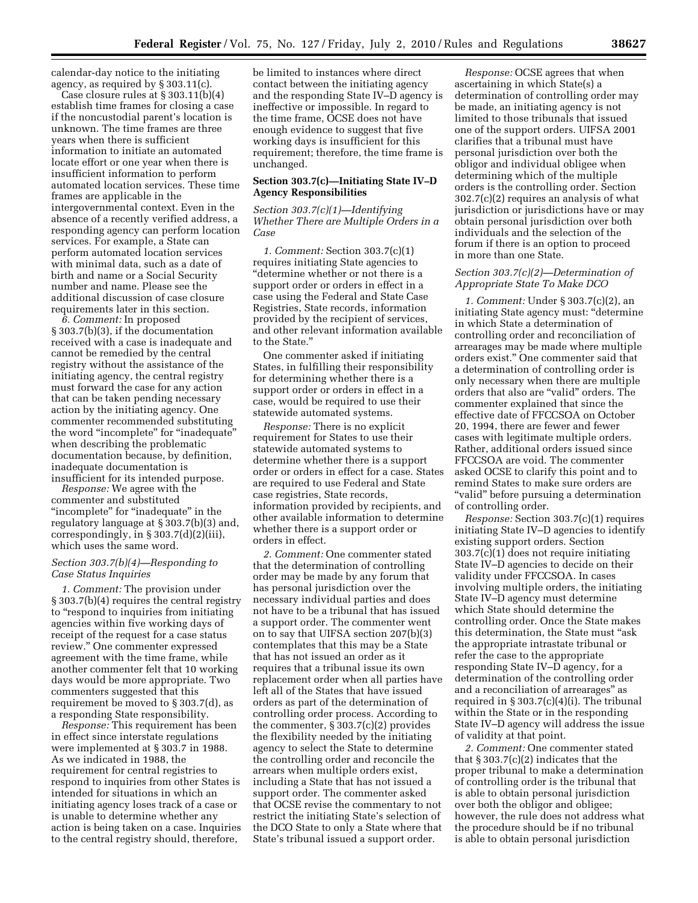calendar-day notice to the initiating agency, as required by § 303.11(c).

Case closure rules at § 303.11(b)(4) establish time frames for closing a case if the noncustodial parent's location is unknown. The time frames are three years when there is sufficient information to initiate an automated locate effort or one year when there is insufficient information to perform automated location services. These time frames are applicable in the intergovernmental context. Even in the absence of a recently verified address, a responding agency can perform location services. For example, a State can perform automated location services with minimal data, such as a date of birth and name or a Social Security number and name. Please see the additional discussion of case closure requirements later in this section.

*6. Comment:* In proposed § 303.7(b)(3), if the documentation received with a case is inadequate and cannot be remedied by the central registry without the assistance of the initiating agency, the central registry must forward the case for any action that can be taken pending necessary action by the initiating agency. One commenter recommended substituting the word "incomplete" for "inadequate" when describing the problematic documentation because, by definition, inadequate documentation is insufficient for its intended purpose.

*Response:* We agree with the commenter and substituted "incomplete" for "inadequate" in the regulatory language at § 303.7(b)(3) and, correspondingly, in § 303.7(d)(2)(iii), which uses the same word.

#### *Section 303.7(b)(4)—Responding to Case Status Inquiries*

*1. Comment:* The provision under § 303.7(b)(4) requires the central registry to "respond to inquiries from initiating agencies within five working days of receipt of the request for a case status review." One commenter expressed agreement with the time frame, while another commenter felt that 10 working days would be more appropriate. Two commenters suggested that this requirement be moved to § 303.7(d), as a responding State responsibility.

*Response:* This requirement has been in effect since interstate regulations were implemented at § 303.7 in 1988. As we indicated in 1988, the requirement for central registries to respond to inquiries from other States is intended for situations in which an initiating agency loses track of a case or is unable to determine whether any action is being taken on a case. Inquiries to the central registry should, therefore, be limited to instances where direct contact between the initiating agency and the responding State IV–D agency is ineffective or impossible. In regard to the time frame, OCSE does not have enough evidence to suggest that five working days is insufficient for this requirement; therefore, the time frame is unchanged.

### Section 303.7(c)—Initiating State IV–D Agency Responsibilities

#### *Section 303.7(c)(1)—Identifying Whether There are Multiple Orders in a Case*

*1. Comment:* Section 303.7(c)(1) requires initiating State agencies to "determine whether or not there is a support order or orders in effect in a case using the Federal and State Case Registries, State records, information provided by the recipient of services, and other relevant information available to the State."

One commenter asked if initiating States, in fulfilling their responsibility for determining whether there is a support order or orders in effect in a case, would be required to use their statewide automated systems.

*Response:* There is no explicit requirement for States to use their statewide automated systems to determine whether there is a support order or orders in effect for a case. States are required to use Federal and State case registries, State records, information provided by recipients, and other available information to determine whether there is a support order or orders in effect.

*2. Comment:* One commenter stated that the determination of controlling order may be made by any forum that has personal jurisdiction over the necessary individual parties and does not have to be a tribunal that has issued a support order. The commenter went on to say that UIFSA section 207(b)(3) contemplates that this may be a State that has not issued an order as it requires that a tribunal issue its own replacement order when all parties have left all of the States that have issued orders as part of the determination of controlling order process. According to the commenter, § 303.7(c)(2) provides the flexibility needed by the initiating agency to select the State to determine the controlling order and reconcile the arrears when multiple orders exist, including a State that has not issued a support order. The commenter asked that OCSE revise the commentary to not restrict the initiating State's selection of the DCO State to only a State where that State's tribunal issued a support order.

*Response:* OCSE agrees that when ascertaining in which State(s) a determination of controlling order may be made, an initiating agency is not limited to those tribunals that issued one of the support orders. UIFSA 2001 clarifies that a tribunal must have personal jurisdiction over both the obligor and individual obligee when determining which of the multiple orders is the controlling order. Section 302.7(c)(2) requires an analysis of what jurisdiction or jurisdictions have or may obtain personal jurisdiction over both individuals and the selection of the forum if there is an option to proceed in more than one State.

#### *Section 303.7(c)(2)—Determination of Appropriate State To Make DCO*

*1. Comment:* Under § 303.7(c)(2), an initiating State agency must: "determine in which State a determination of controlling order and reconciliation of arrearages may be made where multiple orders exist." One commenter said that a determination of controlling order is only necessary when there are multiple orders that also are "valid" orders. The commenter explained that since the effective date of FFCCSOA on October 20, 1994, there are fewer and fewer cases with legitimate multiple orders. Rather, additional orders issued since FFCCSOA are void. The commenter asked OCSE to clarify this point and to remind States to make sure orders are "valid" before pursuing a determination of controlling order.

*Response:* Section 303.7(c)(1) requires initiating State IV–D agencies to identify existing support orders. Section 303.7(c)(1) does not require initiating State IV–D agencies to decide on their validity under FFCCSOA. In cases involving multiple orders, the initiating State IV–D agency must determine which State should determine the controlling order. Once the State makes this determination, the State must "ask the appropriate intrastate tribunal or refer the case to the appropriate responding State IV–D agency, for a determination of the controlling order and a reconciliation of arrearages" as required in § 303.7(c)(4)(i). The tribunal within the State or in the responding State IV–D agency will address the issue of validity at that point.

*2. Comment:* One commenter stated that § 303.7(c)(2) indicates that the proper tribunal to make a determination of controlling order is the tribunal that is able to obtain personal jurisdiction over both the obligor and obligee; however, the rule does not address what the procedure should be if no tribunal is able to obtain personal jurisdiction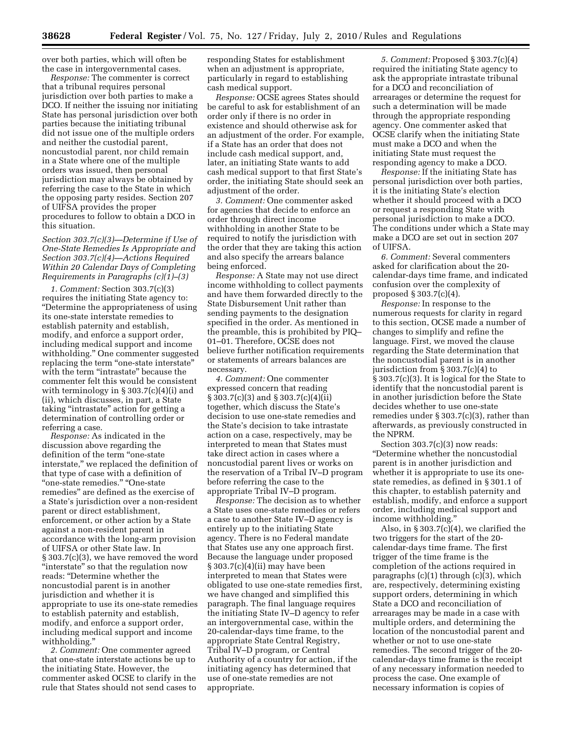over both parties, which will often be the case in intergovernmental cases.

*Response:* The commenter is correct that a tribunal requires personal jurisdiction over both parties to make a DCO. If neither the issuing nor initiating State has personal jurisdiction over both parties because the initiating tribunal did not issue one of the multiple orders and neither the custodial parent, noncustodial parent, nor child remain in a State where one of the multiple orders was issued, then personal jurisdiction may always be obtained by referring the case to the State in which the opposing party resides. Section 207 of UIFSA provides the proper procedures to follow to obtain a DCO in this situation.

### *Section 303.7(c)(3)—Determine if Use of One-State Remedies Is Appropriate and Section 303.7(c)(4)—Actions Required Within 20 Calendar Days of Completing Requirements in Paragraphs (c)(1)–(3)*

*1. Comment:* Section 303.7(c)(3) requires the initiating State agency to: "Determine the appropriateness of using its one-state interstate remedies to establish paternity and establish, modify, and enforce a support order, including medical support and income withholding." One commenter suggested replacing the term "one-state interstate" with the term "intrastate" because the commenter felt this would be consistent with terminology in § 303.7(c)(4)(i) and (ii), which discusses, in part, a State taking "intrastate" action for getting a determination of controlling order or referring a case.

*Response:* As indicated in the discussion above regarding the definition of the term "one-state interstate," we replaced the definition of that type of case with a definition of "one-state remedies." "One-state remedies" are defined as the exercise of a State's jurisdiction over a non-resident parent or direct establishment, enforcement, or other action by a State against a non-resident parent in accordance with the long-arm provision of UIFSA or other State law. In § 303.7(c)(3), we have removed the word "interstate" so that the regulation now reads: "Determine whether the noncustodial parent is in another jurisdiction and whether it is appropriate to use its one-state remedies to establish paternity and establish, modify, and enforce a support order, including medical support and income withholding."

*2. Comment:* One commenter agreed that one-state interstate actions be up to the initiating State. However, the commenter asked OCSE to clarify in the rule that States should not send cases to responding States for establishment when an adjustment is appropriate, particularly in regard to establishing cash medical support.

*Response:* OCSE agrees States should be careful to ask for establishment of an order only if there is no order in existence and should otherwise ask for an adjustment of the order. For example, if a State has an order that does not include cash medical support, and, later, an initiating State wants to add cash medical support to that first State's order, the initiating State should seek an adjustment of the order.

*3. Comment:* One commenter asked for agencies that decide to enforce an order through direct income withholding in another State to be required to notify the jurisdiction with the order that they are taking this action and also specify the arrears balance being enforced.

*Response:* A State may not use direct income withholding to collect payments and have them forwarded directly to the State Disbursement Unit rather than sending payments to the designation specified in the order. As mentioned in the preamble, this is prohibited by PIQ–01–01. Therefore, OCSE does not believe further notification requirements or statements of arrears balances are necessary.

*4. Comment:* One commenter expressed concern that reading § 303.7(c)(3) and § 303.7(c)(4)(ii) together, which discuss the State's decision to use one-state remedies and the State's decision to take intrastate action on a case, respectively, may be interpreted to mean that States must take direct action in cases where a noncustodial parent lives or works on the reservation of a Tribal IV–D program before referring the case to the appropriate Tribal IV–D program.

*Response:* The decision as to whether a State uses one-state remedies or refers a case to another State IV–D agency is entirely up to the initiating State agency. There is no Federal mandate that States use any one approach first. Because the language under proposed § 303.7(c)(4)(ii) may have been interpreted to mean that States were obligated to use one-state remedies first, we have changed and simplified this paragraph. The final language requires the initiating State IV–D agency to refer an intergovernmental case, within the 20-calendar-days time frame, to the appropriate State Central Registry, Tribal IV–D program, or Central Authority of a country for action, if the initiating agency has determined that use of one-state remedies are not appropriate.

*5. Comment:* Proposed § 303.7(c)(4) required the initiating State agency to ask the appropriate intrastate tribunal for a DCO and reconciliation of arrearages or determine the request for such a determination will be made through the appropriate responding agency. One commenter asked that OCSE clarify when the initiating State must make a DCO and when the initiating State must request the responding agency to make a DCO.

*Response:* If the initiating State has personal jurisdiction over both parties, it is the initiating State's election whether it should proceed with a DCO or request a responding State with personal jurisdiction to make a DCO. The conditions under which a State may make a DCO are set out in section 207 of UIFSA.

*6. Comment:* Several commenters asked for clarification about the 20-calendar-days time frame, and indicated confusion over the complexity of proposed § 303.7(c)(4).

*Response:* In response to the numerous requests for clarity in regard to this section, OCSE made a number of changes to simplify and refine the language. First, we moved the clause regarding the State determination that the noncustodial parent is in another jurisdiction from § 303.7(c)(4) to § 303.7(c)(3). It is logical for the State to identify that the noncustodial parent is in another jurisdiction before the State decides whether to use one-state remedies under § 303.7(c)(3), rather than afterwards, as previously constructed in the NPRM.

Section 303.7(c)(3) now reads: "Determine whether the noncustodial parent is in another jurisdiction and whether it is appropriate to use its one-state remedies, as defined in § 301.1 of this chapter, to establish paternity and establish, modify, and enforce a support order, including medical support and income withholding."

Also, in § 303.7(c)(4), we clarified the two triggers for the start of the 20-calendar-days time frame. The first trigger of the time frame is the completion of the actions required in paragraphs (c)(1) through (c)(3), which are, respectively, determining existing support orders, determining in which State a DCO and reconciliation of arrearages may be made in a case with multiple orders, and determining the location of the noncustodial parent and whether or not to use one-state remedies. The second trigger of the 20-calendar-days time frame is the receipt of any necessary information needed to process the case. One example of necessary information is copies of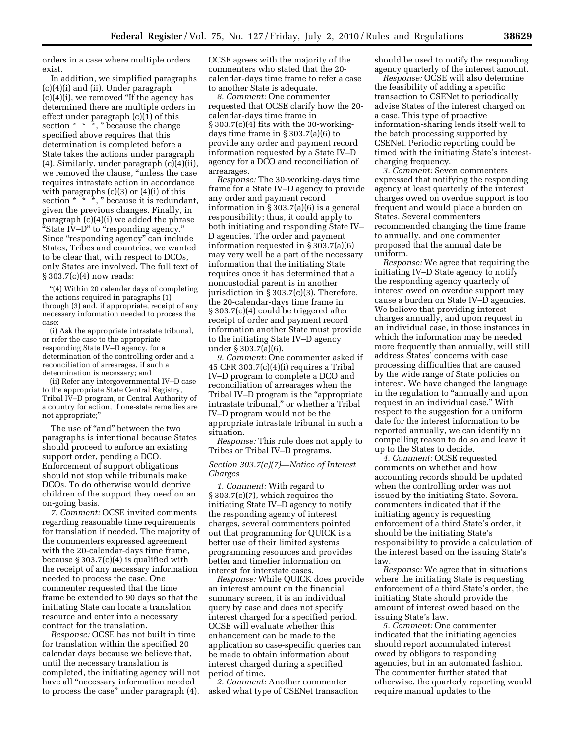orders in a case where multiple orders exist.

In addition, we simplified paragraphs (c)(4)(i) and (ii). Under paragraph (c)(4)(i), we removed "If the agency has determined there are multiple orders in effect under paragraph (c)(1) of this section * * *," because the change specified above requires that this determination is completed before a State takes the actions under paragraph (4). Similarly, under paragraph (c)(4)(ii), we removed the clause, "unless the case requires intrastate action in accordance with paragraphs (c)(3) or (4)(i) of this section * * *," because it is redundant, given the previous changes. Finally, in paragraph (c)(4)(i) we added the phrase "State IV–D" to "responding agency." Since "responding agency" can include States, Tribes and countries, we wanted to be clear that, with respect to DCOs, only States are involved. The full text of § 303.7(c)(4) now reads:

> "(4) Within 20 calendar days of completing the actions required in paragraphs (1) through (3) and, if appropriate, receipt of any necessary information needed to process the case:
>
> (i) Ask the appropriate intrastate tribunal, or refer the case to the appropriate responding State IV–D agency, for a determination of the controlling order and a reconciliation of arrearages, if such a determination is necessary; and
>
> (ii) Refer any intergovernmental IV–D case to the appropriate State Central Registry, Tribal IV–D program, or Central Authority of a country for action, if one-state remedies are not appropriate;"

The use of "and" between the two paragraphs is intentional because States should proceed to enforce an existing support order, pending a DCO. Enforcement of support obligations should not stop while tribunals make DCOs. To do otherwise would deprive children of the support they need on an on-going basis.

*7. Comment:* OCSE invited comments regarding reasonable time requirements for translation if needed. The majority of the commenters expressed agreement with the 20-calendar-days time frame, because § 303.7(c)(4) is qualified with the receipt of any necessary information needed to process the case. One commenter requested that the time frame be extended to 90 days so that the initiating State can locate a translation resource and enter into a necessary contract for the translation.

*Response:* OCSE has not built in time for translation within the specified 20 calendar days because we believe that, until the necessary translation is completed, the initiating agency will not have all "necessary information needed to process the case" under paragraph (4). OCSE agrees with the majority of the commenters who stated that the 20-calendar-days time frame to refer a case to another State is adequate.

*8. Comment:* One commenter requested that OCSE clarify how the 20-calendar-days time frame in § 303.7(c)(4) fits with the 30-working-days time frame in § 303.7(a)(6) to provide any order and payment record information requested by a State IV–D agency for a DCO and reconciliation of arrearages.

*Response:* The 30-working-days time frame for a State IV–D agency to provide any order and payment record information in § 303.7(a)(6) is a general responsibility; thus, it could apply to both initiating and responding State IV–D agencies. The order and payment information requested in § 303.7(a)(6) may very well be a part of the necessary information that the initiating State requires once it has determined that a noncustodial parent is in another jurisdiction in § 303.7(c)(3). Therefore, the 20-calendar-days time frame in § 303.7(c)(4) could be triggered after receipt of order and payment record information another State must provide to the initiating State IV–D agency under § 303.7(a)(6).

*9. Comment:* One commenter asked if 45 CFR 303.7(c)(4)(i) requires a Tribal IV–D program to complete a DCO and reconciliation of arrearages when the Tribal IV–D program is the "appropriate intrastate tribunal," or whether a Tribal IV–D program would not be the appropriate intrastate tribunal in such a situation.

*Response:* This rule does not apply to Tribes or Tribal IV–D programs.

*Section 303.7(c)(7)—Notice of Interest Charges*

*1. Comment:* With regard to § 303.7(c)(7), which requires the initiating State IV–D agency to notify the responding agency of interest charges, several commenters pointed out that programming for QUICK is a better use of their limited systems programming resources and provides better and timelier information on interest for interstate cases.

*Response:* While QUICK does provide an interest amount on the financial summary screen, it is an individual query by case and does not specify interest charged for a specified period. OCSE will evaluate whether this enhancement can be made to the application so case-specific queries can be made to obtain information about interest charged during a specified period of time.

*2. Comment:* Another commenter asked what type of CSENet transaction should be used to notify the responding agency quarterly of the interest amount.

*Response:* OCSE will also determine the feasibility of adding a specific transaction to CSENet to periodically advise States of the interest charged on a case. This type of proactive information-sharing lends itself well to the batch processing supported by CSENet. Periodic reporting could be timed with the initiating State's interest-charging frequency.

*3. Comment:* Seven commenters expressed that notifying the responding agency at least quarterly of the interest charges owed on overdue support is too frequent and would place a burden on States. Several commenters recommended changing the time frame to annually, and one commenter proposed that the annual date be uniform.

*Response:* We agree that requiring the initiating IV–D State agency to notify the responding agency quarterly of interest owed on overdue support may cause a burden on State IV–D agencies. We believe that providing interest charges annually, and upon request in an individual case, in those instances in which the information may be needed more frequently than annually, will still address States' concerns with case processing difficulties that are caused by the wide range of State policies on interest. We have changed the language in the regulation to "annually and upon request in an individual case." With respect to the suggestion for a uniform date for the interest information to be reported annually, we can identify no compelling reason to do so and leave it up to the States to decide.

*4. Comment:* OCSE requested comments on whether and how accounting records should be updated when the controlling order was not issued by the initiating State. Several commenters indicated that if the initiating agency is requesting enforcement of a third State's order, it should be the initiating State's responsibility to provide a calculation of the interest based on the issuing State's law.

*Response:* We agree that in situations where the initiating State is requesting enforcement of a third State's order, the initiating State should provide the amount of interest owed based on the issuing State's law.

*5. Comment:* One commenter indicated that the initiating agencies should report accumulated interest owed by obligors to responding agencies, but in an automated fashion. The commenter further stated that otherwise, the quarterly reporting would require manual updates to the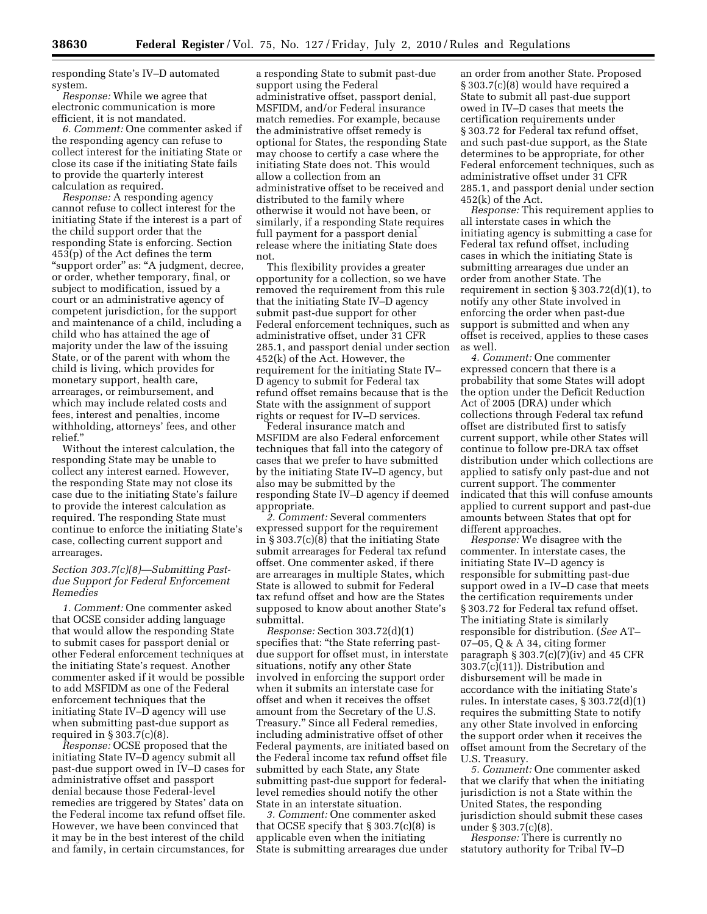responding State's IV–D automated system.

*Response:* While we agree that electronic communication is more efficient, it is not mandated.

*6. Comment:* One commenter asked if the responding agency can refuse to collect interest for the initiating State or close its case if the initiating State fails to provide the quarterly interest calculation as required.

*Response:* A responding agency cannot refuse to collect interest for the initiating State if the interest is a part of the child support order that the responding State is enforcing. Section 453(p) of the Act defines the term "support order" as: "A judgment, decree, or order, whether temporary, final, or subject to modification, issued by a court or an administrative agency of competent jurisdiction, for the support and maintenance of a child, including a child who has attained the age of majority under the law of the issuing State, or of the parent with whom the child is living, which provides for monetary support, health care, arrearages, or reimbursement, and which may include related costs and fees, interest and penalties, income withholding, attorneys' fees, and other relief."

Without the interest calculation, the responding State may be unable to collect any interest earned. However, the responding State may not close its case due to the initiating State's failure to provide the interest calculation as required. The responding State must continue to enforce the initiating State's case, collecting current support and arrearages.

### *Section 303.7(c)(8)—Submitting Past-due Support for Federal Enforcement Remedies*

*1. Comment:* One commenter asked that OCSE consider adding language that would allow the responding State to submit cases for passport denial or other Federal enforcement techniques at the initiating State's request. Another commenter asked if it would be possible to add MSFIDM as one of the Federal enforcement techniques that the initiating State IV–D agency will use when submitting past-due support as required in § 303.7(c)(8).

*Response:* OCSE proposed that the initiating State IV–D agency submit all past-due support owed in IV–D cases for administrative offset and passport denial because those Federal-level remedies are triggered by States' data on the Federal income tax refund offset file. However, we have been convinced that it may be in the best interest of the child and family, in certain circumstances, for a responding State to submit past-due support using the Federal administrative offset, passport denial, MSFIDM, and/or Federal insurance match remedies. For example, because the administrative offset remedy is optional for States, the responding State may choose to certify a case where the initiating State does not. This would allow a collection from an administrative offset to be received and distributed to the family where otherwise it would not have been, or similarly, if a responding State requires full payment for a passport denial release where the initiating State does not.

This flexibility provides a greater opportunity for a collection, so we have removed the requirement from this rule that the initiating State IV–D agency submit past-due support for other Federal enforcement techniques, such as administrative offset, under 31 CFR 285.1, and passport denial under section 452(k) of the Act. However, the requirement for the initiating State IV–D agency to submit for Federal tax refund offset remains because that is the State with the assignment of support rights or request for IV–D services.

Federal insurance match and MSFIDM are also Federal enforcement techniques that fall into the category of cases that we prefer to have submitted by the initiating State IV–D agency, but also may be submitted by the responding State IV–D agency if deemed appropriate.

*2. Comment:* Several commenters expressed support for the requirement in § 303.7(c)(8) that the initiating State submit arrearages for Federal tax refund offset. One commenter asked, if there are arrearages in multiple States, which State is allowed to submit for Federal tax refund offset and how are the States supposed to know about another State's submittal.

*Response:* Section 303.72(d)(1) specifies that: "the State referring past-due support for offset must, in interstate situations, notify any other State involved in enforcing the support order when it submits an interstate case for offset and when it receives the offset amount from the Secretary of the U.S. Treasury." Since all Federal remedies, including administrative offset of other Federal payments, are initiated based on the Federal income tax refund offset file submitted by each State, any State submitting past-due support for federal-level remedies should notify the other State in an interstate situation.

*3. Comment:* One commenter asked that OCSE specify that § 303.7(c)(8) is applicable even when the initiating State is submitting arrearages due under an order from another State. Proposed § 303.7(c)(8) would have required a State to submit all past-due support owed in IV–D cases that meets the certification requirements under § 303.72 for Federal tax refund offset, and such past-due support, as the State determines to be appropriate, for other Federal enforcement techniques, such as administrative offset under 31 CFR 285.1, and passport denial under section 452(k) of the Act.

*Response:* This requirement applies to all interstate cases in which the initiating agency is submitting a case for Federal tax refund offset, including cases in which the initiating State is submitting arrearages due under an order from another State. The requirement in section § 303.72(d)(1), to notify any other State involved in enforcing the order when past-due support is submitted and when any offset is received, applies to these cases as well.

*4. Comment:* One commenter expressed concern that there is a probability that some States will adopt the option under the Deficit Reduction Act of 2005 (DRA) under which collections through Federal tax refund offset are distributed first to satisfy current support, while other States will continue to follow pre-DRA tax offset distribution under which collections are applied to satisfy only past-due and not current support. The commenter indicated that this will confuse amounts applied to current support and past-due amounts between States that opt for different approaches.

*Response:* We disagree with the commenter. In interstate cases, the initiating State IV–D agency is responsible for submitting past-due support owed in a IV–D case that meets the certification requirements under § 303.72 for Federal tax refund offset. The initiating State is similarly responsible for distribution. (*See* AT–07–05, Q & A 34, citing former paragraph § 303.7(c)(7)(iv) and 45 CFR 303.7(c)(11)). Distribution and disbursement will be made in accordance with the initiating State's rules. In interstate cases, § 303.72(d)(1) requires the submitting State to notify any other State involved in enforcing the support order when it receives the offset amount from the Secretary of the U.S. Treasury.

*5. Comment:* One commenter asked that we clarify that when the initiating jurisdiction is not a State within the United States, the responding jurisdiction should submit these cases under § 303.7(c)(8).

*Response:* There is currently no statutory authority for Tribal IV–D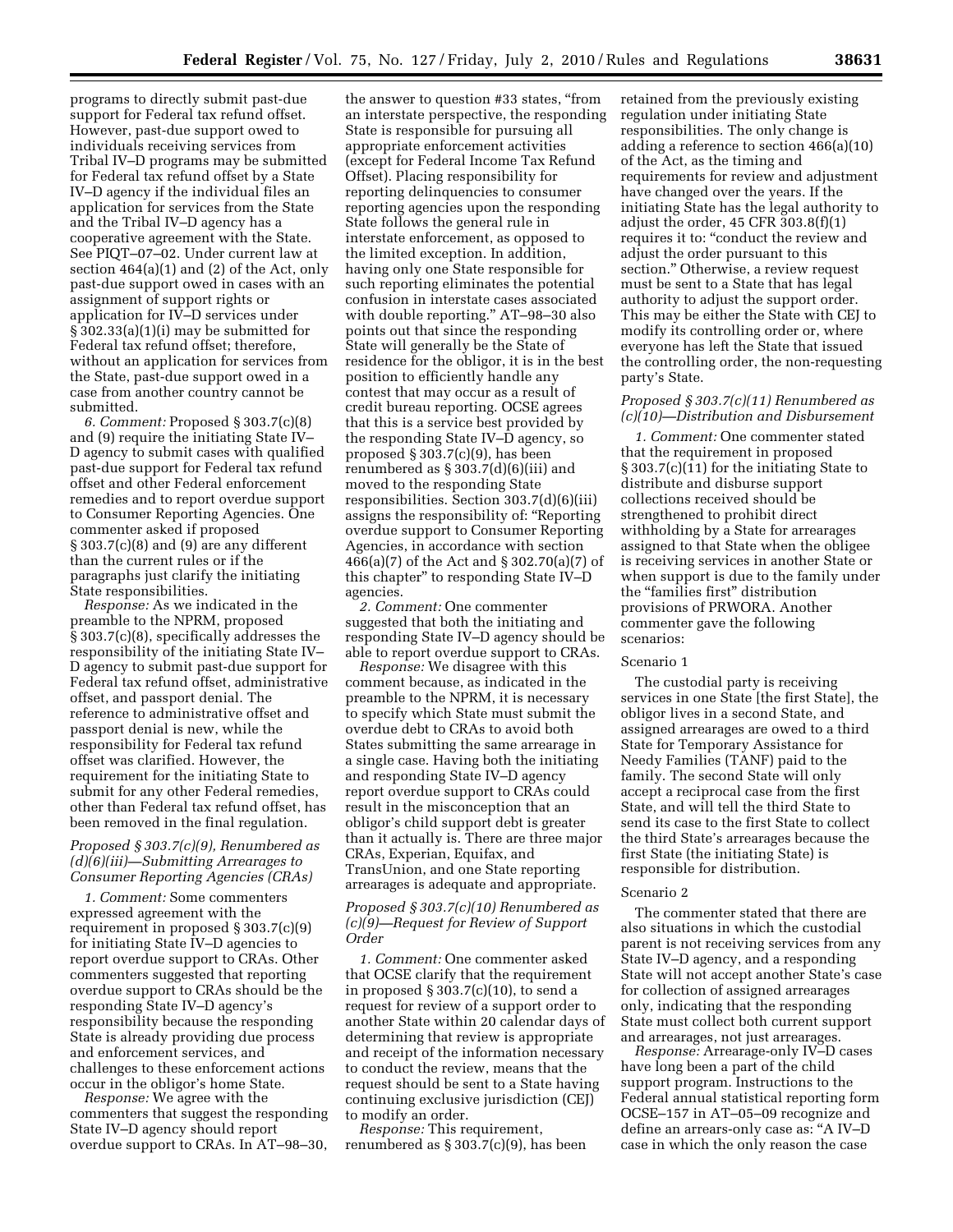programs to directly submit past-due support for Federal tax refund offset. However, past-due support owed to individuals receiving services from Tribal IV–D programs may be submitted for Federal tax refund offset by a State IV–D agency if the individual files an application for services from the State and the Tribal IV–D agency has a cooperative agreement with the State. See PIQT–07–02. Under current law at section 464(a)(1) and (2) of the Act, only past-due support owed in cases with an assignment of support rights or application for IV–D services under § 302.33(a)(1)(i) may be submitted for Federal tax refund offset; therefore, without an application for services from the State, past-due support owed in a case from another country cannot be submitted.

*6. Comment:* Proposed § 303.7(c)(8) and (9) require the initiating State IV–D agency to submit cases with qualified past-due support for Federal tax refund offset and other Federal enforcement remedies and to report overdue support to Consumer Reporting Agencies. One commenter asked if proposed § 303.7(c)(8) and (9) are any different than the current rules or if the paragraphs just clarify the initiating State responsibilities.

*Response:* As we indicated in the preamble to the NPRM, proposed § 303.7(c)(8), specifically addresses the responsibility of the initiating State IV–D agency to submit past-due support for Federal tax refund offset, administrative offset, and passport denial. The reference to administrative offset and passport denial is new, while the responsibility for Federal tax refund offset was clarified. However, the requirement for the initiating State to submit for any other Federal remedies, other than Federal tax refund offset, has been removed in the final regulation.

### *Proposed § 303.7(c)(9), Renumbered as (d)(6)(iii)—Submitting Arrearages to Consumer Reporting Agencies (CRAs)*

*1. Comment:* Some commenters expressed agreement with the requirement in proposed § 303.7(c)(9) for initiating State IV–D agencies to report overdue support to CRAs. Other commenters suggested that reporting overdue support to CRAs should be the responding State IV–D agency's responsibility because the responding State is already providing due process and enforcement services, and challenges to these enforcement actions occur in the obligor's home State.

*Response:* We agree with the commenters that suggest the responding State IV–D agency should report overdue support to CRAs. In AT–98–30, the answer to question #33 states, "from an interstate perspective, the responding State is responsible for pursuing all appropriate enforcement activities (except for Federal Income Tax Refund Offset). Placing responsibility for reporting delinquencies to consumer reporting agencies upon the responding State follows the general rule in interstate enforcement, as opposed to the limited exception. In addition, having only one State responsible for such reporting eliminates the potential confusion in interstate cases associated with double reporting." AT–98–30 also points out that since the responding State will generally be the State of residence for the obligor, it is in the best position to efficiently handle any contest that may occur as a result of credit bureau reporting. OCSE agrees that this is a service best provided by the responding State IV–D agency, so proposed § 303.7(c)(9), has been renumbered as § 303.7(d)(6)(iii) and moved to the responding State responsibilities. Section 303.7(d)(6)(iii) assigns the responsibility of: "Reporting overdue support to Consumer Reporting Agencies, in accordance with section 466(a)(7) of the Act and § 302.70(a)(7) of this chapter" to responding State IV–D agencies.

*2. Comment:* One commenter suggested that both the initiating and responding State IV–D agency should be able to report overdue support to CRAs.

*Response:* We disagree with this comment because, as indicated in the preamble to the NPRM, it is necessary to specify which State must submit the overdue debt to CRAs to avoid both States submitting the same arrearage in a single case. Having both the initiating and responding State IV–D agency report overdue support to CRAs could result in the misconception that an obligor's child support debt is greater than it actually is. There are three major CRAs, Experian, Equifax, and TransUnion, and one State reporting arrearages is adequate and appropriate.

### *Proposed § 303.7(c)(10) Renumbered as (c)(9)—Request for Review of Support Order*

*1. Comment:* One commenter asked that OCSE clarify that the requirement in proposed § 303.7(c)(10), to send a request for review of a support order to another State within 20 calendar days of determining that review is appropriate and receipt of the information necessary to conduct the review, means that the request should be sent to a State having continuing exclusive jurisdiction (CEJ) to modify an order.

*Response:* This requirement, renumbered as § 303.7(c)(9), has been retained from the previously existing regulation under initiating State responsibilities. The only change is adding a reference to section 466(a)(10) of the Act, as the timing and requirements for review and adjustment have changed over the years. If the initiating State has the legal authority to adjust the order, 45 CFR 303.8(f)(1) requires it to: "conduct the review and adjust the order pursuant to this section." Otherwise, a review request must be sent to a State that has legal authority to adjust the support order. This may be either the State with CEJ to modify its controlling order or, where everyone has left the State that issued the controlling order, the non-requesting party's State.

### *Proposed § 303.7(c)(11) Renumbered as (c)(10)—Distribution and Disbursement*

*1. Comment:* One commenter stated that the requirement in proposed § 303.7(c)(11) for the initiating State to distribute and disburse support collections received should be strengthened to prohibit direct withholding by a State for arrearages assigned to that State when the obligee is receiving services in another State or when support is due to the family under the "families first" distribution provisions of PRWORA. Another commenter gave the following scenarios:

Scenario 1

The custodial party is receiving services in one State [the first State], the obligor lives in a second State, and assigned arrearages are owed to a third State for Temporary Assistance for Needy Families (TANF) paid to the family. The second State will only accept a reciprocal case from the first State, and will tell the third State to send its case to the first State to collect the third State's arrearages because the first State (the initiating State) is responsible for distribution.

Scenario 2

The commenter stated that there are also situations in which the custodial parent is not receiving services from any State IV–D agency, and a responding State will not accept another State's case for collection of assigned arrearages only, indicating that the responding State must collect both current support and arrearages, not just arrearages.

*Response:* Arrearage-only IV–D cases have long been a part of the child support program. Instructions to the Federal annual statistical reporting form OCSE–157 in AT–05–09 recognize and define an arrears-only case as: "A IV–D case in which the only reason the case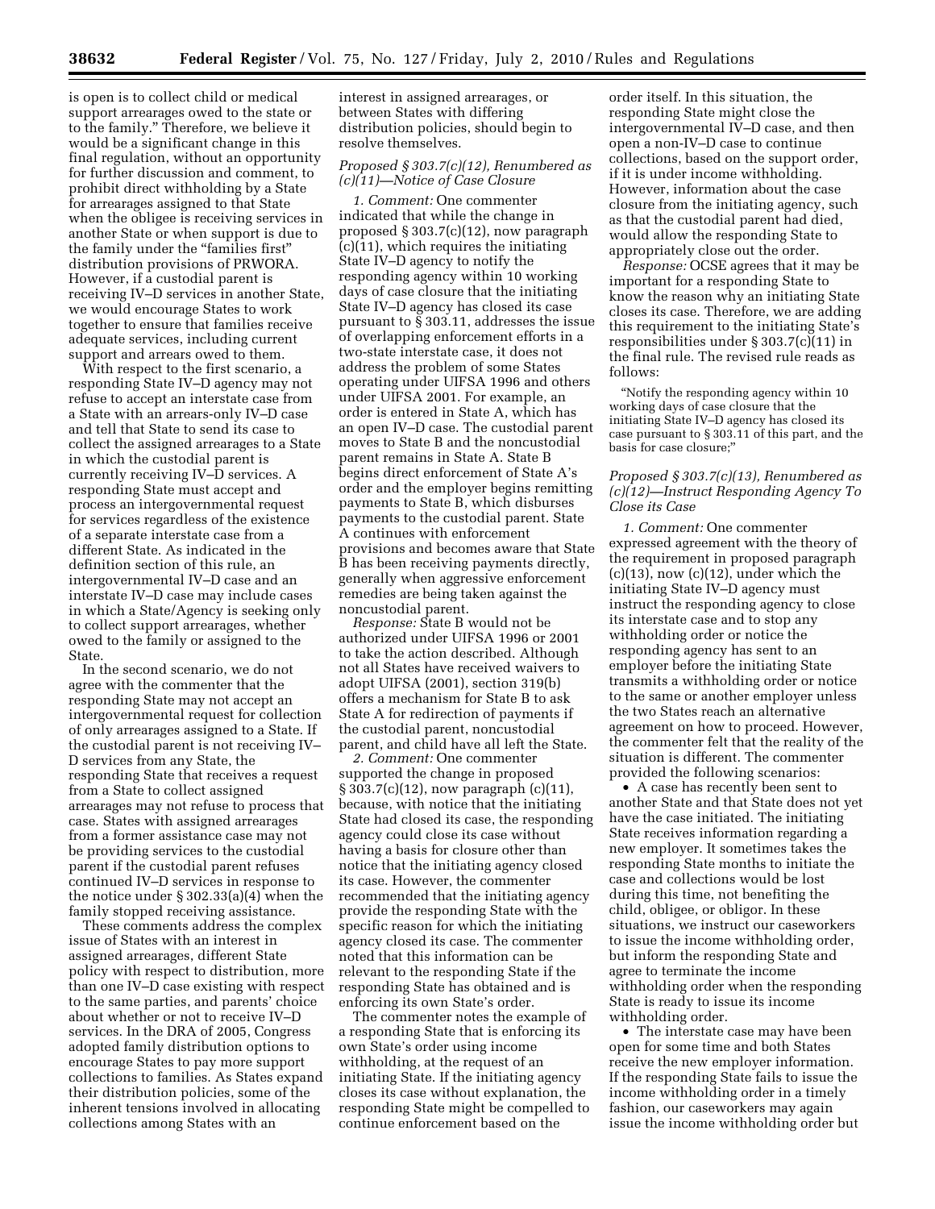is open is to collect child or medical support arrearages owed to the state or to the family." Therefore, we believe it would be a significant change in this final regulation, without an opportunity for further discussion and comment, to prohibit direct withholding by a State for arrearages assigned to that State when the obligee is receiving services in another State or when support is due to the family under the "families first" distribution provisions of PRWORA. However, if a custodial parent is receiving IV–D services in another State, we would encourage States to work together to ensure that families receive adequate services, including current support and arrears owed to them.

With respect to the first scenario, a responding State IV–D agency may not refuse to accept an interstate case from a State with an arrears-only IV–D case and tell that State to send its case to collect the assigned arrearages to a State in which the custodial parent is currently receiving IV–D services. A responding State must accept and process an intergovernmental request for services regardless of the existence of a separate interstate case from a different State. As indicated in the definition section of this rule, an intergovernmental IV–D case and an interstate IV–D case may include cases in which a State/Agency is seeking only to collect support arrearages, whether owed to the family or assigned to the State.

In the second scenario, we do not agree with the commenter that the responding State may not accept an intergovernmental request for collection of only arrearages assigned to a State. If the custodial parent is not receiving IV–D services from any State, the responding State that receives a request from a State to collect assigned arrearages may not refuse to process that case. States with assigned arrearages from a former assistance case may not be providing services to the custodial parent if the custodial parent refuses continued IV–D services in response to the notice under § 302.33(a)(4) when the family stopped receiving assistance.

These comments address the complex issue of States with an interest in assigned arrearages, different State policy with respect to distribution, more than one IV–D case existing with respect to the same parties, and parents' choice about whether or not to receive IV–D services. In the DRA of 2005, Congress adopted family distribution options to encourage States to pay more support collections to families. As States expand their distribution policies, some of the inherent tensions involved in allocating collections among States with an interest in assigned arrearages, or between States with differing distribution policies, should begin to resolve themselves.

### *Proposed § 303.7(c)(12), Renumbered as (c)(11)—Notice of Case Closure*

*1. Comment:* One commenter indicated that while the change in proposed § 303.7(c)(12), now paragraph (c)(11), which requires the initiating State IV–D agency to notify the responding agency within 10 working days of case closure that the initiating State IV–D agency has closed its case pursuant to § 303.11, addresses the issue of overlapping enforcement efforts in a two-state interstate case, it does not address the problem of some States operating under UIFSA 1996 and others under UIFSA 2001. For example, an order is entered in State A, which has an open IV–D case. The custodial parent moves to State B and the noncustodial parent remains in State A. State B begins direct enforcement of State A's order and the employer begins remitting payments to State B, which disburses payments to the custodial parent. State A continues with enforcement provisions and becomes aware that State B has been receiving payments directly, generally when aggressive enforcement remedies are being taken against the noncustodial parent.

*Response:* State B would not be authorized under UIFSA 1996 or 2001 to take the action described. Although not all States have received waivers to adopt UIFSA (2001), section 319(b) offers a mechanism for State B to ask State A for redirection of payments if the custodial parent, noncustodial parent, and child have all left the State.

*2. Comment:* One commenter supported the change in proposed § 303.7(c)(12), now paragraph (c)(11), because, with notice that the initiating State had closed its case, the responding agency could close its case without having a basis for closure other than notice that the initiating agency closed its case. However, the commenter recommended that the initiating agency provide the responding State with the specific reason for which the initiating agency closed its case. The commenter noted that this information can be relevant to the responding State if the responding State has obtained and is enforcing its own State's order.

The commenter notes the example of a responding State that is enforcing its own State's order using income withholding, at the request of an initiating State. If the initiating agency closes its case without explanation, the responding State might be compelled to continue enforcement based on the order itself. In this situation, the responding State might close the intergovernmental IV–D case, and then open a non-IV–D case to continue collections, based on the support order, if it is under income withholding. However, information about the case closure from the initiating agency, such as that the custodial parent had died, would allow the responding State to appropriately close out the order.

*Response:* OCSE agrees that it may be important for a responding State to know the reason why an initiating State closes its case. Therefore, we are adding this requirement to the initiating State's responsibilities under § 303.7(c)(11) in the final rule. The revised rule reads as follows:

> "Notify the responding agency within 10 working days of case closure that the initiating State IV–D agency has closed its case pursuant to § 303.11 of this part, and the basis for case closure;"

### *Proposed § 303.7(c)(13), Renumbered as (c)(12)—Instruct Responding Agency To Close its Case*

*1. Comment:* One commenter expressed agreement with the theory of the requirement in proposed paragraph (c)(13), now (c)(12), under which the initiating State IV–D agency must instruct the responding agency to close its interstate case and to stop any withholding order or notice the responding agency has sent to an employer before the initiating State transmits a withholding order or notice to the same or another employer unless the two States reach an alternative agreement on how to proceed. However, the commenter felt that the reality of the situation is different. The commenter provided the following scenarios:

- A case has recently been sent to another State and that State does not yet have the case initiated. The initiating State receives information regarding a new employer. It sometimes takes the responding State months to initiate the case and collections would be lost during this time, not benefiting the child, obligee, or obligor. In these situations, we instruct our caseworkers to issue the income withholding order, but inform the responding State and agree to terminate the income withholding order when the responding State is ready to issue its income withholding order.
- The interstate case may have been open for some time and both States receive the new employer information. If the responding State fails to issue the income withholding order in a timely fashion, our caseworkers may again issue the income withholding order but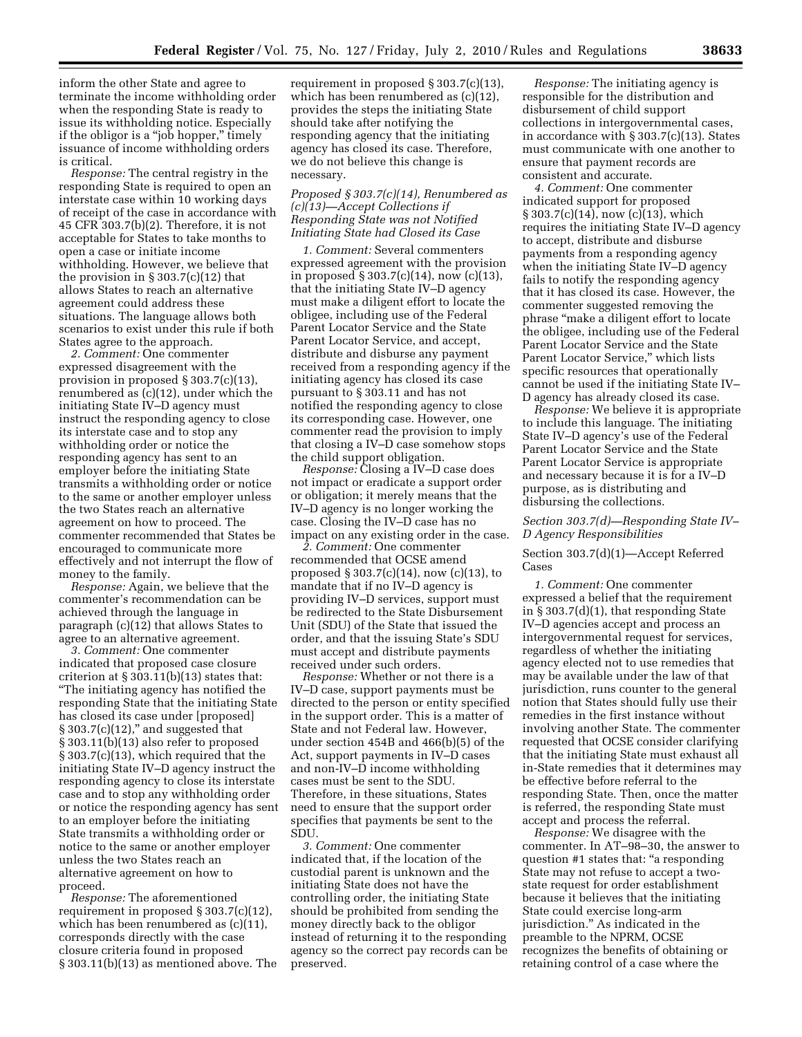inform the other State and agree to terminate the income withholding order when the responding State is ready to issue its withholding notice. Especially if the obligor is a "job hopper," timely issuance of income withholding orders is critical.

*Response:* The central registry in the responding State is required to open an interstate case within 10 working days of receipt of the case in accordance with 45 CFR 303.7(b)(2). Therefore, it is not acceptable for States to take months to open a case or initiate income withholding. However, we believe that the provision in § 303.7(c)(12) that allows States to reach an alternative agreement could address these situations. The language allows both scenarios to exist under this rule if both States agree to the approach.

*2. Comment:* One commenter expressed disagreement with the provision in proposed § 303.7(c)(13), renumbered as (c)(12), under which the initiating State IV–D agency must instruct the responding agency to close its interstate case and to stop any withholding order or notice the responding agency has sent to an employer before the initiating State transmits a withholding order or notice to the same or another employer unless the two States reach an alternative agreement on how to proceed. The commenter recommended that States be encouraged to communicate more effectively and not interrupt the flow of money to the family.

*Response:* Again, we believe that the commenter's recommendation can be achieved through the language in paragraph (c)(12) that allows States to agree to an alternative agreement.

*3. Comment:* One commenter indicated that proposed case closure criterion at § 303.11(b)(13) states that: "The initiating agency has notified the responding State that the initiating State has closed its case under [proposed] § 303.7(c)(12)," and suggested that § 303.11(b)(13) also refer to proposed § 303.7(c)(13), which required that the initiating State IV–D agency instruct the responding agency to close its interstate case and to stop any withholding order or notice the responding agency has sent to an employer before the initiating State transmits a withholding order or notice to the same or another employer unless the two States reach an alternative agreement on how to proceed.

*Response:* The aforementioned requirement in proposed § 303.7(c)(12), which has been renumbered as (c)(11), corresponds directly with the case closure criteria found in proposed § 303.11(b)(13) as mentioned above. The requirement in proposed § 303.7(c)(13), which has been renumbered as (c)(12), provides the steps the initiating State should take after notifying the responding agency that the initiating agency has closed its case. Therefore, we do not believe this change is necessary.

*Proposed § 303.7(c)(14), Renumbered as (c)(13)—Accept Collections if Responding State was not Notified Initiating State had Closed its Case*

*1. Comment:* Several commenters expressed agreement with the provision in proposed § 303.7(c)(14), now (c)(13), that the initiating State IV–D agency must make a diligent effort to locate the obligee, including use of the Federal Parent Locator Service and the State Parent Locator Service, and accept, distribute and disburse any payment received from a responding agency if the initiating agency has closed its case pursuant to § 303.11 and has not notified the responding agency to close its corresponding case. However, one commenter read the provision to imply that closing a IV–D case somehow stops the child support obligation.

*Response:* Closing a IV–D case does not impact or eradicate a support order or obligation; it merely means that the IV–D agency is no longer working the case. Closing the IV–D case has no impact on any existing order in the case.

*2. Comment:* One commenter recommended that OCSE amend proposed § 303.7(c)(14), now (c)(13), to mandate that if no IV–D agency is providing IV–D services, support must be redirected to the State Disbursement Unit (SDU) of the State that issued the order, and that the issuing State's SDU must accept and distribute payments received under such orders.

*Response:* Whether or not there is a IV–D case, support payments must be directed to the person or entity specified in the support order. This is a matter of State and not Federal law. However, under section 454B and 466(b)(5) of the Act, support payments in IV–D cases and non-IV–D income withholding cases must be sent to the SDU. Therefore, in these situations, States need to ensure that the support order specifies that payments be sent to the SDU.

*3. Comment:* One commenter indicated that, if the location of the custodial parent is unknown and the initiating State does not have the controlling order, the initiating State should be prohibited from sending the money directly back to the obligor instead of returning it to the responding agency so the correct pay records can be preserved.

*Response:* The initiating agency is responsible for the distribution and disbursement of child support collections in intergovernmental cases, in accordance with § 303.7(c)(13). States must communicate with one another to ensure that payment records are consistent and accurate.

*4. Comment:* One commenter indicated support for proposed § 303.7(c)(14), now (c)(13), which requires the initiating State IV–D agency to accept, distribute and disburse payments from a responding agency when the initiating State IV–D agency fails to notify the responding agency that it has closed its case. However, the commenter suggested removing the phrase "make a diligent effort to locate the obligee, including use of the Federal Parent Locator Service and the State Parent Locator Service," which lists specific resources that operationally cannot be used if the initiating State IV–D agency has already closed its case.

*Response:* We believe it is appropriate to include this language. The initiating State IV–D agency's use of the Federal Parent Locator Service and the State Parent Locator Service is appropriate and necessary because it is for a IV–D purpose, as is distributing and disbursing the collections.

*Section 303.7(d)—Responding State IV–D Agency Responsibilities*

Section 303.7(d)(1)—Accept Referred Cases

*1. Comment:* One commenter expressed a belief that the requirement in § 303.7(d)(1), that responding State IV–D agencies accept and process an intergovernmental request for services, regardless of whether the initiating agency elected not to use remedies that may be available under the law of that jurisdiction, runs counter to the general notion that States should fully use their remedies in the first instance without involving another State. The commenter requested that OCSE consider clarifying that the initiating State must exhaust all in-State remedies that it determines may be effective before referral to the responding State. Then, once the matter is referred, the responding State must accept and process the referral.

*Response:* We disagree with the commenter. In AT–98–30, the answer to question #1 states that: "a responding State may not refuse to accept a two-state request for order establishment because it believes that the initiating State could exercise long-arm jurisdiction." As indicated in the preamble to the NPRM, OCSE recognizes the benefits of obtaining or retaining control of a case where the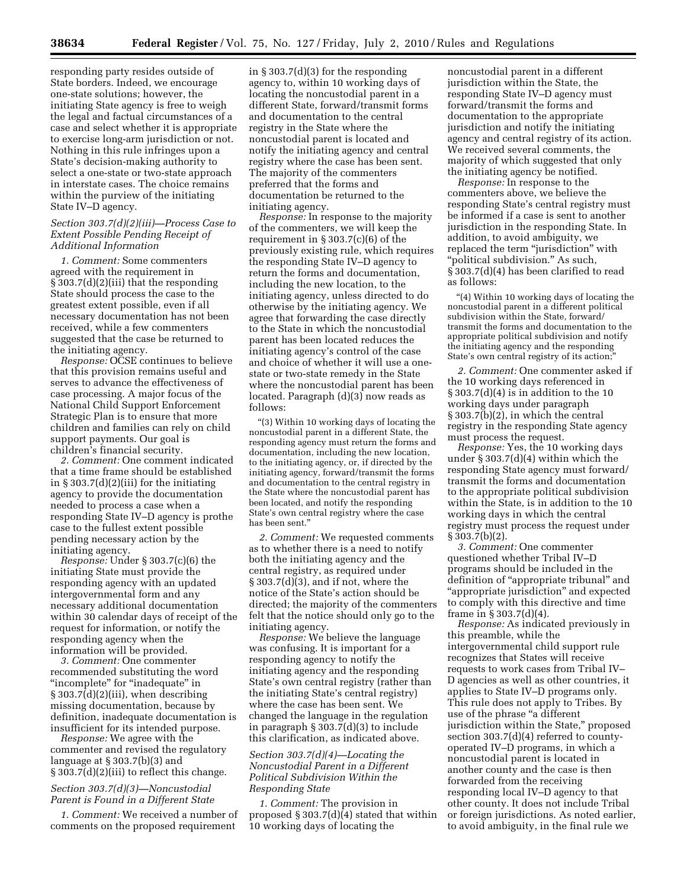responding party resides outside of State borders. Indeed, we encourage one-state solutions; however, the initiating State agency is free to weigh the legal and factual circumstances of a case and select whether it is appropriate to exercise long-arm jurisdiction or not. Nothing in this rule infringes upon a State's decision-making authority to select a one-state or two-state approach in interstate cases. The choice remains within the purview of the initiating State IV–D agency.

*Section 303.7(d)(2)(iii)—Process Case to Extent Possible Pending Receipt of Additional Information*

*1. Comment:* Some commenters agreed with the requirement in § 303.7(d)(2)(iii) that the responding State should process the case to the greatest extent possible, even if all necessary documentation has not been received, while a few commenters suggested that the case be returned to the initiating agency.

*Response:* OCSE continues to believe that this provision remains useful and serves to advance the effectiveness of case processing. A major focus of the National Child Support Enforcement Strategic Plan is to ensure that more children and families can rely on child support payments. Our goal is children's financial security.

*2. Comment:* One comment indicated that a time frame should be established in § 303.7(d)(2)(iii) for the initiating agency to provide the documentation needed to process a case when a responding State IV–D agency is prothe case to the fullest extent possible pending necessary action by the initiating agency.

*Response:* Under § 303.7(c)(6) the initiating State must provide the responding agency with an updated intergovernmental form and any necessary additional documentation within 30 calendar days of receipt of the request for information, or notify the responding agency when the information will be provided.

*3. Comment:* One commenter recommended substituting the word "incomplete" for "inadequate" in § 303.7(d)(2)(iii), when describing missing documentation, because by definition, inadequate documentation is insufficient for its intended purpose.

*Response:* We agree with the commenter and revised the regulatory language at § 303.7(b)(3) and § 303.7(d)(2)(iii) to reflect this change.

*Section 303.7(d)(3)—Noncustodial Parent is Found in a Different State*

*1. Comment:* We received a number of comments on the proposed requirement in § 303.7(d)(3) for the responding agency to, within 10 working days of locating the noncustodial parent in a different State, forward/transmit forms and documentation to the central registry in the State where the noncustodial parent is located and notify the initiating agency and central registry where the case has been sent. The majority of the commenters preferred that the forms and documentation be returned to the initiating agency.

*Response:* In response to the majority of the commenters, we will keep the requirement in § 303.7(c)(6) of the previously existing rule, which requires the responding State IV–D agency to return the forms and documentation, including the new location, to the initiating agency, unless directed to do otherwise by the initiating agency. We agree that forwarding the case directly to the State in which the noncustodial parent has been located reduces the initiating agency's control of the case and choice of whether it will use a one-state or two-state remedy in the State where the noncustodial parent has been located. Paragraph (d)(3) now reads as follows:

"(3) Within 10 working days of locating the noncustodial parent in a different State, the responding agency must return the forms and documentation, including the new location, to the initiating agency, or, if directed by the initiating agency, forward/transmit the forms and documentation to the central registry in the State where the noncustodial parent has been located, and notify the responding State's own central registry where the case has been sent."

*2. Comment:* We requested comments as to whether there is a need to notify both the initiating agency and the central registry, as required under § 303.7(d)(3), and if not, where the notice of the State's action should be directed; the majority of the commenters felt that the notice should only go to the initiating agency.

*Response:* We believe the language was confusing. It is important for a responding agency to notify the initiating agency and the responding State's own central registry (rather than the initiating State's central registry) where the case has been sent. We changed the language in the regulation in paragraph § 303.7(d)(3) to include this clarification, as indicated above.

*Section 303.7(d)(4)—Locating the Noncustodial Parent in a Different Political Subdivision Within the Responding State*

*1. Comment:* The provision in proposed § 303.7(d)(4) stated that within 10 working days of locating the noncustodial parent in a different jurisdiction within the State, the responding State IV–D agency must forward/transmit the forms and documentation to the appropriate jurisdiction and notify the initiating agency and central registry of its action. We received several comments, the majority of which suggested that only the initiating agency be notified.

*Response:* In response to the commenters above, we believe the responding State's central registry must be informed if a case is sent to another jurisdiction in the responding State. In addition, to avoid ambiguity, we replaced the term "jurisdiction" with "political subdivision." As such, § 303.7(d)(4) has been clarified to read as follows:

"(4) Within 10 working days of locating the noncustodial parent in a different political subdivision within the State, forward/transmit the forms and documentation to the appropriate political subdivision and notify the initiating agency and the responding State's own central registry of its action;"

*2. Comment:* One commenter asked if the 10 working days referenced in § 303.7(d)(4) is in addition to the 10 working days under paragraph § 303.7(b)(2), in which the central registry in the responding State agency must process the request.

*Response:* Yes, the 10 working days under § 303.7(d)(4) within which the responding State agency must forward/transmit the forms and documentation to the appropriate political subdivision within the State, is in addition to the 10 working days in which the central registry must process the request under § 303.7(b)(2).

*3. Comment:* One commenter questioned whether Tribal IV–D programs should be included in the definition of "appropriate tribunal" and "appropriate jurisdiction" and expected to comply with this directive and time frame in § 303.7(d)(4).

*Response:* As indicated previously in this preamble, while the intergovernmental child support rule recognizes that States will receive requests to work cases from Tribal IV–D agencies as well as other countries, it applies to State IV–D programs only. This rule does not apply to Tribes. By use of the phrase "a different jurisdiction within the State," proposed section 303.7(d)(4) referred to county-operated IV–D programs, in which a noncustodial parent is located in another county and the case is then forwarded from the receiving responding local IV–D agency to that other county. It does not include Tribal or foreign jurisdictions. As noted earlier, to avoid ambiguity, in the final rule we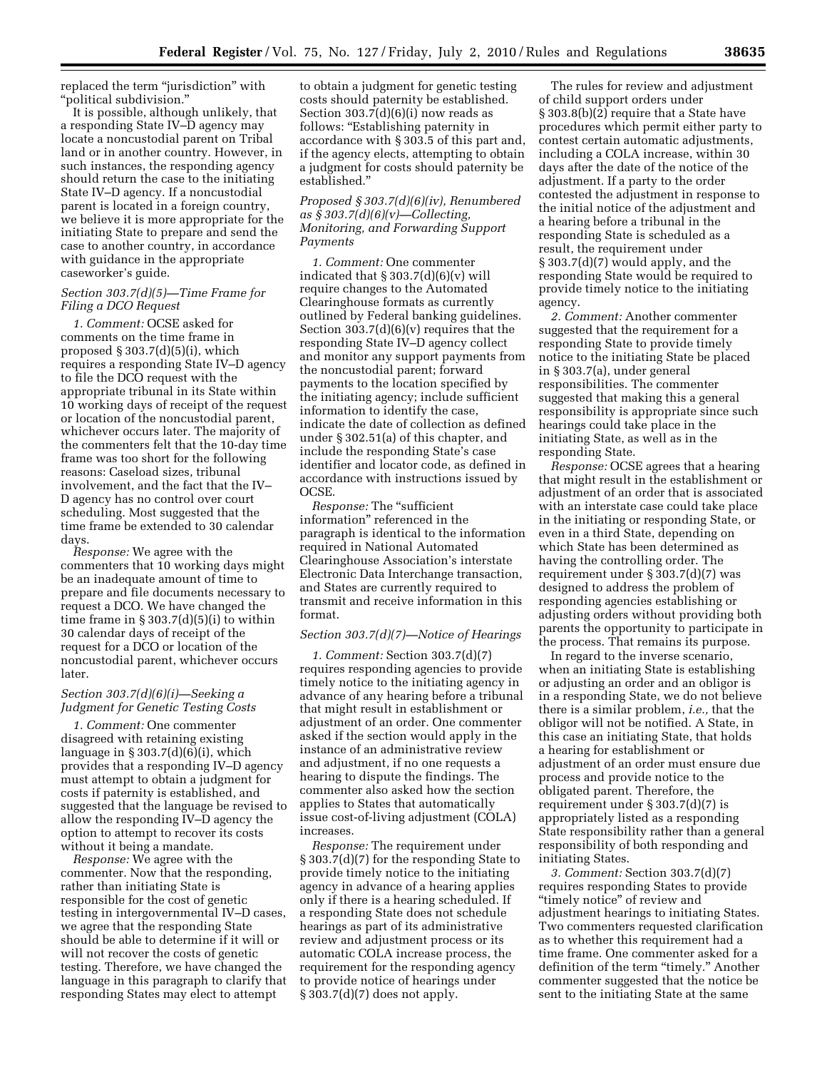replaced the term "jurisdiction" with "political subdivision."

It is possible, although unlikely, that a responding State IV–D agency may locate a noncustodial parent on Tribal land or in another country. However, in such instances, the responding agency should return the case to the initiating State IV–D agency. If a noncustodial parent is located in a foreign country, we believe it is more appropriate for the initiating State to prepare and send the case to another country, in accordance with guidance in the appropriate caseworker's guide.

*Section 303.7(d)(5)—Time Frame for Filing a DCO Request*

*1. Comment:* OCSE asked for comments on the time frame in proposed § 303.7(d)(5)(i), which requires a responding State IV–D agency to file the DCO request with the appropriate tribunal in its State within 10 working days of receipt of the request or location of the noncustodial parent, whichever occurs later. The majority of the commenters felt that the 10-day time frame was too short for the following reasons: Caseload sizes, tribunal involvement, and the fact that the IV–D agency has no control over court scheduling. Most suggested that the time frame be extended to 30 calendar days.

*Response:* We agree with the commenters that 10 working days might be an inadequate amount of time to prepare and file documents necessary to request a DCO. We have changed the time frame in § 303.7(d)(5)(i) to within 30 calendar days of receipt of the request for a DCO or location of the noncustodial parent, whichever occurs later.

*Section 303.7(d)(6)(i)—Seeking a Judgment for Genetic Testing Costs*

*1. Comment:* One commenter disagreed with retaining existing language in § 303.7(d)(6)(i), which provides that a responding IV–D agency must attempt to obtain a judgment for costs if paternity is established, and suggested that the language be revised to allow the responding IV–D agency the option to attempt to recover its costs without it being a mandate.

*Response:* We agree with the commenter. Now that the responding, rather than initiating State is responsible for the cost of genetic testing in intergovernmental IV–D cases, we agree that the responding State should be able to determine if it will or will not recover the costs of genetic testing. Therefore, we have changed the language in this paragraph to clarify that responding States may elect to attempt to obtain a judgment for genetic testing costs should paternity be established. Section 303.7(d)(6)(i) now reads as follows: "Establishing paternity in accordance with § 303.5 of this part and, if the agency elects, attempting to obtain a judgment for costs should paternity be established."

*Proposed § 303.7(d)(6)(iv), Renumbered as § 303.7(d)(6)(v)—Collecting, Monitoring, and Forwarding Support Payments*

*1. Comment:* One commenter indicated that § 303.7(d)(6)(v) will require changes to the Automated Clearinghouse formats as currently outlined by Federal banking guidelines. Section 303.7(d)(6)(v) requires that the responding State IV–D agency collect and monitor any support payments from the noncustodial parent; forward payments to the location specified by the initiating agency; include sufficient information to identify the case, indicate the date of collection as defined under § 302.51(a) of this chapter, and include the responding State's case identifier and locator code, as defined in accordance with instructions issued by OCSE.

*Response:* The "sufficient information" referenced in the paragraph is identical to the information required in National Automated Clearinghouse Association's interstate Electronic Data Interchange transaction, and States are currently required to transmit and receive information in this format.

*Section 303.7(d)(7)—Notice of Hearings*

*1. Comment:* Section 303.7(d)(7) requires responding agencies to provide timely notice to the initiating agency in advance of any hearing before a tribunal that might result in establishment or adjustment of an order. One commenter asked if the section would apply in the instance of an administrative review and adjustment, if no one requests a hearing to dispute the findings. The commenter also asked how the section applies to States that automatically issue cost-of-living adjustment (COLA) increases.

*Response:* The requirement under § 303.7(d)(7) for the responding State to provide timely notice to the initiating agency in advance of a hearing applies only if there is a hearing scheduled. If a responding State does not schedule hearings as part of its administrative review and adjustment process or its automatic COLA increase process, the requirement for the responding agency to provide notice of hearings under § 303.7(d)(7) does not apply.

The rules for review and adjustment of child support orders under § 303.8(b)(2) require that a State have procedures which permit either party to contest certain automatic adjustments, including a COLA increase, within 30 days after the date of the notice of the adjustment. If a party to the order contested the adjustment in response to the initial notice of the adjustment and a hearing before a tribunal in the responding State is scheduled as a result, the requirement under § 303.7(d)(7) would apply, and the responding State would be required to provide timely notice to the initiating agency.

*2. Comment:* Another commenter suggested that the requirement for a responding State to provide timely notice to the initiating State be placed in § 303.7(a), under general responsibilities. The commenter suggested that making this a general responsibility is appropriate since such hearings could take place in the initiating State, as well as in the responding State.

*Response:* OCSE agrees that a hearing that might result in the establishment or adjustment of an order that is associated with an interstate case could take place in the initiating or responding State, or even in a third State, depending on which State has been determined as having the controlling order. The requirement under § 303.7(d)(7) was designed to address the problem of responding agencies establishing or adjusting orders without providing both parents the opportunity to participate in the process. That remains its purpose.

In regard to the inverse scenario, when an initiating State is establishing or adjusting an order and an obligor is in a responding State, we do not believe there is a similar problem, *i.e.,* that the obligor will not be notified. A State, in this case an initiating State, that holds a hearing for establishment or adjustment of an order must ensure due process and provide notice to the obligated parent. Therefore, the requirement under § 303.7(d)(7) is appropriately listed as a responding State responsibility rather than a general responsibility of both responding and initiating States.

*3. Comment:* Section 303.7(d)(7) requires responding States to provide "timely notice" of review and adjustment hearings to initiating States. Two commenters requested clarification as to whether this requirement had a time frame. One commenter asked for a definition of the term "timely." Another commenter suggested that the notice be sent to the initiating State at the same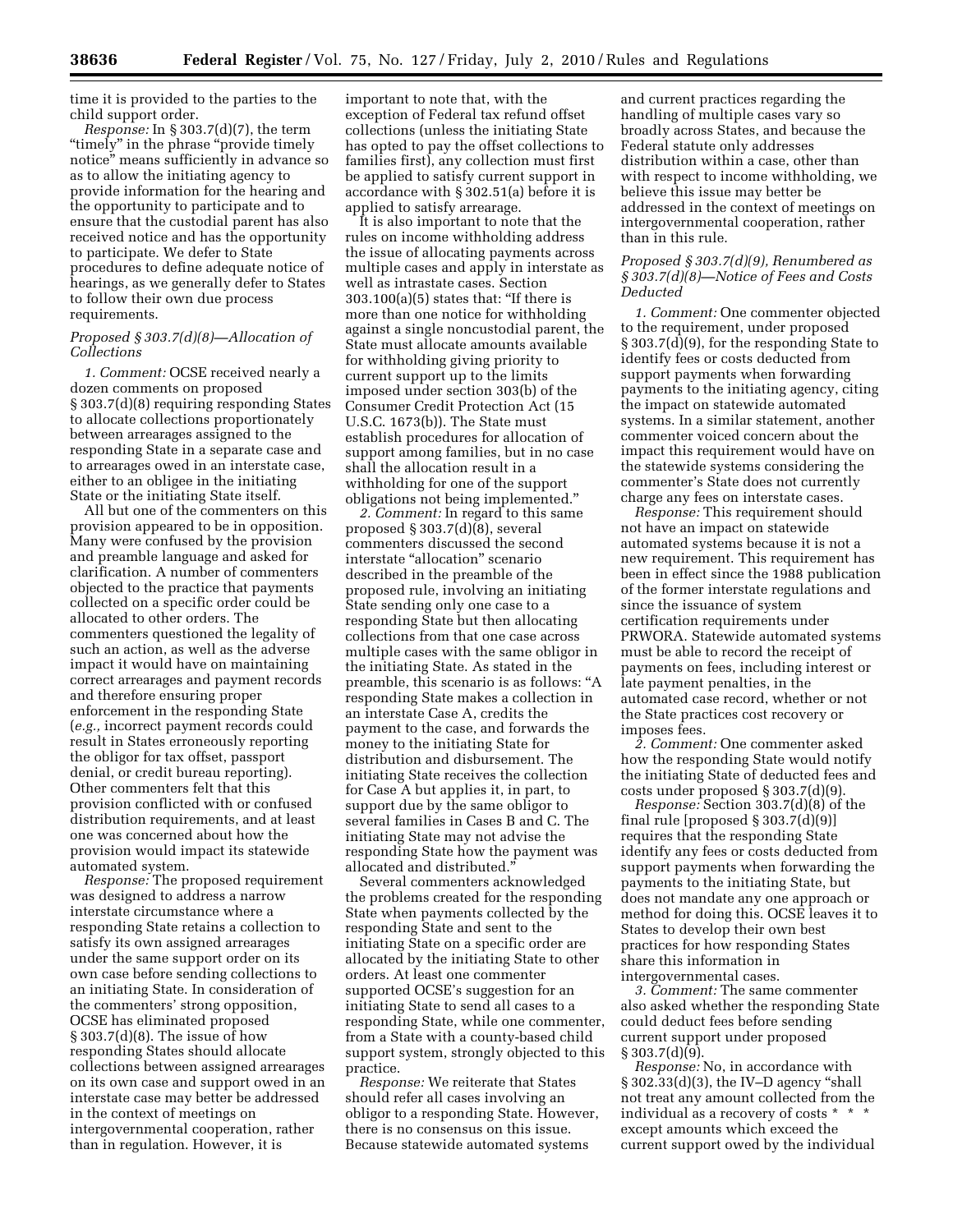time it is provided to the parties to the child support order.

*Response:* In § 303.7(d)(7), the term "timely" in the phrase "provide timely notice" means sufficiently in advance so as to allow the initiating agency to provide information for the hearing and the opportunity to participate and to ensure that the custodial parent has also received notice and has the opportunity to participate. We defer to State procedures to define adequate notice of hearings, as we generally defer to States to follow their own due process requirements.

### *Proposed § 303.7(d)(8)—Allocation of Collections*

*1. Comment:* OCSE received nearly a dozen comments on proposed § 303.7(d)(8) requiring responding States to allocate collections proportionately between arrearages assigned to the responding State in a separate case and to arrearages owed in an interstate case, either to an obligee in the initiating State or the initiating State itself.

All but one of the commenters on this provision appeared to be in opposition. Many were confused by the provision and preamble language and asked for clarification. A number of commenters objected to the practice that payments collected on a specific order could be allocated to other orders. The commenters questioned the legality of such an action, as well as the adverse impact it would have on maintaining correct arrearages and payment records and therefore ensuring proper enforcement in the responding State (*e.g.,* incorrect payment records could result in States erroneously reporting the obligor for tax offset, passport denial, or credit bureau reporting). Other commenters felt that this provision conflicted with or confused distribution requirements, and at least one was concerned about how the provision would impact its statewide automated system.

*Response:* The proposed requirement was designed to address a narrow interstate circumstance where a responding State retains a collection to satisfy its own assigned arrearages under the same support order on its own case before sending collections to an initiating State. In consideration of the commenters' strong opposition, OCSE has eliminated proposed § 303.7(d)(8). The issue of how responding States should allocate collections between assigned arrearages on its own case and support owed in an interstate case may better be addressed in the context of meetings on intergovernmental cooperation, rather than in regulation. However, it is important to note that, with the exception of Federal tax refund offset collections (unless the initiating State has opted to pay the offset collections to families first), any collection must first be applied to satisfy current support in accordance with § 302.51(a) before it is applied to satisfy arrearage.

It is also important to note that the rules on income withholding address the issue of allocating payments across multiple cases and apply in interstate as well as intrastate cases. Section 303.100(a)(5) states that: "If there is more than one notice for withholding against a single noncustodial parent, the State must allocate amounts available for withholding giving priority to current support up to the limits imposed under section 303(b) of the Consumer Credit Protection Act (15 U.S.C. 1673(b)). The State must establish procedures for allocation of support among families, but in no case shall the allocation result in a withholding for one of the support obligations not being implemented."

*2. Comment:* In regard to this same proposed § 303.7(d)(8), several commenters discussed the second interstate "allocation" scenario described in the preamble of the proposed rule, involving an initiating State sending only one case to a responding State but then allocating collections from that one case across multiple cases with the same obligor in the initiating State. As stated in the preamble, this scenario is as follows: "A responding State makes a collection in an interstate Case A, credits the payment to the case, and forwards the money to the initiating State for distribution and disbursement. The initiating State receives the collection for Case A but applies it, in part, to support due by the same obligor to several families in Cases B and C. The initiating State may not advise the responding State how the payment was allocated and distributed."

Several commenters acknowledged the problems created for the responding State when payments collected by the responding State and sent to the initiating State on a specific order are allocated by the initiating State to other orders. At least one commenter supported OCSE's suggestion for an initiating State to send all cases to a responding State, while one commenter, from a State with a county-based child support system, strongly objected to this practice.

*Response:* We reiterate that States should refer all cases involving an obligor to a responding State. However, there is no consensus on this issue. Because statewide automated systems and current practices regarding the handling of multiple cases vary so broadly across States, and because the Federal statute only addresses distribution within a case, other than with respect to income withholding, we believe this issue may better be addressed in the context of meetings on intergovernmental cooperation, rather than in this rule.

### *Proposed § 303.7(d)(9), Renumbered as § 303.7(d)(8)—Notice of Fees and Costs Deducted*

*1. Comment:* One commenter objected to the requirement, under proposed § 303.7(d)(9), for the responding State to identify fees or costs deducted from support payments when forwarding payments to the initiating agency, citing the impact on statewide automated systems. In a similar statement, another commenter voiced concern about the impact this requirement would have on the statewide systems considering the commenter's State does not currently charge any fees on interstate cases.

*Response:* This requirement should not have an impact on statewide automated systems because it is not a new requirement. This requirement has been in effect since the 1988 publication of the former interstate regulations and since the issuance of system certification requirements under PRWORA. Statewide automated systems must be able to record the receipt of payments on fees, including interest or late payment penalties, in the automated case record, whether or not the State practices cost recovery or imposes fees.

*2. Comment:* One commenter asked how the responding State would notify the initiating State of deducted fees and costs under proposed § 303.7(d)(9).

*Response:* Section 303.7(d)(8) of the final rule [proposed § 303.7(d)(9)] requires that the responding State identify any fees or costs deducted from support payments when forwarding the payments to the initiating State, but does not mandate any one approach or method for doing this. OCSE leaves it to States to develop their own best practices for how responding States share this information in intergovernmental cases.

*3. Comment:* The same commenter also asked whether the responding State could deduct fees before sending current support under proposed § 303.7(d)(9).

*Response:* No, in accordance with § 302.33(d)(3), the IV–D agency "shall not treat any amount collected from the individual as a recovery of costs * * * except amounts which exceed the current support owed by the individual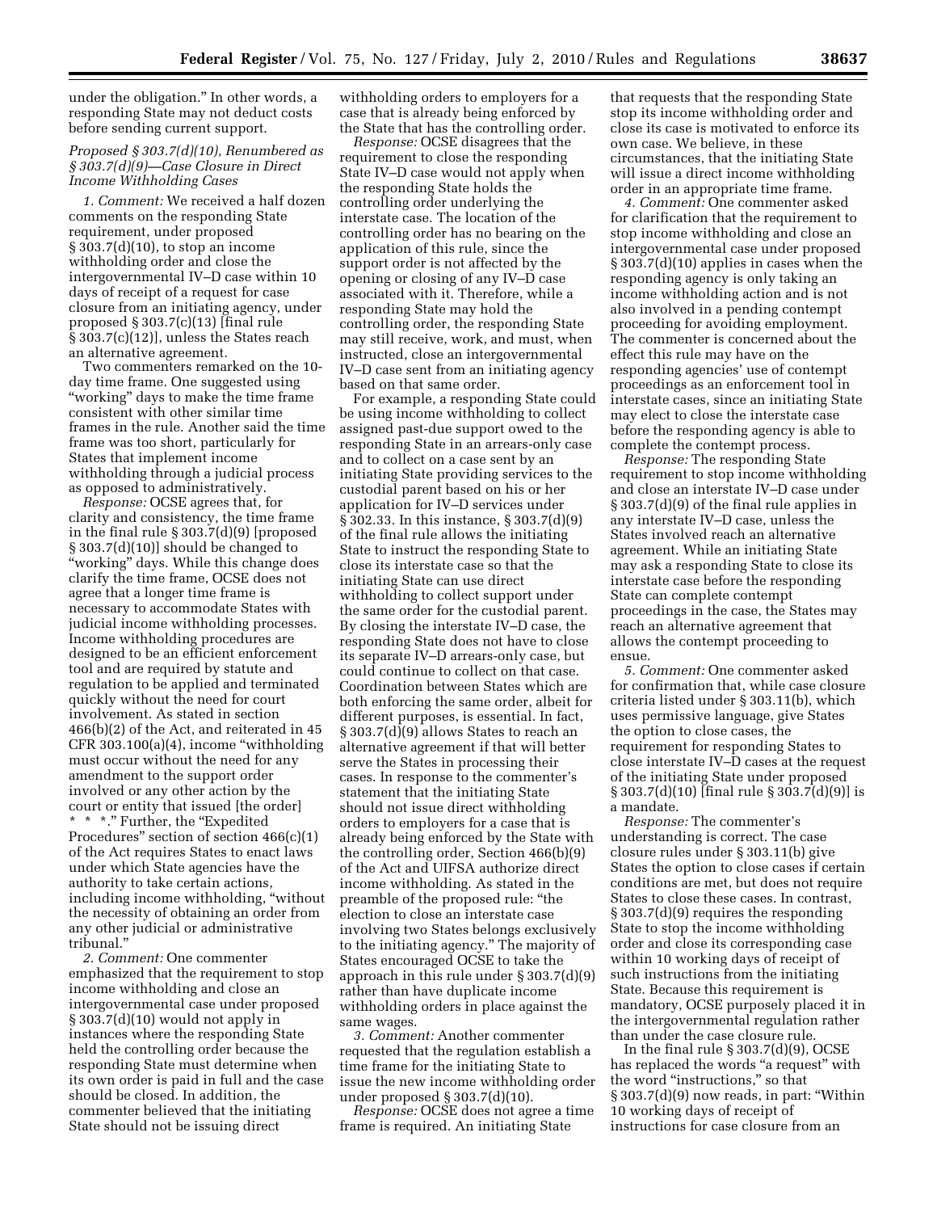under the obligation." In other words, a responding State may not deduct costs before sending current support.

*Proposed § 303.7(d)(10), Renumbered as § 303.7(d)(9)—Case Closure in Direct Income Withholding Cases*

*1. Comment:* We received a half dozen comments on the responding State requirement, under proposed § 303.7(d)(10), to stop an income withholding order and close the intergovernmental IV–D case within 10 days of receipt of a request for case closure from an initiating agency, under proposed § 303.7(c)(13) [final rule § 303.7(c)(12)], unless the States reach an alternative agreement.

Two commenters remarked on the 10-day time frame. One suggested using "working" days to make the time frame consistent with other similar time frames in the rule. Another said the time frame was too short, particularly for States that implement income withholding through a judicial process as opposed to administratively.

*Response:* OCSE agrees that, for clarity and consistency, the time frame in the final rule § 303.7(d)(9) [proposed § 303.7(d)(10)] should be changed to "working" days. While this change does clarify the time frame, OCSE does not agree that a longer time frame is necessary to accommodate States with judicial income withholding processes. Income withholding procedures are designed to be an efficient enforcement tool and are required by statute and regulation to be applied and terminated quickly without the need for court involvement. As stated in section 466(b)(2) of the Act, and reiterated in 45 CFR 303.100(a)(4), income "withholding must occur without the need for any amendment to the support order involved or any other action by the court or entity that issued [the order] * * *." Further, the "Expedited Procedures" section of section 466(c)(1) of the Act requires States to enact laws under which State agencies have the authority to take certain actions, including income withholding, "without the necessity of obtaining an order from any other judicial or administrative tribunal."

*2. Comment:* One commenter emphasized that the requirement to stop income withholding and close an intergovernmental case under proposed § 303.7(d)(10) would not apply in instances where the responding State held the controlling order because the responding State must determine when its own order is paid in full and the case should be closed. In addition, the commenter believed that the initiating State should not be issuing direct withholding orders to employers for a case that is already being enforced by the State that has the controlling order.

*Response:* OCSE disagrees that the requirement to close the responding State IV–D case would not apply when the responding State holds the controlling order underlying the interstate case. The location of the controlling order has no bearing on the application of this rule, since the support order is not affected by the opening or closing of any IV–D case associated with it. Therefore, while a responding State may hold the controlling order, the responding State may still receive, work, and must, when instructed, close an intergovernmental IV–D case sent from an initiating agency based on that same order.

For example, a responding State could be using income withholding to collect assigned past-due support owed to the responding State in an arrears-only case and to collect on a case sent by an initiating State providing services to the custodial parent based on his or her application for IV–D services under § 302.33. In this instance, § 303.7(d)(9) of the final rule allows the initiating State to instruct the responding State to close its interstate case so that the initiating State can use direct withholding to collect support under the same order for the custodial parent. By closing the interstate IV–D case, the responding State does not have to close its separate IV–D arrears-only case, but could continue to collect on that case. Coordination between States which are both enforcing the same order, albeit for different purposes, is essential. In fact, § 303.7(d)(9) allows States to reach an alternative agreement if that will better serve the States in processing their cases. In response to the commenter's statement that the initiating State should not issue direct withholding orders to employers for a case that is already being enforced by the State with the controlling order, Section 466(b)(9) of the Act and UIFSA authorize direct income withholding. As stated in the preamble of the proposed rule: "the election to close an interstate case involving two States belongs exclusively to the initiating agency." The majority of States encouraged OCSE to take the approach in this rule under § 303.7(d)(9) rather than have duplicate income withholding orders in place against the same wages.

*3. Comment:* Another commenter requested that the regulation establish a time frame for the initiating State to issue the new income withholding order under proposed § 303.7(d)(10).

*Response:* OCSE does not agree a time frame is required. An initiating State that requests that the responding State stop its income withholding order and close its case is motivated to enforce its own case. We believe, in these circumstances, that the initiating State will issue a direct income withholding order in an appropriate time frame.

*4. Comment:* One commenter asked for clarification that the requirement to stop income withholding and close an intergovernmental case under proposed § 303.7(d)(10) applies in cases when the responding agency is only taking an income withholding action and is not also involved in a pending contempt proceeding for avoiding employment. The commenter is concerned about the effect this rule may have on the responding agencies' use of contempt proceedings as an enforcement tool in interstate cases, since an initiating State may elect to close the interstate case before the responding agency is able to complete the contempt process.

*Response:* The responding State requirement to stop income withholding and close an interstate IV–D case under § 303.7(d)(9) of the final rule applies in any interstate IV–D case, unless the States involved reach an alternative agreement. While an initiating State may ask a responding State to close its interstate case before the responding State can complete contempt proceedings in the case, the States may reach an alternative agreement that allows the contempt proceeding to ensue.

*5. Comment:* One commenter asked for confirmation that, while case closure criteria listed under § 303.11(b), which uses permissive language, give States the option to close cases, the requirement for responding States to close interstate IV–D cases at the request of the initiating State under proposed § 303.7(d)(10) [final rule § 303.7(d)(9)] is a mandate.

*Response:* The commenter's understanding is correct. The case closure rules under § 303.11(b) give States the option to close cases if certain conditions are met, but does not require States to close these cases. In contrast, § 303.7(d)(9) requires the responding State to stop the income withholding order and close its corresponding case within 10 working days of receipt of such instructions from the initiating State. Because this requirement is mandatory, OCSE purposely placed it in the intergovernmental regulation rather than under the case closure rule.

In the final rule § 303.7(d)(9), OCSE has replaced the words "a request" with the word "instructions," so that § 303.7(d)(9) now reads, in part: "Within 10 working days of receipt of instructions for case closure from an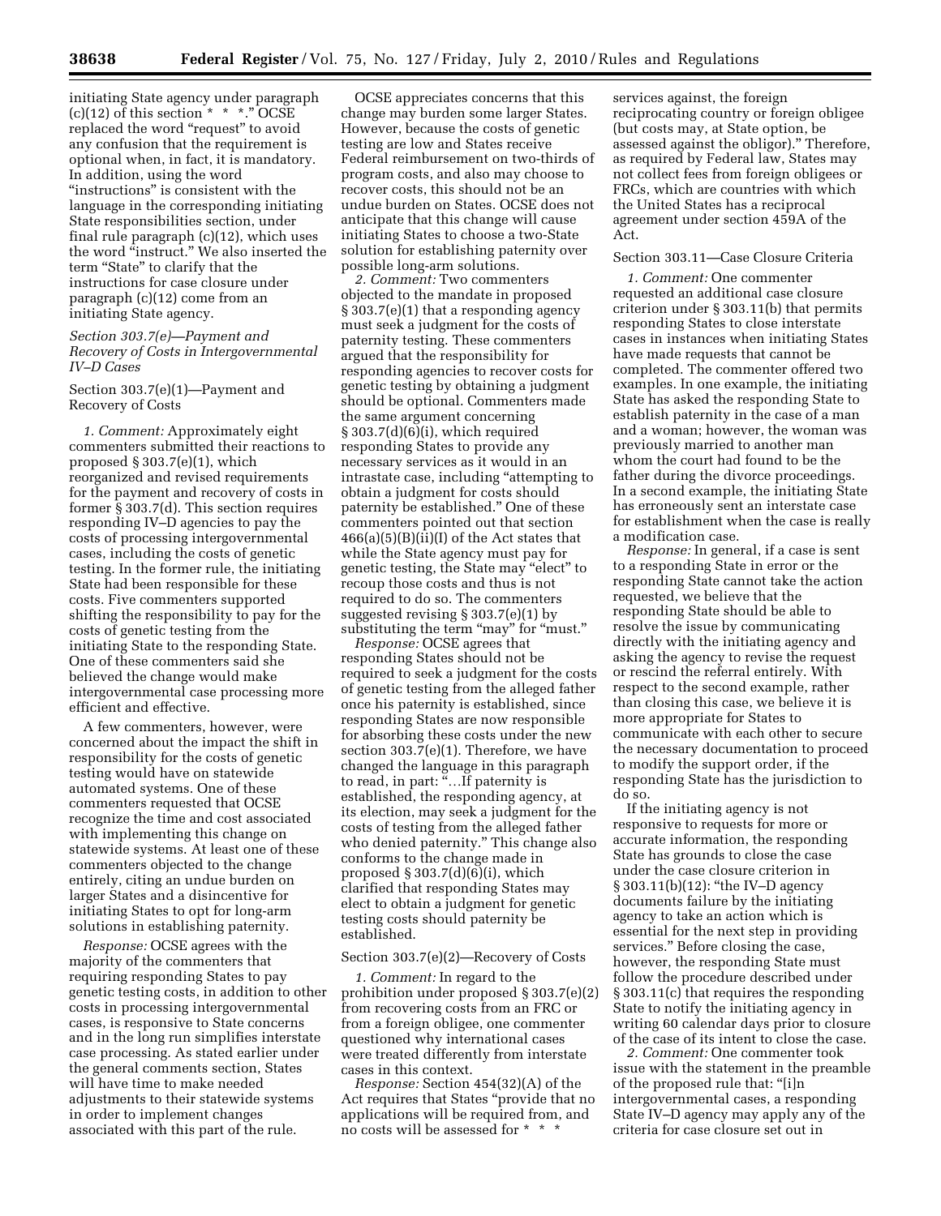initiating State agency under paragraph (c)(12) of this section * * *." OCSE replaced the word "request" to avoid any confusion that the requirement is optional when, in fact, it is mandatory. In addition, using the word "instructions" is consistent with the language in the corresponding initiating State responsibilities section, under final rule paragraph (c)(12), which uses the word "instruct." We also inserted the term "State" to clarify that the instructions for case closure under paragraph (c)(12) come from an initiating State agency.

### *Section 303.7(e)—Payment and Recovery of Costs in Intergovernmental IV–D Cases*

#### Section 303.7(e)(1)—Payment and Recovery of Costs

*1. Comment:* Approximately eight commenters submitted their reactions to proposed § 303.7(e)(1), which reorganized and revised requirements for the payment and recovery of costs in former § 303.7(d). This section requires responding IV–D agencies to pay the costs of processing intergovernmental cases, including the costs of genetic testing. In the former rule, the initiating State had been responsible for these costs. Five commenters supported shifting the responsibility to pay for the costs of genetic testing from the initiating State to the responding State. One of these commenters said she believed the change would make intergovernmental case processing more efficient and effective.

A few commenters, however, were concerned about the impact the shift in responsibility for the costs of genetic testing would have on statewide automated systems. One of these commenters requested that OCSE recognize the time and cost associated with implementing this change on statewide systems. At least one of these commenters objected to the change entirely, citing an undue burden on larger States and a disincentive for initiating States to opt for long-arm solutions in establishing paternity.

*Response:* OCSE agrees with the majority of the commenters that requiring responding States to pay genetic testing costs, in addition to other costs in processing intergovernmental cases, is responsive to State concerns and in the long run simplifies interstate case processing. As stated earlier under the general comments section, States will have time to make needed adjustments to their statewide systems in order to implement changes associated with this part of the rule.

OCSE appreciates concerns that this change may burden some larger States. However, because the costs of genetic testing are low and States receive Federal reimbursement on two-thirds of program costs, and also may choose to recover costs, this should not be an undue burden on States. OCSE does not anticipate that this change will cause initiating States to choose a two-State solution for establishing paternity over possible long-arm solutions.

*2. Comment:* Two commenters objected to the mandate in proposed § 303.7(e)(1) that a responding agency must seek a judgment for the costs of paternity testing. These commenters argued that the responsibility for responding agencies to recover costs for genetic testing by obtaining a judgment should be optional. Commenters made the same argument concerning § 303.7(d)(6)(i), which required responding States to provide any necessary services as it would in an intrastate case, including "attempting to obtain a judgment for costs should paternity be established." One of these commenters pointed out that section 466(a)(5)(B)(ii)(I) of the Act states that while the State agency must pay for genetic testing, the State may "elect" to recoup those costs and thus is not required to do so. The commenters suggested revising § 303.7(e)(1) by substituting the term "may" for "must."

*Response:* OCSE agrees that responding States should not be required to seek a judgment for the costs of genetic testing from the alleged father once his paternity is established, since responding States are now responsible for absorbing these costs under the new section 303.7(e)(1). Therefore, we have changed the language in this paragraph to read, in part: "…If paternity is established, the responding agency, at its election, may seek a judgment for the costs of testing from the alleged father who denied paternity." This change also conforms to the change made in proposed § 303.7(d)(6)(i), which clarified that responding States may elect to obtain a judgment for genetic testing costs should paternity be established.

#### Section 303.7(e)(2)—Recovery of Costs

*1. Comment:* In regard to the prohibition under proposed § 303.7(e)(2) from recovering costs from an FRC or from a foreign obligee, one commenter questioned why international cases were treated differently from interstate cases in this context.

*Response:* Section 454(32)(A) of the Act requires that States "provide that no applications will be required from, and no costs will be assessed for * * * services against, the foreign reciprocating country or foreign obligee (but costs may, at State option, be assessed against the obligor)." Therefore, as required by Federal law, States may not collect fees from foreign obligees or FRCs, which are countries with which the United States has a reciprocal agreement under section 459A of the Act.

#### Section 303.11—Case Closure Criteria

*1. Comment:* One commenter requested an additional case closure criterion under § 303.11(b) that permits responding States to close interstate cases in instances when initiating States have made requests that cannot be completed. The commenter offered two examples. In one example, the initiating State has asked the responding State to establish paternity in the case of a man and a woman; however, the woman was previously married to another man whom the court had found to be the father during the divorce proceedings. In a second example, the initiating State has erroneously sent an interstate case for establishment when the case is really a modification case.

*Response:* In general, if a case is sent to a responding State in error or the responding State cannot take the action requested, we believe that the responding State should be able to resolve the issue by communicating directly with the initiating agency and asking the agency to revise the request or rescind the referral entirely. With respect to the second example, rather than closing this case, we believe it is more appropriate for States to communicate with each other to secure the necessary documentation to proceed to modify the support order, if the responding State has the jurisdiction to do so.

If the initiating agency is not responsive to requests for more or accurate information, the responding State has grounds to close the case under the case closure criterion in § 303.11(b)(12): "the IV–D agency documents failure by the initiating agency to take an action which is essential for the next step in providing services." Before closing the case, however, the responding State must follow the procedure described under § 303.11(c) that requires the responding State to notify the initiating agency in writing 60 calendar days prior to closure of the case of its intent to close the case.

*2. Comment:* One commenter took issue with the statement in the preamble of the proposed rule that: "[i]n intergovernmental cases, a responding State IV–D agency may apply any of the criteria for case closure set out in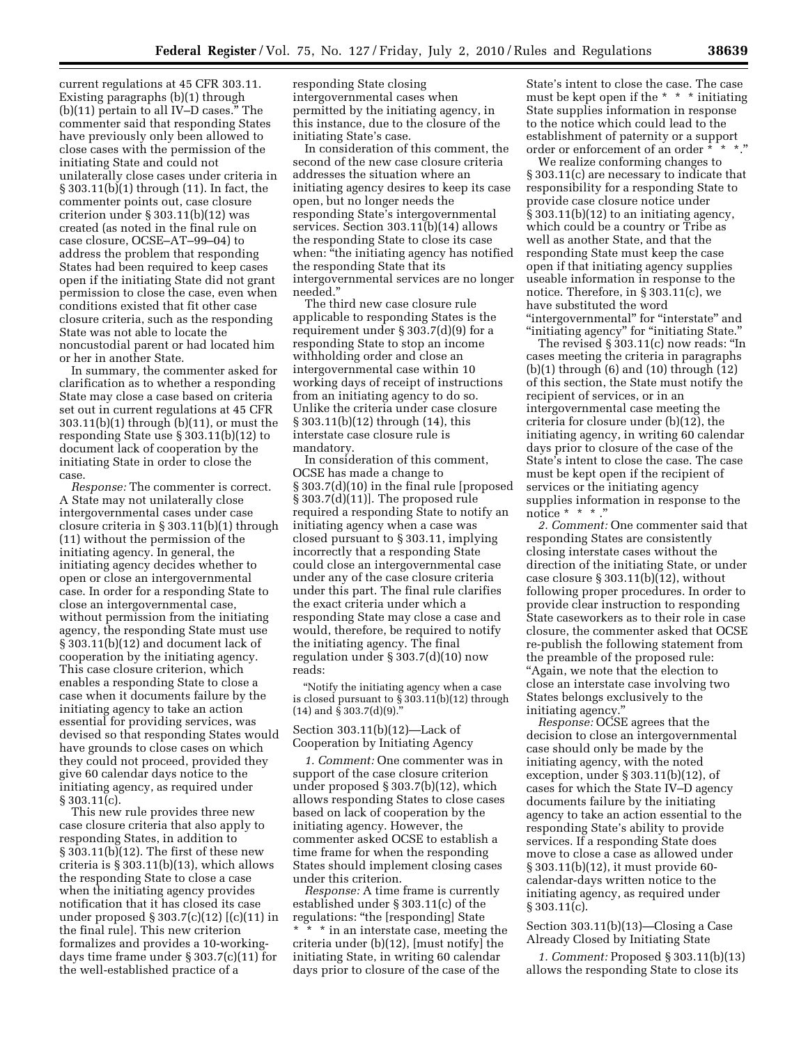current regulations at 45 CFR 303.11. Existing paragraphs (b)(1) through (b)(11) pertain to all IV–D cases.” The commenter said that responding States have previously only been allowed to close cases with the permission of the initiating State and could not unilaterally close cases under criteria in § 303.11(b)(1) through (11). In fact, the commenter points out, case closure criterion under § 303.11(b)(12) was created (as noted in the final rule on case closure, OCSE–AT–99–04) to address the problem that responding States had been required to keep cases open if the initiating State did not grant permission to close the case, even when conditions existed that fit other case closure criteria, such as the responding State was not able to locate the noncustodial parent or had located him or her in another State.

In summary, the commenter asked for clarification as to whether a responding State may close a case based on criteria set out in current regulations at 45 CFR 303.11(b)(1) through (b)(11), or must the responding State use § 303.11(b)(12) to document lack of cooperation by the initiating State in order to close the case.

*Response:* The commenter is correct. A State may not unilaterally close intergovernmental cases under case closure criteria in § 303.11(b)(1) through (11) without the permission of the initiating agency. In general, the initiating agency decides whether to open or close an intergovernmental case. In order for a responding State to close an intergovernmental case, without permission from the initiating agency, the responding State must use § 303.11(b)(12) and document lack of cooperation by the initiating agency. This case closure criterion, which enables a responding State to close a case when it documents failure by the initiating agency to take an action essential for providing services, was devised so that responding States would have grounds to close cases on which they could not proceed, provided they give 60 calendar days notice to the initiating agency, as required under § 303.11(c).

This new rule provides three new case closure criteria that also apply to responding States, in addition to § 303.11(b)(12). The first of these new criteria is § 303.11(b)(13), which allows the responding State to close a case when the initiating agency provides notification that it has closed its case under proposed § 303.7(c)(12) [(c)(11) in the final rule]. This new criterion formalizes and provides a 10-working-days time frame under § 303.7(c)(11) for the well-established practice of a responding State closing intergovernmental cases when permitted by the initiating agency, in this instance, due to the closure of the initiating State's case.

In consideration of this comment, the second of the new case closure criteria addresses the situation where an initiating agency desires to keep its case open, but no longer needs the responding State's intergovernmental services. Section 303.11(b)(14) allows the responding State to close its case when: “the initiating agency has notified the responding State that its intergovernmental services are no longer needed.”

The third new case closure rule applicable to responding States is the requirement under § 303.7(d)(9) for a responding State to stop an income withholding order and close an intergovernmental case within 10 working days of receipt of instructions from an initiating agency to do so. Unlike the criteria under case closure § 303.11(b)(12) through (14), this interstate case closure rule is mandatory.

In consideration of this comment, OCSE has made a change to § 303.7(d)(10) in the final rule [proposed § 303.7(d)(11)]. The proposed rule required a responding State to notify an initiating agency when a case was closed pursuant to § 303.11, implying incorrectly that a responding State could close an intergovernmental case under any of the case closure criteria under this part. The final rule clarifies the exact criteria under which a responding State may close a case and would, therefore, be required to notify the initiating agency. The final regulation under § 303.7(d)(10) now reads:

> “Notify the initiating agency when a case is closed pursuant to § 303.11(b)(12) through (14) and § 303.7(d)(9).”

### Section 303.11(b)(12)—Lack of Cooperation by Initiating Agency

*1. Comment:* One commenter was in support of the case closure criterion under proposed § 303.7(b)(12), which allows responding States to close cases based on lack of cooperation by the initiating agency. However, the commenter asked OCSE to establish a time frame for when the responding States should implement closing cases under this criterion.

*Response:* A time frame is currently established under § 303.11(c) of the regulations: “the [responding] State * * * in an interstate case, meeting the criteria under (b)(12), [must notify] the initiating State, in writing 60 calendar days prior to closure of the case of the State's intent to close the case. The case must be kept open if the * * * initiating State supplies information in response to the notice which could lead to the establishment of paternity or a support order or enforcement of an order * * *.”

We realize conforming changes to § 303.11(c) are necessary to indicate that responsibility for a responding State to provide case closure notice under § 303.11(b)(12) to an initiating agency, which could be a country or Tribe as well as another State, and that the responding State must keep the case open if that initiating agency supplies useable information in response to the notice. Therefore, in § 303.11(c), we have substituted the word “intergovernmental” for “interstate” and “initiating agency” for “initiating State.”

The revised § 303.11(c) now reads: “In cases meeting the criteria in paragraphs (b)(1) through (6) and (10) through (12) of this section, the State must notify the recipient of services, or in an intergovernmental case meeting the criteria for closure under (b)(12), the initiating agency, in writing 60 calendar days prior to closure of the case of the State's intent to close the case. The case must be kept open if the recipient of services or the initiating agency supplies information in response to the notice * * *.”

*2. Comment:* One commenter said that responding States are consistently closing interstate cases without the direction of the initiating State, or under case closure § 303.11(b)(12), without following proper procedures. In order to provide clear instruction to responding State caseworkers as to their role in case closure, the commenter asked that OCSE re-publish the following statement from the preamble of the proposed rule: “Again, we note that the election to close an interstate case involving two States belongs exclusively to the initiating agency.”

*Response:* OCSE agrees that the decision to close an intergovernmental case should only be made by the initiating agency, with the noted exception, under § 303.11(b)(12), of cases for which the State IV–D agency documents failure by the initiating agency to take an action essential to the responding State's ability to provide services. If a responding State does move to close a case as allowed under § 303.11(b)(12), it must provide 60-calendar-days written notice to the initiating agency, as required under § 303.11(c).

### Section 303.11(b)(13)—Closing a Case Already Closed by Initiating State

*1. Comment:* Proposed § 303.11(b)(13) allows the responding State to close its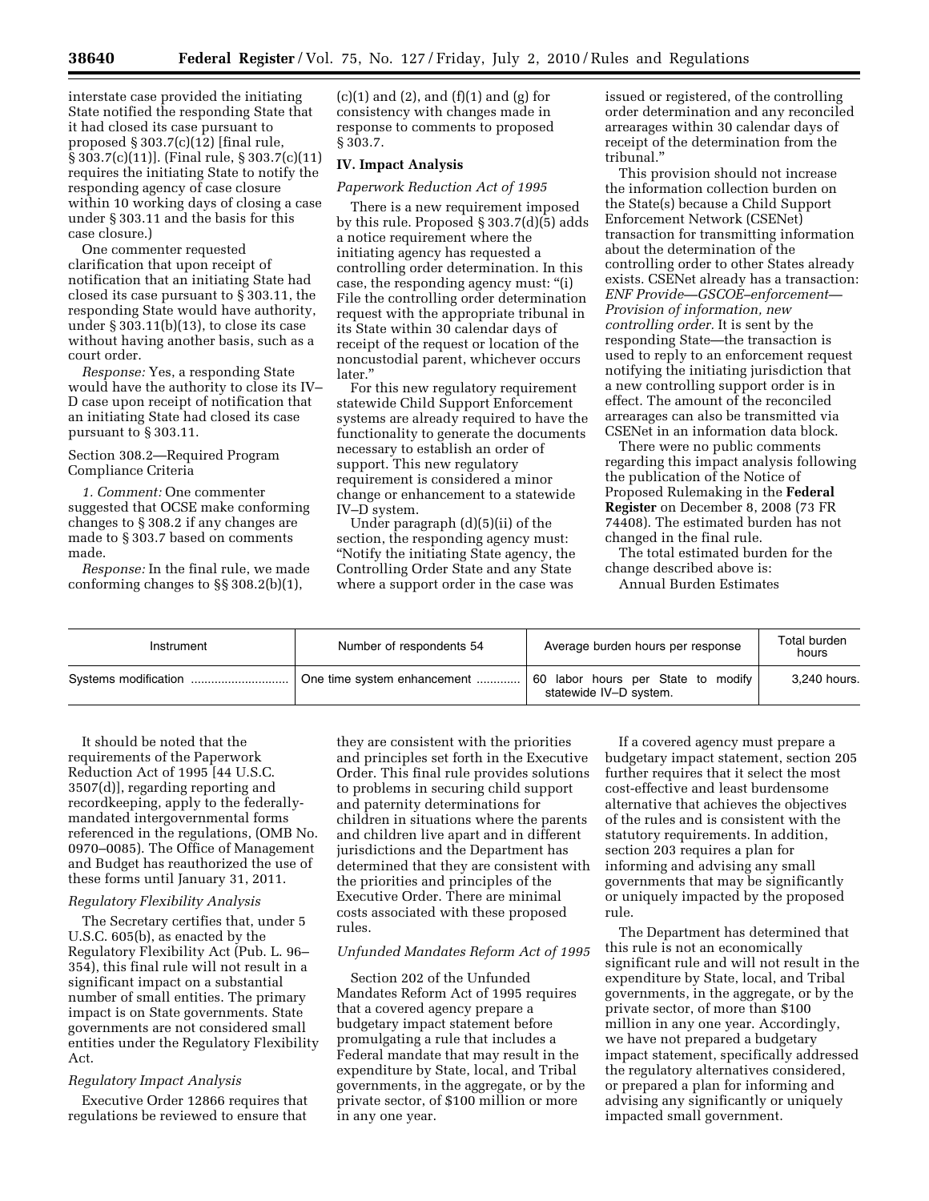interstate case provided the initiating State notified the responding State that it had closed its case pursuant to proposed § 303.7(c)(12) [final rule, § 303.7(c)(11)]. (Final rule, § 303.7(c)(11) requires the initiating State to notify the responding agency of case closure within 10 working days of closing a case under § 303.11 and the basis for this case closure.)

One commenter requested clarification that upon receipt of notification that an initiating State had closed its case pursuant to § 303.11, the responding State would have authority, under § 303.11(b)(13), to close its case without having another basis, such as a court order.

*Response:* Yes, a responding State would have the authority to close its IV–D case upon receipt of notification that an initiating State had closed its case pursuant to § 303.11.

Section 308.2—Required Program Compliance Criteria

*1. Comment:* One commenter suggested that OCSE make conforming changes to § 308.2 if any changes are made to § 303.7 based on comments made.

*Response:* In the final rule, we made conforming changes to §§ 308.2(b)(1), (c)(1) and (2), and (f)(1) and (g) for consistency with changes made in response to comments to proposed § 303.7.

## IV. Impact Analysis

*Paperwork Reduction Act of 1995*

There is a new requirement imposed by this rule. Proposed § 303.7(d)(5) adds a notice requirement where the initiating agency has requested a controlling order determination. In this case, the responding agency must: "(i) File the controlling order determination request with the appropriate tribunal in its State within 30 calendar days of receipt of the request or location of the noncustodial parent, whichever occurs later."

For this new regulatory requirement statewide Child Support Enforcement systems are already required to have the functionality to generate the documents necessary to establish an order of support. This new regulatory requirement is considered a minor change or enhancement to a statewide IV–D system.

Under paragraph (d)(5)(ii) of the section, the responding agency must: "Notify the initiating State agency, the Controlling Order State and any State where a support order in the case was issued or registered, of the controlling order determination and any reconciled arrearages within 30 calendar days of receipt of the determination from the tribunal."

This provision should not increase the information collection burden on the State(s) because a Child Support Enforcement Network (CSENet) transaction for transmitting information about the determination of the controlling order to other States already exists. CSENet already has a transaction: *ENF Provide—GSCOE–enforcement—Provision of information, new controlling order.* It is sent by the responding State—the transaction is used to reply to an enforcement request notifying the initiating jurisdiction that a new controlling support order is in effect. The amount of the reconciled arrearages can also be transmitted via CSENet in an information data block.

There were no public comments regarding this impact analysis following the publication of the Notice of Proposed Rulemaking in the **Federal Register** on December 8, 2008 (73 FR 74408). The estimated burden has not changed in the final rule.

The total estimated burden for the change described above is:

Annual Burden Estimates

| Instrument | Number of respondents 54 | Average burden hours per response | Total burden hours |
|---|---|---|---|
| Systems modification | One time system enhancement | 60 labor hours per State to modify statewide IV–D system. | 3,240 hours. |

It should be noted that the requirements of the Paperwork Reduction Act of 1995 [44 U.S.C. 3507(d)], regarding reporting and recordkeeping, apply to the federally-mandated intergovernmental forms referenced in the regulations, (OMB No. 0970–0085). The Office of Management and Budget has reauthorized the use of these forms until January 31, 2011.

*Regulatory Flexibility Analysis*

The Secretary certifies that, under 5 U.S.C. 605(b), as enacted by the Regulatory Flexibility Act (Pub. L. 96–354), this final rule will not result in a significant impact on a substantial number of small entities. The primary impact is on State governments. State governments are not considered small entities under the Regulatory Flexibility Act.

*Regulatory Impact Analysis*

Executive Order 12866 requires that regulations be reviewed to ensure that they are consistent with the priorities and principles set forth in the Executive Order. This final rule provides solutions to problems in securing child support and paternity determinations for children in situations where the parents and children live apart and in different jurisdictions and the Department has determined that they are consistent with the priorities and principles of the Executive Order. There are minimal costs associated with these proposed rules.

*Unfunded Mandates Reform Act of 1995*

Section 202 of the Unfunded Mandates Reform Act of 1995 requires that a covered agency prepare a budgetary impact statement before promulgating a rule that includes a Federal mandate that may result in the expenditure by State, local, and Tribal governments, in the aggregate, or by the private sector, of $100 million or more in any one year.

If a covered agency must prepare a budgetary impact statement, section 205 further requires that it select the most cost-effective and least burdensome alternative that achieves the objectives of the rules and is consistent with the statutory requirements. In addition, section 203 requires a plan for informing and advising any small governments that may be significantly or uniquely impacted by the proposed rule.

The Department has determined that this rule is not an economically significant rule and will not result in the expenditure by State, local, and Tribal governments, in the aggregate, or by the private sector, of more than $100 million in any one year. Accordingly, we have not prepared a budgetary impact statement, specifically addressed the regulatory alternatives considered, or prepared a plan for informing and advising any significantly or uniquely impacted small government.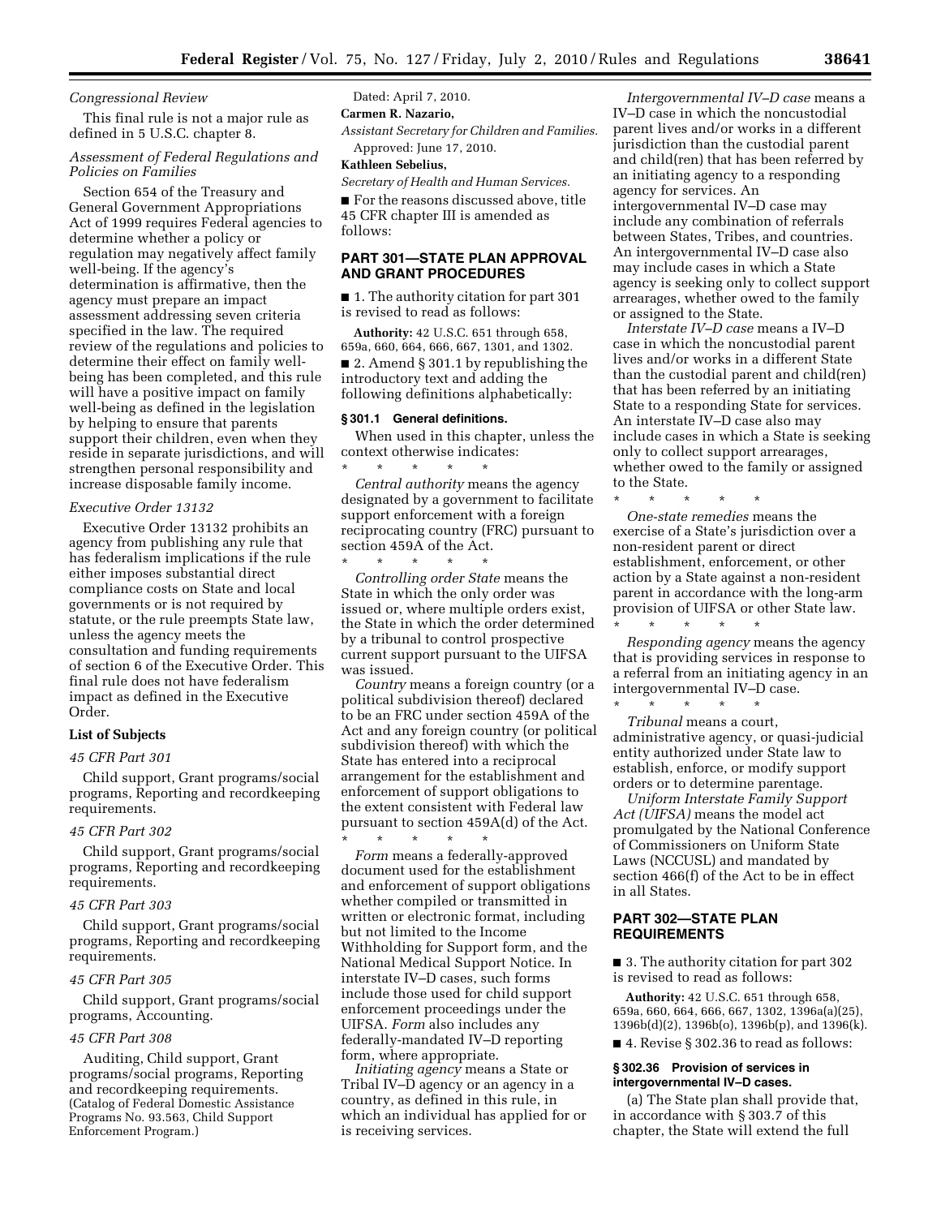*Congressional Review*

This final rule is not a major rule as defined in 5 U.S.C. chapter 8.

*Assessment of Federal Regulations and Policies on Families*

Section 654 of the Treasury and General Government Appropriations Act of 1999 requires Federal agencies to determine whether a policy or regulation may negatively affect family well-being. If the agency's determination is affirmative, then the agency must prepare an impact assessment addressing seven criteria specified in the law. The required review of the regulations and policies to determine their effect on family well-being has been completed, and this rule will have a positive impact on family well-being as defined in the legislation by helping to ensure that parents support their children, even when they reside in separate jurisdictions, and will strengthen personal responsibility and increase disposable family income.

*Executive Order 13132*

Executive Order 13132 prohibits an agency from publishing any rule that has federalism implications if the rule either imposes substantial direct compliance costs on State and local governments or is not required by statute, or the rule preempts State law, unless the agency meets the consultation and funding requirements of section 6 of the Executive Order. This final rule does not have federalism impact as defined in the Executive Order.

**List of Subjects**

*45 CFR Part 301*

Child support, Grant programs/social programs, Reporting and recordkeeping requirements.

*45 CFR Part 302*

Child support, Grant programs/social programs, Reporting and recordkeeping requirements.

*45 CFR Part 303*

Child support, Grant programs/social programs, Reporting and recordkeeping requirements.

*45 CFR Part 305*

Child support, Grant programs/social programs, Accounting.

*45 CFR Part 308*

Auditing, Child support, Grant programs/social programs, Reporting and recordkeeping requirements.
(Catalog of Federal Domestic Assistance Programs No. 93.563, Child Support Enforcement Program.)

Dated: April 7, 2010.

**Carmen R. Nazario,**

*Assistant Secretary for Children and Families.*

Approved: June 17, 2010.

**Kathleen Sebelius,**

*Secretary of Health and Human Services.*

■ For the reasons discussed above, title 45 CFR chapter III is amended as follows:

## PART 301—STATE PLAN APPROVAL AND GRANT PROCEDURES

■ 1. The authority citation for part 301 is revised to read as follows:

**Authority:** 42 U.S.C. 651 through 658, 659a, 660, 664, 666, 667, 1301, and 1302.

■ 2. Amend § 301.1 by republishing the introductory text and adding the following definitions alphabetically:

### § 301.1 General definitions.

When used in this chapter, unless the context otherwise indicates:

\* \* \* \* \*

*Central authority* means the agency designated by a government to facilitate support enforcement with a foreign reciprocating country (FRC) pursuant to section 459A of the Act.

\* \* \* \* \*

*Controlling order State* means the State in which the only order was issued or, where multiple orders exist, the State in which the order determined by a tribunal to control prospective current support pursuant to the UIFSA was issued.

*Country* means a foreign country (or a political subdivision thereof) declared to be an FRC under section 459A of the Act and any foreign country (or political subdivision thereof) with which the State has entered into a reciprocal arrangement for the establishment and enforcement of support obligations to the extent consistent with Federal law pursuant to section 459A(d) of the Act.

\* \* \* \* \*

*Form* means a federally-approved document used for the establishment and enforcement of support obligations whether compiled or transmitted in written or electronic format, including but not limited to the Income Withholding for Support form, and the National Medical Support Notice. In interstate IV–D cases, such forms include those used for child support enforcement proceedings under the UIFSA. *Form* also includes any federally-mandated IV–D reporting form, where appropriate.

*Initiating agency* means a State or Tribal IV–D agency or an agency in a country, as defined in this rule, in which an individual has applied for or is receiving services.

*Intergovernmental IV–D case* means a IV–D case in which the noncustodial parent lives and/or works in a different jurisdiction than the custodial parent and child(ren) that has been referred by an initiating agency to a responding agency for services. An intergovernmental IV–D case may include any combination of referrals between States, Tribes, and countries. An intergovernmental IV–D case also may include cases in which a State agency is seeking only to collect support arrearages, whether owed to the family or assigned to the State.

*Interstate IV–D case* means a IV–D case in which the noncustodial parent lives and/or works in a different State than the custodial parent and child(ren) that has been referred by an initiating State to a responding State for services. An interstate IV–D case also may include cases in which a State is seeking only to collect support arrearages, whether owed to the family or assigned to the State.

\* \* \* \* \*

*One-state remedies* means the exercise of a State's jurisdiction over a non-resident parent or direct establishment, enforcement, or other action by a State against a non-resident parent in accordance with the long-arm provision of UIFSA or other State law.

\* \* \* \* \*

*Responding agency* means the agency that is providing services in response to a referral from an initiating agency in an intergovernmental IV–D case.

\* \* \* \* \*

*Tribunal* means a court, administrative agency, or quasi-judicial entity authorized under State law to establish, enforce, or modify support orders or to determine parentage.

*Uniform Interstate Family Support Act (UIFSA)* means the model act promulgated by the National Conference of Commissioners on Uniform State Laws (NCCUSL) and mandated by section 466(f) of the Act to be in effect in all States.

## PART 302—STATE PLAN REQUIREMENTS

■ 3. The authority citation for part 302 is revised to read as follows:

**Authority:** 42 U.S.C. 651 through 658, 659a, 660, 664, 666, 667, 1302, 1396a(a)(25), 1396b(d)(2), 1396b(o), 1396b(p), and 1396(k).

■ 4. Revise § 302.36 to read as follows:

### § 302.36 Provision of services in intergovernmental IV–D cases.

(a) The State plan shall provide that, in accordance with § 303.7 of this chapter, the State will extend the full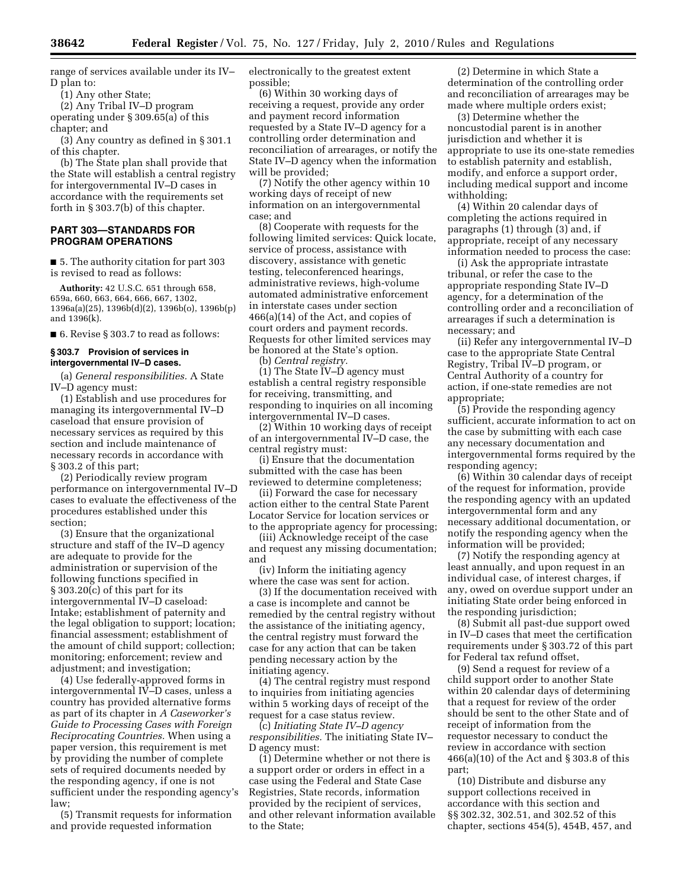range of services available under its IV–D plan to:

(1) Any other State;

(2) Any Tribal IV–D program operating under § 309.65(a) of this chapter; and

(3) Any country as defined in § 301.1 of this chapter.

(b) The State plan shall provide that the State will establish a central registry for intergovernmental IV–D cases in accordance with the requirements set forth in § 303.7(b) of this chapter.

## PART 303—STANDARDS FOR PROGRAM OPERATIONS

■ 5. The authority citation for part 303 is revised to read as follows:

**Authority:** 42 U.S.C. 651 through 658, 659a, 660, 663, 664, 666, 667, 1302, 1396a(a)(25), 1396b(d)(2), 1396b(o), 1396b(p) and 1396(k).

■ 6. Revise § 303.7 to read as follows:

### § 303.7 Provision of services in intergovernmental IV–D cases.

(a) *General responsibilities.* A State IV–D agency must:

(1) Establish and use procedures for managing its intergovernmental IV–D caseload that ensure provision of necessary services as required by this section and include maintenance of necessary records in accordance with § 303.2 of this part;

(2) Periodically review program performance on intergovernmental IV–D cases to evaluate the effectiveness of the procedures established under this section;

(3) Ensure that the organizational structure and staff of the IV–D agency are adequate to provide for the administration or supervision of the following functions specified in § 303.20(c) of this part for its intergovernmental IV–D caseload: Intake; establishment of paternity and the legal obligation to support; location; financial assessment; establishment of the amount of child support; collection; monitoring; enforcement; review and adjustment; and investigation;

(4) Use federally-approved forms in intergovernmental IV–D cases, unless a country has provided alternative forms as part of its chapter in *A Caseworker's Guide to Processing Cases with Foreign Reciprocating Countries.* When using a paper version, this requirement is met by providing the number of complete sets of required documents needed by the responding agency, if one is not sufficient under the responding agency's law;

(5) Transmit requests for information and provide requested information electronically to the greatest extent possible;

(6) Within 30 working days of receiving a request, provide any order and payment record information requested by a State IV–D agency for a controlling order determination and reconciliation of arrearages, or notify the State IV–D agency when the information will be provided;

(7) Notify the other agency within 10 working days of receipt of new information on an intergovernmental case; and

(8) Cooperate with requests for the following limited services: Quick locate, service of process, assistance with discovery, assistance with genetic testing, teleconferenced hearings, administrative reviews, high-volume automated administrative enforcement in interstate cases under section 466(a)(14) of the Act, and copies of court orders and payment records. Requests for other limited services may be honored at the State's option.

(b) *Central registry.*

(1) The State IV–D agency must establish a central registry responsible for receiving, transmitting, and responding to inquiries on all incoming intergovernmental IV–D cases.

(2) Within 10 working days of receipt of an intergovernmental IV–D case, the central registry must:

(i) Ensure that the documentation submitted with the case has been reviewed to determine completeness;

(ii) Forward the case for necessary action either to the central State Parent Locator Service for location services or to the appropriate agency for processing;

(iii) Acknowledge receipt of the case and request any missing documentation; and

(iv) Inform the initiating agency where the case was sent for action.

(3) If the documentation received with a case is incomplete and cannot be remedied by the central registry without the assistance of the initiating agency, the central registry must forward the case for any action that can be taken pending necessary action by the initiating agency.

(4) The central registry must respond to inquiries from initiating agencies within 5 working days of receipt of the request for a case status review.

(c) *Initiating State IV–D agency responsibilities.* The initiating State IV–D agency must:

(1) Determine whether or not there is a support order or orders in effect in a case using the Federal and State Case Registries, State records, information provided by the recipient of services, and other relevant information available to the State;

(2) Determine in which State a determination of the controlling order and reconciliation of arrearages may be made where multiple orders exist;

(3) Determine whether the noncustodial parent is in another jurisdiction and whether it is appropriate to use its one-state remedies to establish paternity and establish, modify, and enforce a support order, including medical support and income withholding;

(4) Within 20 calendar days of completing the actions required in paragraphs (1) through (3) and, if appropriate, receipt of any necessary information needed to process the case:

(i) Ask the appropriate intrastate tribunal, or refer the case to the appropriate responding State IV–D agency, for a determination of the controlling order and a reconciliation of arrearages if such a determination is necessary; and

(ii) Refer any intergovernmental IV–D case to the appropriate State Central Registry, Tribal IV–D program, or Central Authority of a country for action, if one-state remedies are not appropriate;

(5) Provide the responding agency sufficient, accurate information to act on the case by submitting with each case any necessary documentation and intergovernmental forms required by the responding agency;

(6) Within 30 calendar days of receipt of the request for information, provide the responding agency with an updated intergovernmental form and any necessary additional documentation, or notify the responding agency when the information will be provided;

(7) Notify the responding agency at least annually, and upon request in an individual case, of interest charges, if any, owed on overdue support under an initiating State order being enforced in the responding jurisdiction;

(8) Submit all past-due support owed in IV–D cases that meet the certification requirements under § 303.72 of this part for Federal tax refund offset,

(9) Send a request for review of a child support order to another State within 20 calendar days of determining that a request for review of the order should be sent to the other State and of receipt of information from the requestor necessary to conduct the review in accordance with section 466(a)(10) of the Act and § 303.8 of this part;

(10) Distribute and disburse any support collections received in accordance with this section and §§ 302.32, 302.51, and 302.52 of this chapter, sections 454(5), 454B, 457, and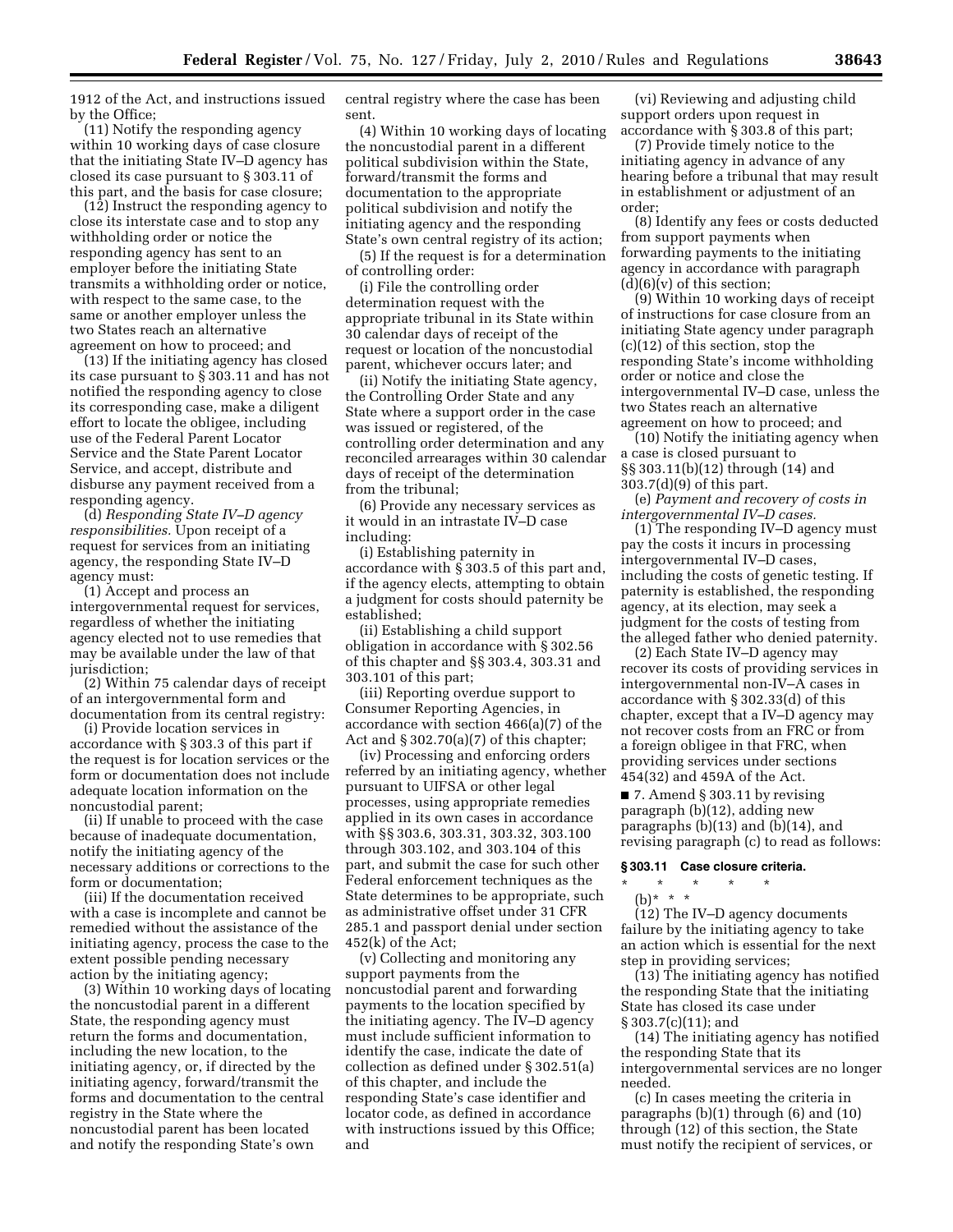1912 of the Act, and instructions issued by the Office;

(11) Notify the responding agency within 10 working days of case closure that the initiating State IV–D agency has closed its case pursuant to § 303.11 of this part, and the basis for case closure;

(12) Instruct the responding agency to close its interstate case and to stop any withholding order or notice the responding agency has sent to an employer before the initiating State transmits a withholding order or notice, with respect to the same case, to the same or another employer unless the two States reach an alternative agreement on how to proceed; and

(13) If the initiating agency has closed its case pursuant to § 303.11 and has not notified the responding agency to close its corresponding case, make a diligent effort to locate the obligee, including use of the Federal Parent Locator Service and the State Parent Locator Service, and accept, distribute and disburse any payment received from a responding agency.

(d) *Responding State IV–D agency responsibilities.* Upon receipt of a request for services from an initiating agency, the responding State IV–D agency must:

(1) Accept and process an intergovernmental request for services, regardless of whether the initiating agency elected not to use remedies that may be available under the law of that jurisdiction;

(2) Within 75 calendar days of receipt of an intergovernmental form and documentation from its central registry:

(i) Provide location services in accordance with § 303.3 of this part if the request is for location services or the form or documentation does not include adequate location information on the noncustodial parent;

(ii) If unable to proceed with the case because of inadequate documentation, notify the initiating agency of the necessary additions or corrections to the form or documentation;

(iii) If the documentation received with a case is incomplete and cannot be remedied without the assistance of the initiating agency, process the case to the extent possible pending necessary action by the initiating agency;

(3) Within 10 working days of locating the noncustodial parent in a different State, the responding agency must return the forms and documentation, including the new location, to the initiating agency, or, if directed by the initiating agency, forward/transmit the forms and documentation to the central registry in the State where the noncustodial parent has been located and notify the responding State's own central registry where the case has been sent.

(4) Within 10 working days of locating the noncustodial parent in a different political subdivision within the State, forward/transmit the forms and documentation to the appropriate political subdivision and notify the initiating agency and the responding State's own central registry of its action;

(5) If the request is for a determination of controlling order:

(i) File the controlling order determination request with the appropriate tribunal in its State within 30 calendar days of receipt of the request or location of the noncustodial parent, whichever occurs later; and

(ii) Notify the initiating State agency, the Controlling Order State and any State where a support order in the case was issued or registered, of the controlling order determination and any reconciled arrearages within 30 calendar days of receipt of the determination from the tribunal;

(6) Provide any necessary services as it would in an intrastate IV–D case including:

(i) Establishing paternity in accordance with § 303.5 of this part and, if the agency elects, attempting to obtain a judgment for costs should paternity be established;

(ii) Establishing a child support obligation in accordance with § 302.56 of this chapter and §§ 303.4, 303.31 and 303.101 of this part;

(iii) Reporting overdue support to Consumer Reporting Agencies, in accordance with section 466(a)(7) of the Act and § 302.70(a)(7) of this chapter;

(iv) Processing and enforcing orders referred by an initiating agency, whether pursuant to UIFSA or other legal processes, using appropriate remedies applied in its own cases in accordance with §§ 303.6, 303.31, 303.32, 303.100 through 303.102, and 303.104 of this part, and submit the case for such other Federal enforcement techniques as the State determines to be appropriate, such as administrative offset under 31 CFR 285.1 and passport denial under section 452(k) of the Act;

(v) Collecting and monitoring any support payments from the noncustodial parent and forwarding payments to the location specified by the initiating agency. The IV–D agency must include sufficient information to identify the case, indicate the date of collection as defined under § 302.51(a) of this chapter, and include the responding State's case identifier and locator code, as defined in accordance with instructions issued by this Office; and

(vi) Reviewing and adjusting child support orders upon request in accordance with § 303.8 of this part;

(7) Provide timely notice to the initiating agency in advance of any hearing before a tribunal that may result in establishment or adjustment of an order;

(8) Identify any fees or costs deducted from support payments when forwarding payments to the initiating agency in accordance with paragraph (d)(6)(v) of this section;

(9) Within 10 working days of receipt of instructions for case closure from an initiating State agency under paragraph (c)(12) of this section, stop the responding State's income withholding order or notice and close the intergovernmental IV–D case, unless the two States reach an alternative agreement on how to proceed; and

(10) Notify the initiating agency when a case is closed pursuant to §§ 303.11(b)(12) through (14) and 303.7(d)(9) of this part.

(e) *Payment and recovery of costs in intergovernmental IV–D cases.*

(1) The responding IV–D agency must pay the costs it incurs in processing intergovernmental IV–D cases, including the costs of genetic testing. If paternity is established, the responding agency, at its election, may seek a judgment for the costs of testing from the alleged father who denied paternity.

(2) Each State IV–D agency may recover its costs of providing services in intergovernmental non-IV–A cases in accordance with § 302.33(d) of this chapter, except that a IV–D agency may not recover costs from an FRC or from a foreign obligee in that FRC, when providing services under sections 454(32) and 459A of the Act.

■ 7. Amend § 303.11 by revising paragraph (b)(12), adding new paragraphs (b)(13) and (b)(14), and revising paragraph (c) to read as follows:

**§ 303.11 Case closure criteria.**

\* \* \* \* \*

(b) \* \* \*

(12) The IV–D agency documents failure by the initiating agency to take an action which is essential for the next step in providing services;

(13) The initiating agency has notified the responding State that the initiating State has closed its case under § 303.7(c)(11); and

(14) The initiating agency has notified the responding State that its intergovernmental services are no longer needed.

(c) In cases meeting the criteria in paragraphs (b)(1) through (6) and (10) through (12) of this section, the State must notify the recipient of services, or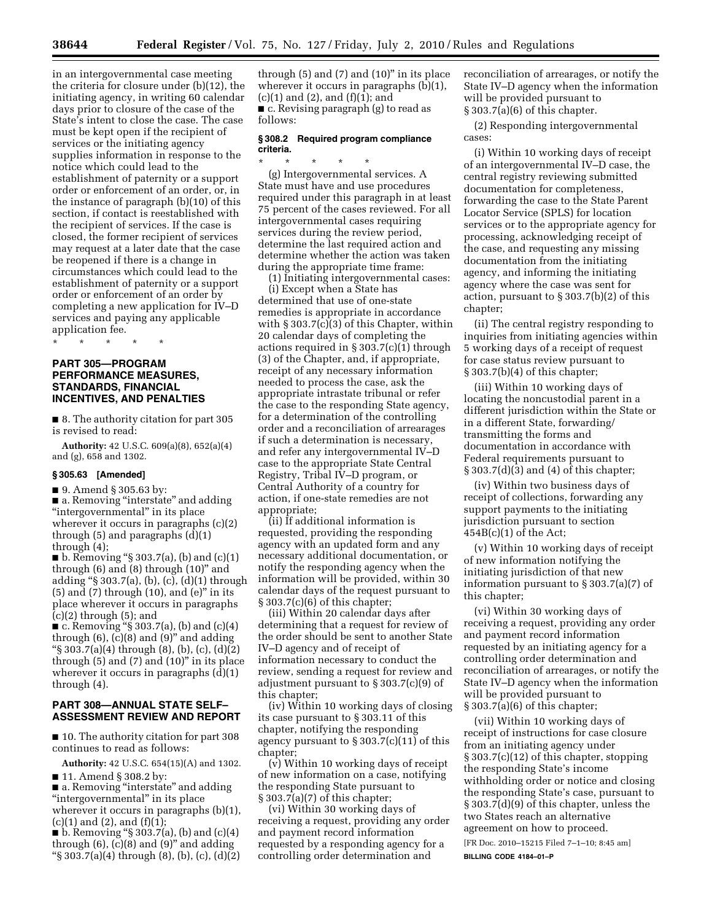in an intergovernmental case meeting the criteria for closure under (b)(12), the initiating agency, in writing 60 calendar days prior to closure of the case of the State's intent to close the case. The case must be kept open if the recipient of services or the initiating agency supplies information in response to the notice which could lead to the establishment of paternity or a support order or enforcement of an order, or, in the instance of paragraph (b)(10) of this section, if contact is reestablished with the recipient of services. If the case is closed, the former recipient of services may request at a later date that the case be reopened if there is a change in circumstances which could lead to the establishment of paternity or a support order or enforcement of an order by completing a new application for IV–D services and paying any applicable application fee.

\* \* \* \* \*

## PART 305—PROGRAM PERFORMANCE MEASURES, STANDARDS, FINANCIAL INCENTIVES, AND PENALTIES

■ 8. The authority citation for part 305 is revised to read:

**Authority:** 42 U.S.C. 609(a)(8), 652(a)(4) and (g), 658 and 1302.

### § 305.63 [Amended]

■ 9. Amend § 305.63 by:

■ a. Removing "interstate" and adding "intergovernmental" in its place wherever it occurs in paragraphs (c)(2) through (5) and paragraphs (d)(1) through (4);

■ b. Removing "§ 303.7(a), (b) and (c)(1) through (6) and (8) through (10)" and adding "§ 303.7(a), (b), (c), (d)(1) through (5) and (7) through (10), and (e)" in its place wherever it occurs in paragraphs (c)(2) through (5); and

■ c. Removing "§ 303.7(a), (b) and (c)(4) through (6), (c)(8) and (9)" and adding "§ 303.7(a)(4) through (8), (b), (c), (d)(2) through (5) and (7) and (10)" in its place wherever it occurs in paragraphs (d)(1) through (4).

## PART 308—ANNUAL STATE SELF–ASSESSMENT REVIEW AND REPORT

■ 10. The authority citation for part 308 continues to read as follows:

**Authority:** 42 U.S.C. 654(15)(A) and 1302.

■ 11. Amend § 308.2 by:

■ a. Removing "interstate" and adding "intergovernmental" in its place wherever it occurs in paragraphs (b)(1), (c)(1) and (2), and (f)(1);

■ b. Removing "§ 303.7(a), (b) and (c)(4) through (6), (c)(8) and (9)" and adding "§ 303.7(a)(4) through (8), (b), (c), (d)(2) through (5) and (7) and (10)" in its place wherever it occurs in paragraphs (b)(1), (c)(1) and (2), and (f)(1); and

■ c. Revising paragraph (g) to read as follows:

### § 308.2 Required program compliance criteria.

\* \* \* \* \*

(g) *Intergovernmental services.* A State must have and use procedures required under this paragraph in at least 75 percent of the cases reviewed. For all intergovernmental cases requiring services during the review period, determine the last required action and determine whether the action was taken during the appropriate time frame:

(1) Initiating intergovernmental cases:

(i) Except when a State has determined that use of one-state remedies is appropriate in accordance with § 303.7(c)(3) of this Chapter, within 20 calendar days of completing the actions required in § 303.7(c)(1) through (3) of the Chapter, and, if appropriate, receipt of any necessary information needed to process the case, ask the appropriate intrastate tribunal or refer the case to the responding State agency, for a determination of the controlling order and a reconciliation of arrearages if such a determination is necessary, and refer any intergovernmental IV–D case to the appropriate State Central Registry, Tribal IV–D program, or Central Authority of a country for action, if one-state remedies are not appropriate;

(ii) If additional information is requested, providing the responding agency with an updated form and any necessary additional documentation, or notify the responding agency when the information will be provided, within 30 calendar days of the request pursuant to § 303.7(c)(6) of this chapter;

(iii) Within 20 calendar days after determining that a request for review of the order should be sent to another State IV–D agency and of receipt of information necessary to conduct the review, sending a request for review and adjustment pursuant to § 303.7(c)(9) of this chapter;

(iv) Within 10 working days of closing its case pursuant to § 303.11 of this chapter, notifying the responding agency pursuant to § 303.7(c)(11) of this chapter;

(v) Within 10 working days of receipt of new information on a case, notifying the responding State pursuant to § 303.7(a)(7) of this chapter;

(vi) Within 30 working days of receiving a request, providing any order and payment record information requested by a responding agency for a controlling order determination and reconciliation of arrearages, or notify the State IV–D agency when the information will be provided pursuant to § 303.7(a)(6) of this chapter.

(2) Responding intergovernmental cases:

(i) Within 10 working days of receipt of an intergovernmental IV–D case, the central registry reviewing submitted documentation for completeness, forwarding the case to the State Parent Locator Service (SPLS) for location services or to the appropriate agency for processing, acknowledging receipt of the case, and requesting any missing documentation from the initiating agency, and informing the initiating agency where the case was sent for action, pursuant to § 303.7(b)(2) of this chapter;

(ii) The central registry responding to inquiries from initiating agencies within 5 working days of a receipt of request for case status review pursuant to § 303.7(b)(4) of this chapter;

(iii) Within 10 working days of locating the noncustodial parent in a different jurisdiction within the State or in a different State, forwarding/transmitting the forms and documentation in accordance with Federal requirements pursuant to § 303.7(d)(3) and (4) of this chapter;

(iv) Within two business days of receipt of collections, forwarding any support payments to the initiating jurisdiction pursuant to section 454B(c)(1) of the Act;

(v) Within 10 working days of receipt of new information notifying the initiating jurisdiction of that new information pursuant to § 303.7(a)(7) of this chapter;

(vi) Within 30 working days of receiving a request, providing any order and payment record information requested by an initiating agency for a controlling order determination and reconciliation of arrearages, or notify the State IV–D agency when the information will be provided pursuant to § 303.7(a)(6) of this chapter;

(vii) Within 10 working days of receipt of instructions for case closure from an initiating agency under § 303.7(c)(12) of this chapter, stopping the responding State's income withholding order or notice and closing the responding State's case, pursuant to § 303.7(d)(9) of this chapter, unless the two States reach an alternative agreement on how to proceed.

[FR Doc. 2010–15215 Filed 7–1–10; 8:45 am]

**BILLING CODE 4184–01–P**